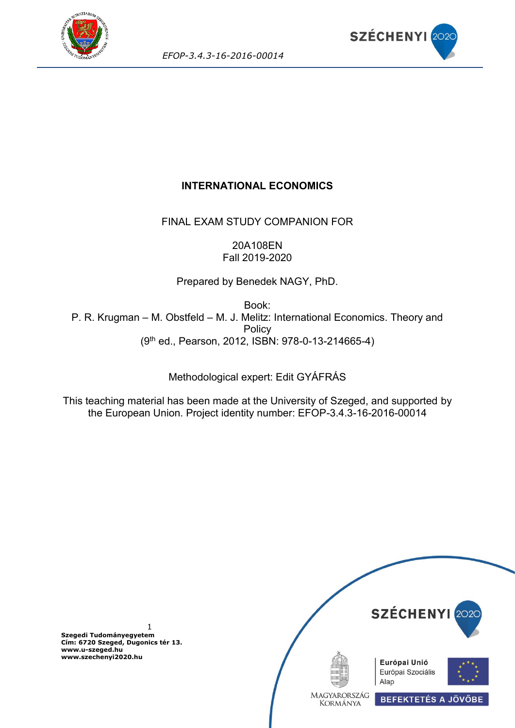# INTERNATIONAL ECONOMICS

FINAL EXAM STUDY COMPANION FOR

20A108EN
Fall 2019-2020

Prepared by Benedek NAGY, PhD.

Book:
P. R. Krugman – M. Obstfeld – M. J. Melitz: International Economics. Theory and Policy
(9th ed., Pearson, 2012, ISBN: 978-0-13-214665-4)

Methodological expert: Edit GYÁFRÁS

This teaching material has been made at the University of Szeged, and supported by the European Union. Project identity number: EFOP-3.4.3-16-2016-00014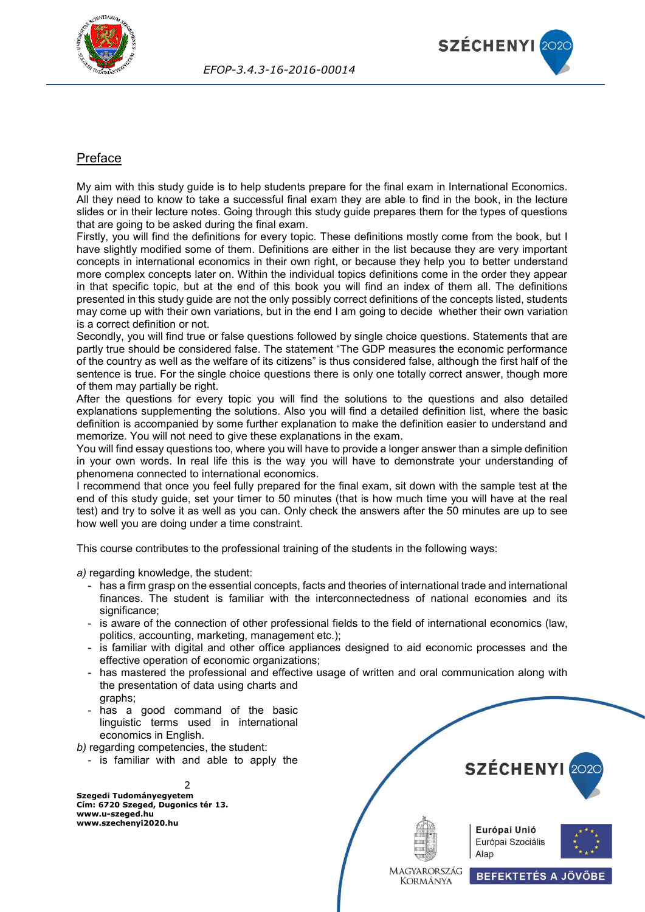## Preface

My aim with this study guide is to help students prepare for the final exam in International Economics. All they need to know to take a successful final exam they are able to find in the book, in the lecture slides or in their lecture notes. Going through this study guide prepares them for the types of questions that are going to be asked during the final exam.

Firstly, you will find the definitions for every topic. These definitions mostly come from the book, but I have slightly modified some of them. Definitions are either in the list because they are very important concepts in international economics in their own right, or because they help you to better understand more complex concepts later on. Within the individual topics definitions come in the order they appear in that specific topic, but at the end of this book you will find an index of them all. The definitions presented in this study guide are not the only possibly correct definitions of the concepts listed, students may come up with their own variations, but in the end I am going to decide whether their own variation is a correct definition or not.

Secondly, you will find true or false questions followed by single choice questions. Statements that are partly true should be considered false. The statement "The GDP measures the economic performance of the country as well as the welfare of its citizens" is thus considered false, although the first half of the sentence is true. For the single choice questions there is only one totally correct answer, though more of them may partially be right.

After the questions for every topic you will find the solutions to the questions and also detailed explanations supplementing the solutions. Also you will find a detailed definition list, where the basic definition is accompanied by some further explanation to make the definition easier to understand and memorize. You will not need to give these explanations in the exam.

You will find essay questions too, where you will have to provide a longer answer than a simple definition in your own words. In real life this is the way you will have to demonstrate your understanding of phenomena connected to international economics.

I recommend that once you feel fully prepared for the final exam, sit down with the sample test at the end of this study guide, set your timer to 50 minutes (that is how much time you will have at the real test) and try to solve it as well as you can. Only check the answers after the 50 minutes are up to see how well you are doing under a time constraint.

This course contributes to the professional training of the students in the following ways:

*a)* regarding knowledge, the student:

- has a firm grasp on the essential concepts, facts and theories of international trade and international finances. The student is familiar with the interconnectedness of national economies and its significance;
- is aware of the connection of other professional fields to the field of international economics (law, politics, accounting, marketing, management etc.);
- is familiar with digital and other office appliances designed to aid economic processes and the effective operation of economic organizations;
- has mastered the professional and effective usage of written and oral communication along with the presentation of data using charts and graphs;
- has a good command of the basic linguistic terms used in international economics in English.

*b)* regarding competencies, the student:

- is familiar with and able to apply the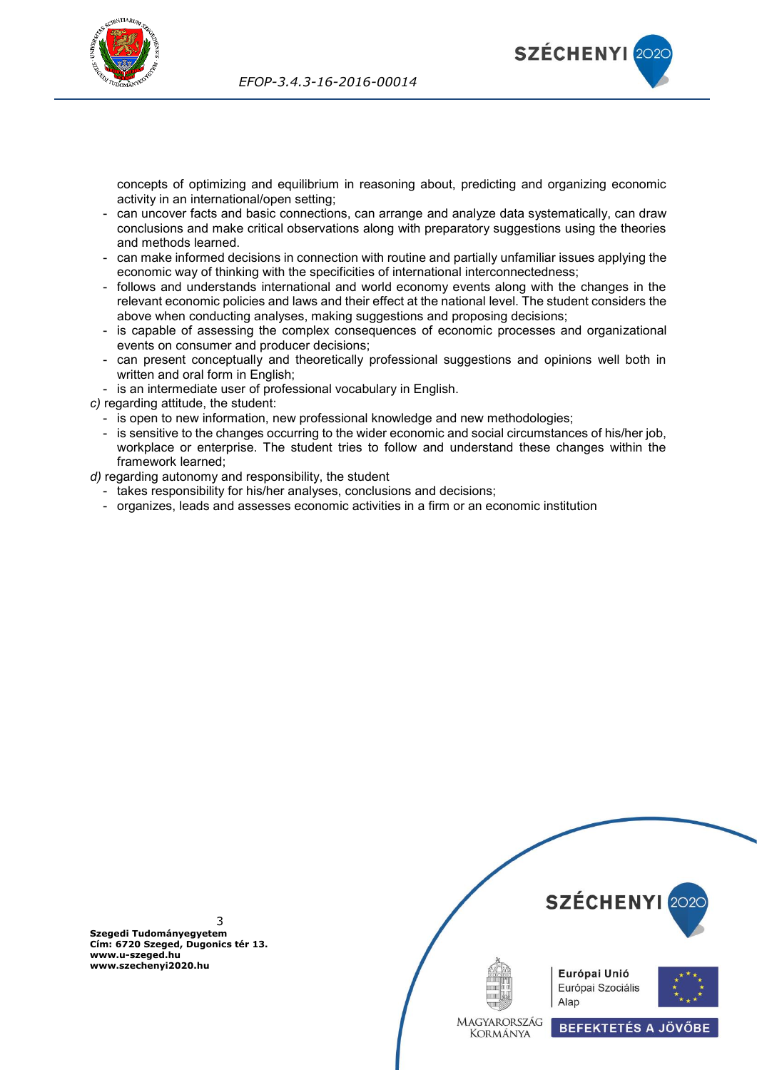concepts of optimizing and equilibrium in reasoning about, predicting and organizing economic activity in an international/open setting;

- can uncover facts and basic connections, can arrange and analyze data systematically, can draw conclusions and make critical observations along with preparatory suggestions using the theories and methods learned.
- can make informed decisions in connection with routine and partially unfamiliar issues applying the economic way of thinking with the specificities of international interconnectedness;
- follows and understands international and world economy events along with the changes in the relevant economic policies and laws and their effect at the national level. The student considers the above when conducting analyses, making suggestions and proposing decisions;
- is capable of assessing the complex consequences of economic processes and organizational events on consumer and producer decisions;
- can present conceptually and theoretically professional suggestions and opinions well both in written and oral form in English;
- is an intermediate user of professional vocabulary in English.

*c)* regarding attitude, the student:

- is open to new information, new professional knowledge and new methodologies;
- is sensitive to the changes occurring to the wider economic and social circumstances of his/her job, workplace or enterprise. The student tries to follow and understand these changes within the framework learned;

*d)* regarding autonomy and responsibility, the student

- takes responsibility for his/her analyses, conclusions and decisions;
- organizes, leads and assesses economic activities in a firm or an economic institution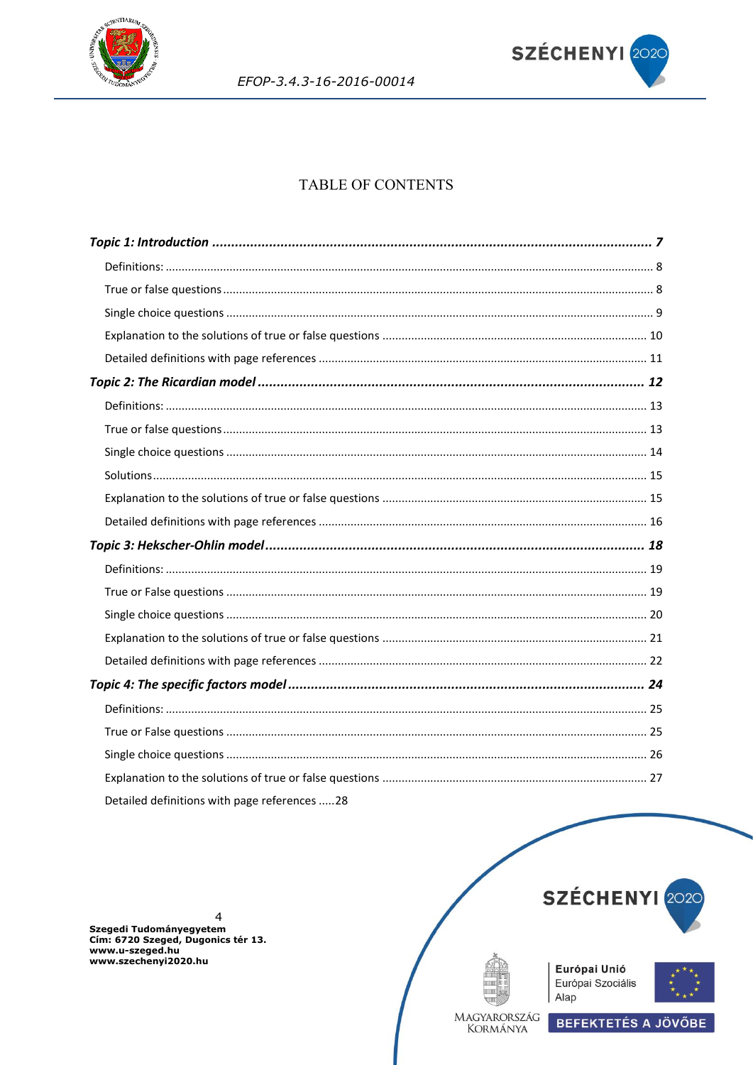# TABLE OF CONTENTS

**_Topic 1: Introduction_** ..................................................................................................................... **_7_**

Definitions: ........................................................................................................................................ 8

True or false questions ........................................................................................................................ 8

Single choice questions ........................................................................................................................ 9

Explanation to the solutions of true or false questions ........................................................................ 10

Detailed definitions with page references ............................................................................................ 11

**_Topic 2: The Ricardian model_** ......................................................................................................... **_12_**

Definitions: ........................................................................................................................................ 13

True or false questions ........................................................................................................................ 13

Single choice questions ........................................................................................................................ 14

Solutions ............................................................................................................................................. 15

Explanation to the solutions of true or false questions ........................................................................ 15

Detailed definitions with page references ............................................................................................ 16

**_Topic 3: Hekscher-Ohlin model_** ...................................................................................................... **_18_**

Definitions: ........................................................................................................................................ 19

True or False questions ........................................................................................................................ 19

Single choice questions ........................................................................................................................ 20

Explanation to the solutions of true or false questions ........................................................................ 21

Detailed definitions with page references ............................................................................................ 22

**_Topic 4: The specific factors model_** ................................................................................................. **_24_**

Definitions: ........................................................................................................................................ 25

True or False questions ........................................................................................................................ 25

Single choice questions ........................................................................................................................ 26

Explanation to the solutions of true or false questions ........................................................................ 27

Detailed definitions with page references .....28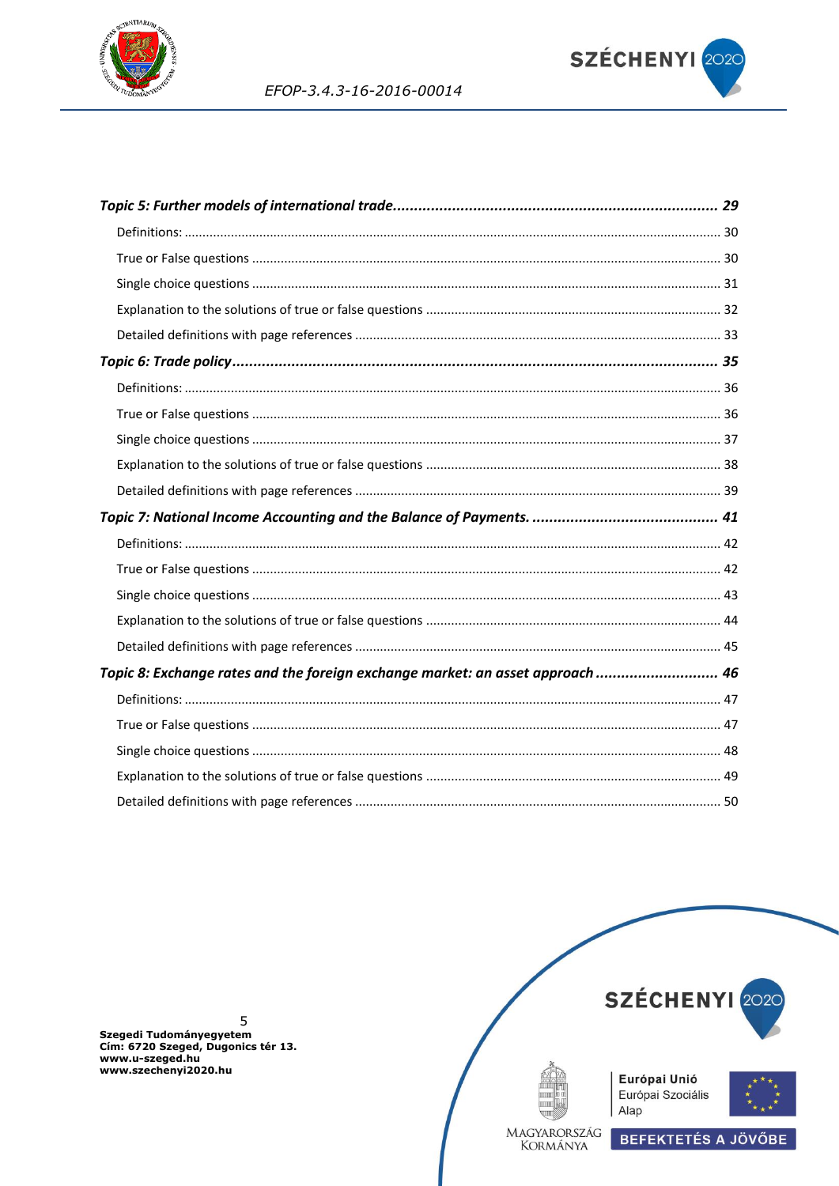*Topic 5: Further models of international trade............................................................................ 29*

Definitions: ...................................................................................................................................... 30

True or False questions ................................................................................................................... 30

Single choice questions ................................................................................................................... 31

Explanation to the solutions of true or false questions .................................................................. 32

Detailed definitions with page references ...................................................................................... 33

*Topic 6: Trade policy.................................................................................................................... 35*

Definitions: ...................................................................................................................................... 36

True or False questions ................................................................................................................... 36

Single choice questions ................................................................................................................... 37

Explanation to the solutions of true or false questions .................................................................. 38

Detailed definitions with page references ...................................................................................... 39

*Topic 7: National Income Accounting and the Balance of Payments. ............................................ 41*

Definitions: ...................................................................................................................................... 42

True or False questions ................................................................................................................... 42

Single choice questions ................................................................................................................... 43

Explanation to the solutions of true or false questions .................................................................. 44

Detailed definitions with page references ...................................................................................... 45

*Topic 8: Exchange rates and the foreign exchange market: an asset approach ............................ 46*

Definitions: ...................................................................................................................................... 47

True or False questions ................................................................................................................... 47

Single choice questions ................................................................................................................... 48

Explanation to the solutions of true or false questions .................................................................. 49

Detailed definitions with page references ...................................................................................... 50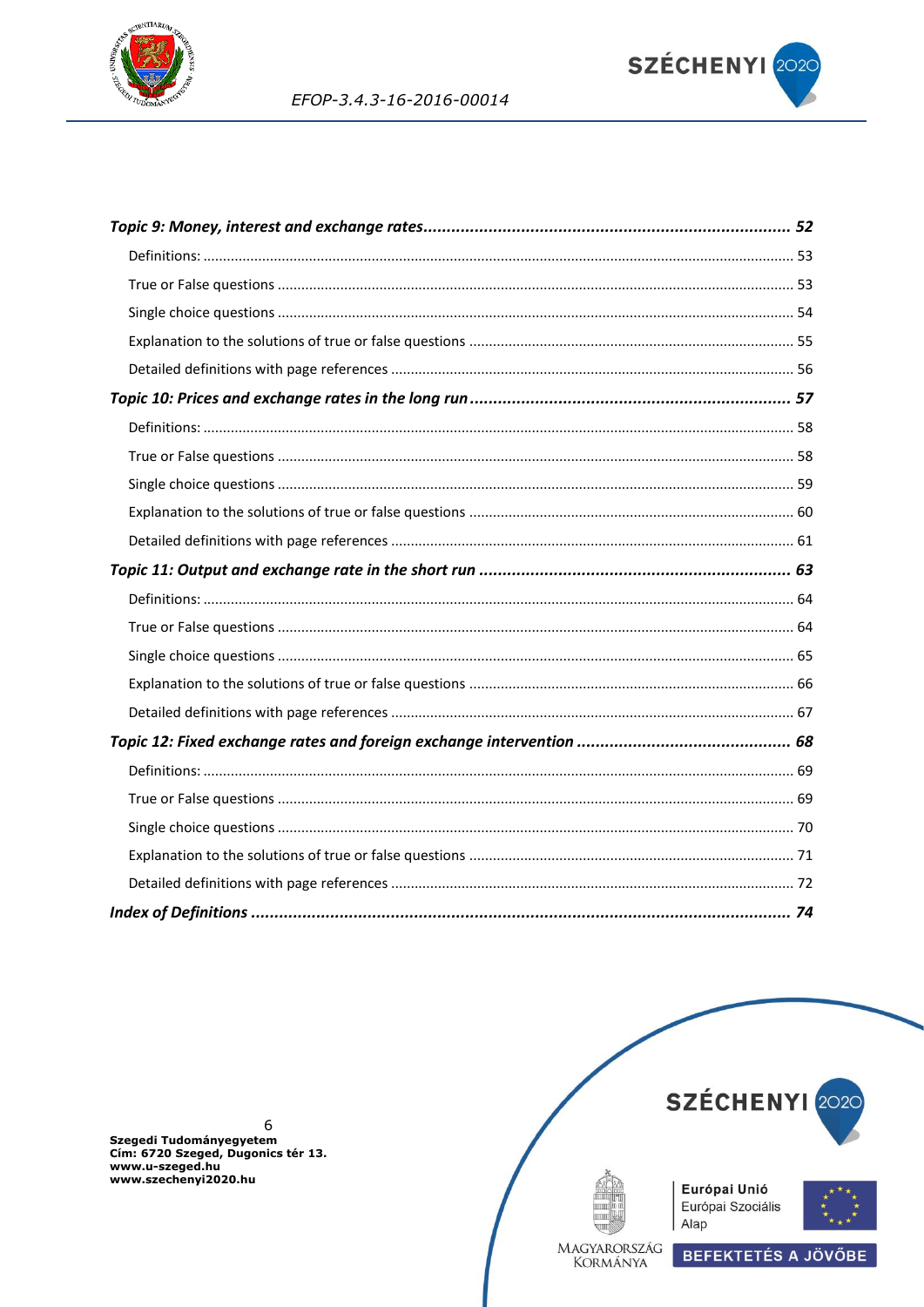*Topic 9: Money, interest and exchange rates* ........................................................................ *52*

Definitions: .......................................................................................................................... 53

True or False questions ........................................................................................................ 53

Single choice questions ......................................................................................................... 54

Explanation to the solutions of true or false questions ............................................................ 55

Detailed definitions with page references ............................................................................... 56

*Topic 10: Prices and exchange rates in the long run* ............................................................... *57*

Definitions: .......................................................................................................................... 58

True or False questions ........................................................................................................ 58

Single choice questions ......................................................................................................... 59

Explanation to the solutions of true or false questions ............................................................ 60

Detailed definitions with page references ............................................................................... 61

*Topic 11: Output and exchange rate in the short run* .............................................................. *63*

Definitions: .......................................................................................................................... 64

True or False questions ........................................................................................................ 64

Single choice questions ......................................................................................................... 65

Explanation to the solutions of true or false questions ............................................................ 66

Detailed definitions with page references ............................................................................... 67

*Topic 12: Fixed exchange rates and foreign exchange intervention* ......................................... *68*

Definitions: .......................................................................................................................... 69

True or False questions ........................................................................................................ 69

Single choice questions ......................................................................................................... 70

Explanation to the solutions of true or false questions ............................................................ 71

Detailed definitions with page references ............................................................................... 72

*Index of Definitions* ............................................................................................................. *74*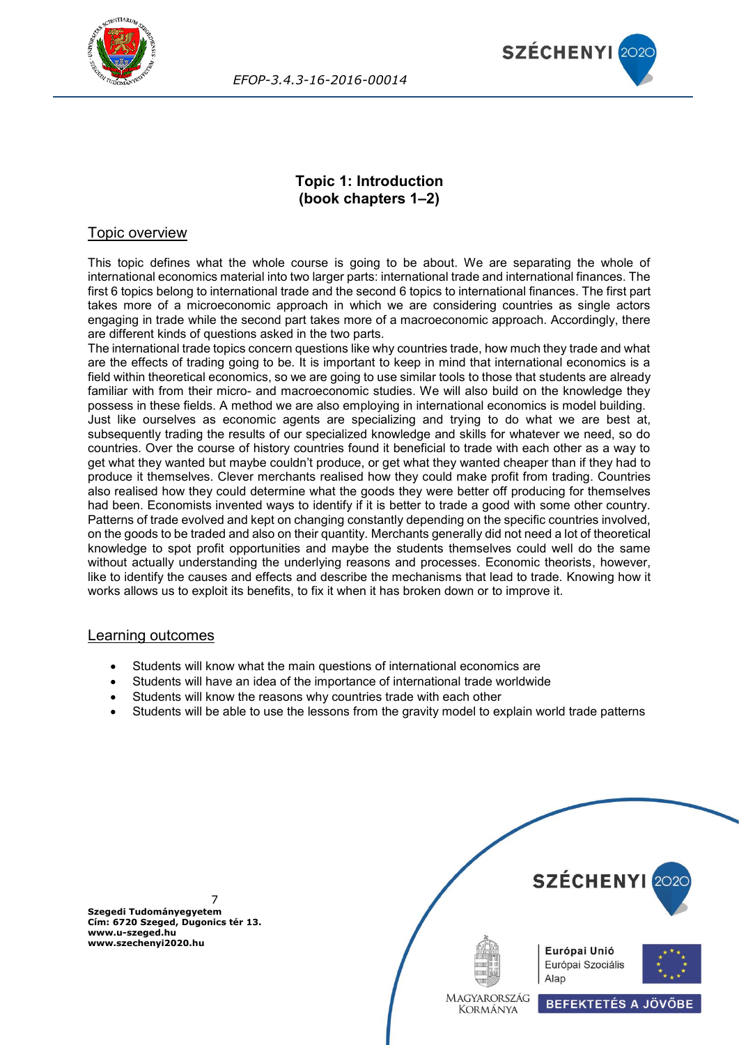# Topic 1: Introduction
# (book chapters 1–2)

## Topic overview

This topic defines what the whole course is going to be about. We are separating the whole of international economics material into two larger parts: international trade and international finances. The first 6 topics belong to international trade and the second 6 topics to international finances. The first part takes more of a microeconomic approach in which we are considering countries as single actors engaging in trade while the second part takes more of a macroeconomic approach. Accordingly, there are different kinds of questions asked in the two parts.

The international trade topics concern questions like why countries trade, how much they trade and what are the effects of trading going to be. It is important to keep in mind that international economics is a field within theoretical economics, so we are going to use similar tools to those that students are already familiar with from their micro- and macroeconomic studies. We will also build on the knowledge they possess in these fields. A method we are also employing in international economics is model building.

Just like ourselves as economic agents are specializing and trying to do what we are best at, subsequently trading the results of our specialized knowledge and skills for whatever we need, so do countries. Over the course of history countries found it beneficial to trade with each other as a way to get what they wanted but maybe couldn't produce, or get what they wanted cheaper than if they had to produce it themselves. Clever merchants realised how they could make profit from trading. Countries also realised how they could determine what the goods they were better off producing for themselves had been. Economists invented ways to identify if it is better to trade a good with some other country. Patterns of trade evolved and kept on changing constantly depending on the specific countries involved, on the goods to be traded and also on their quantity. Merchants generally did not need a lot of theoretical knowledge to spot profit opportunities and maybe the students themselves could well do the same without actually understanding the underlying reasons and processes. Economic theorists, however, like to identify the causes and effects and describe the mechanisms that lead to trade. Knowing how it works allows us to exploit its benefits, to fix it when it has broken down or to improve it.

## Learning outcomes

- Students will know what the main questions of international economics are
- Students will have an idea of the importance of international trade worldwide
- Students will know the reasons why countries trade with each other
- Students will be able to use the lessons from the gravity model to explain world trade patterns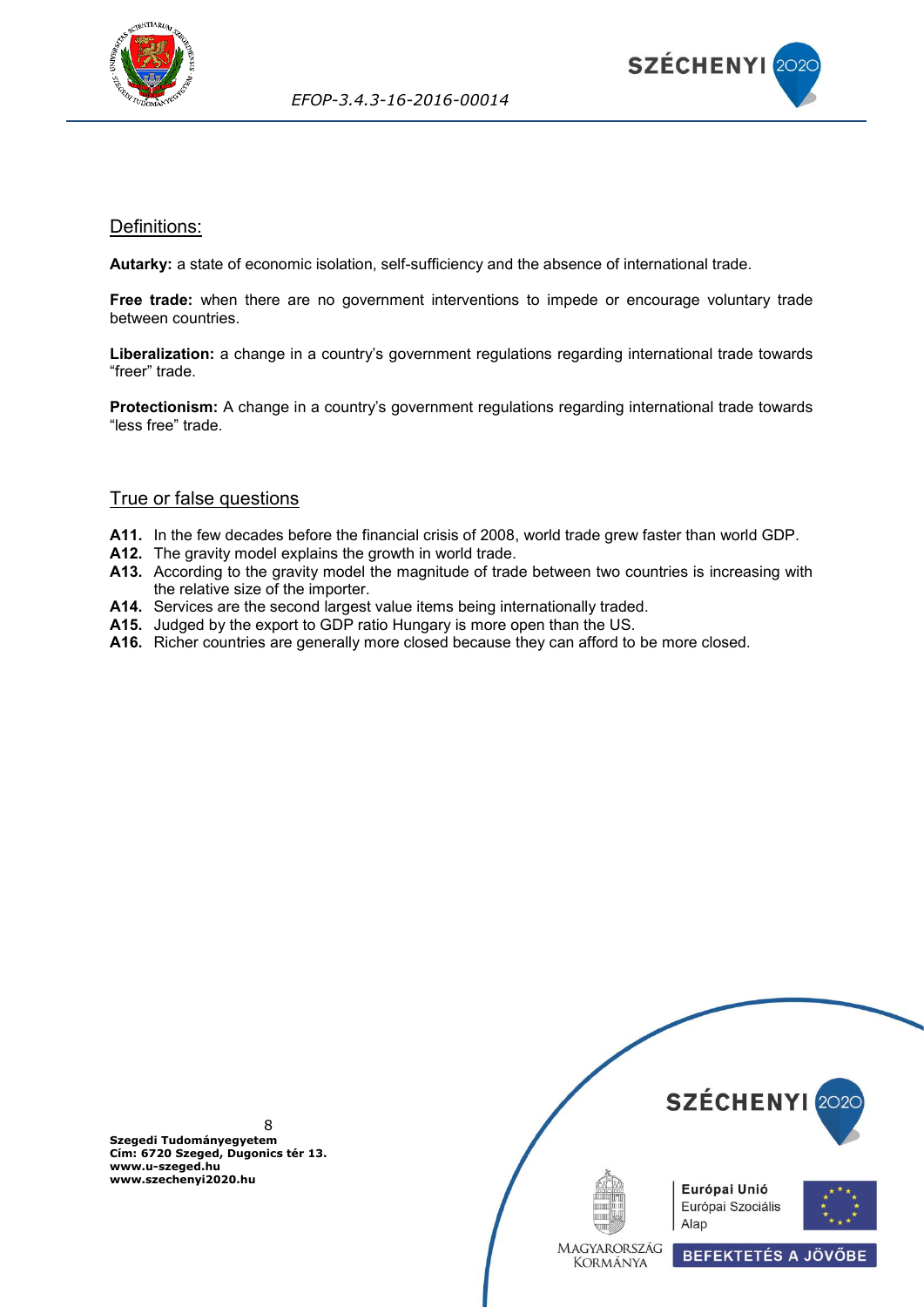## Definitions:

**Autarky:** a state of economic isolation, self-sufficiency and the absence of international trade.

**Free trade:** when there are no government interventions to impede or encourage voluntary trade between countries.

**Liberalization:** a change in a country's government regulations regarding international trade towards "freer" trade.

**Protectionism:** A change in a country's government regulations regarding international trade towards "less free" trade.

## True or false questions

**A11.** In the few decades before the financial crisis of 2008, world trade grew faster than world GDP.
**A12.** The gravity model explains the growth in world trade.
**A13.** According to the gravity model the magnitude of trade between two countries is increasing with the relative size of the importer.
**A14.** Services are the second largest value items being internationally traded.
**A15.** Judged by the export to GDP ratio Hungary is more open than the US.
**A16.** Richer countries are generally more closed because they can afford to be more closed.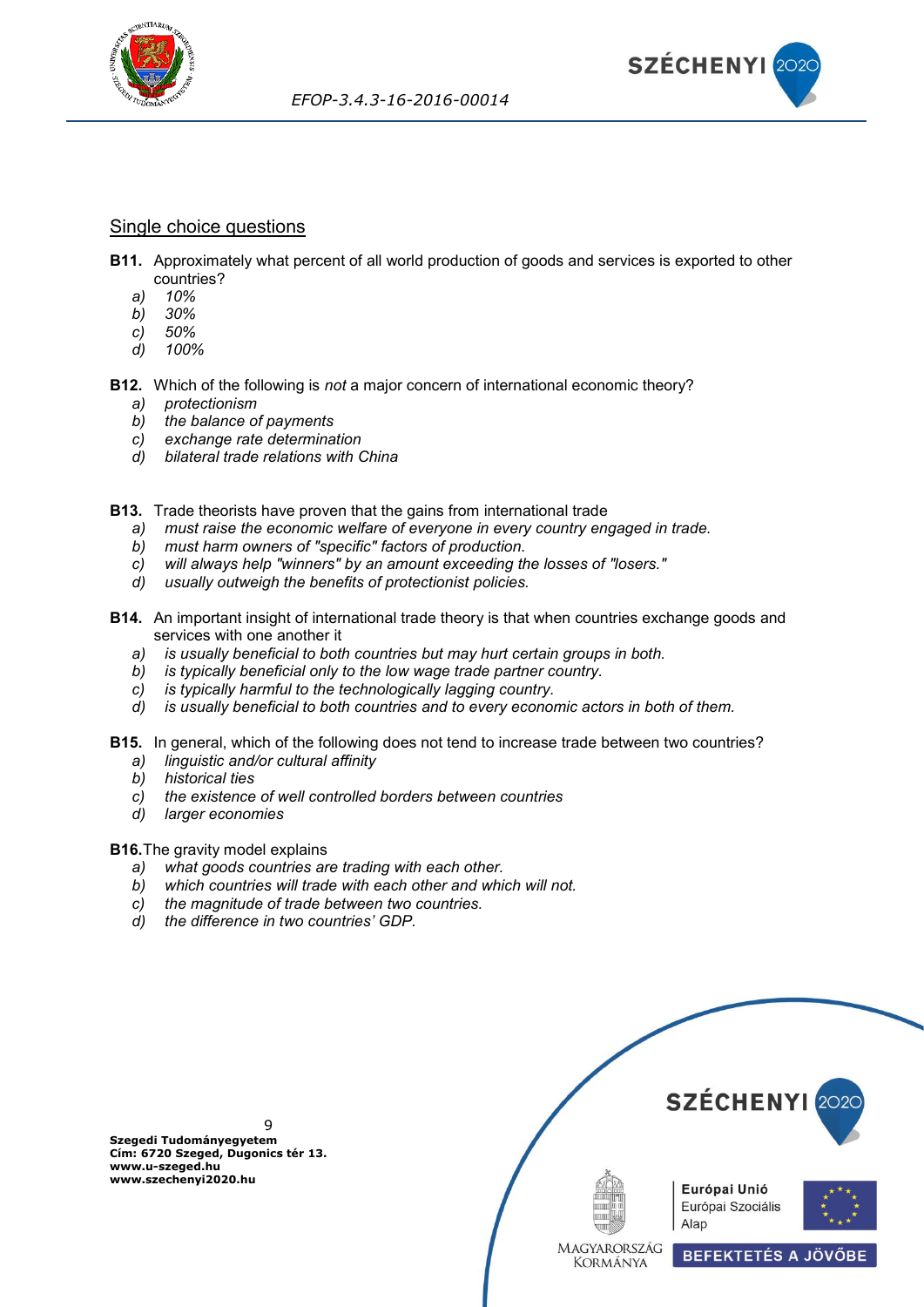## Single choice questions

**B11.** Approximately what percent of all world production of goods and services is exported to other countries?

- *a)* *10%*
- *b)* *30%*
- *c)* *50%*
- *d)* *100%*

**B12.** Which of the following is *not* a major concern of international economic theory?

- *a)* *protectionism*
- *b)* *the balance of payments*
- *c)* *exchange rate determination*
- *d)* *bilateral trade relations with China*

**B13.** Trade theorists have proven that the gains from international trade

- *a)* *must raise the economic welfare of everyone in every country engaged in trade.*
- *b)* *must harm owners of "specific" factors of production.*
- *c)* *will always help "winners" by an amount exceeding the losses of "losers."*
- *d)* *usually outweigh the benefits of protectionist policies.*

**B14.** An important insight of international trade theory is that when countries exchange goods and services with one another it

- *a)* *is usually beneficial to both countries but may hurt certain groups in both.*
- *b)* *is typically beneficial only to the low wage trade partner country.*
- *c)* *is typically harmful to the technologically lagging country.*
- *d)* *is usually beneficial to both countries and to every economic actors in both of them.*

**B15.** In general, which of the following does not tend to increase trade between two countries?

- *a)* *linguistic and/or cultural affinity*
- *b)* *historical ties*
- *c)* *the existence of well controlled borders between countries*
- *d)* *larger economies*

**B16.** The gravity model explains

- *a)* *what goods countries are trading with each other.*
- *b)* *which countries will trade with each other and which will not.*
- *c)* *the magnitude of trade between two countries.*
- *d)* *the difference in two countries' GDP.*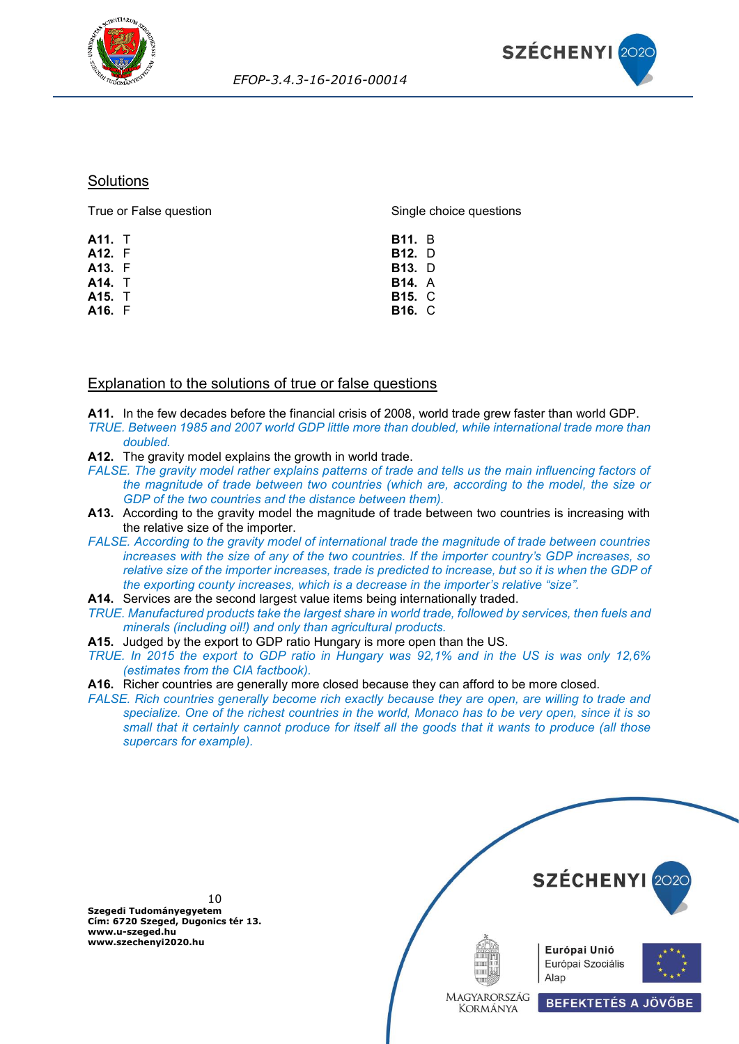## Solutions

True or False question

**A11.** T
**A12.** F
**A13.** F
**A14.** T
**A15.** T
**A16.** F

Single choice questions

**B11.** B
**B12.** D
**B13.** D
**B14.** A
**B15.** C
**B16.** C

## Explanation to the solutions of true or false questions

**A11.** In the few decades before the financial crisis of 2008, world trade grew faster than world GDP.
*TRUE. Between 1985 and 2007 world GDP little more than doubled, while international trade more than doubled.*

**A12.** The gravity model explains the growth in world trade.
*FALSE. The gravity model rather explains patterns of trade and tells us the main influencing factors of the magnitude of trade between two countries (which are, according to the model, the size or GDP of the two countries and the distance between them).*

**A13.** According to the gravity model the magnitude of trade between two countries is increasing with the relative size of the importer.
*FALSE. According to the gravity model of international trade the magnitude of trade between countries increases with the size of any of the two countries. If the importer country's GDP increases, so relative size of the importer increases, trade is predicted to increase, but so it is when the GDP of the exporting county increases, which is a decrease in the importer's relative "size".*

**A14.** Services are the second largest value items being internationally traded.
*TRUE. Manufactured products take the largest share in world trade, followed by services, then fuels and minerals (including oil!) and only than agricultural products.*

**A15.** Judged by the export to GDP ratio Hungary is more open than the US.
*TRUE. In 2015 the export to GDP ratio in Hungary was 92,1% and in the US is was only 12,6% (estimates from the CIA factbook).*

**A16.** Richer countries are generally more closed because they can afford to be more closed.
*FALSE. Rich countries generally become rich exactly because they are open, are willing to trade and specialize. One of the richest countries in the world, Monaco has to be very open, since it is so small that it certainly cannot produce for itself all the goods that it wants to produce (all those supercars for example).*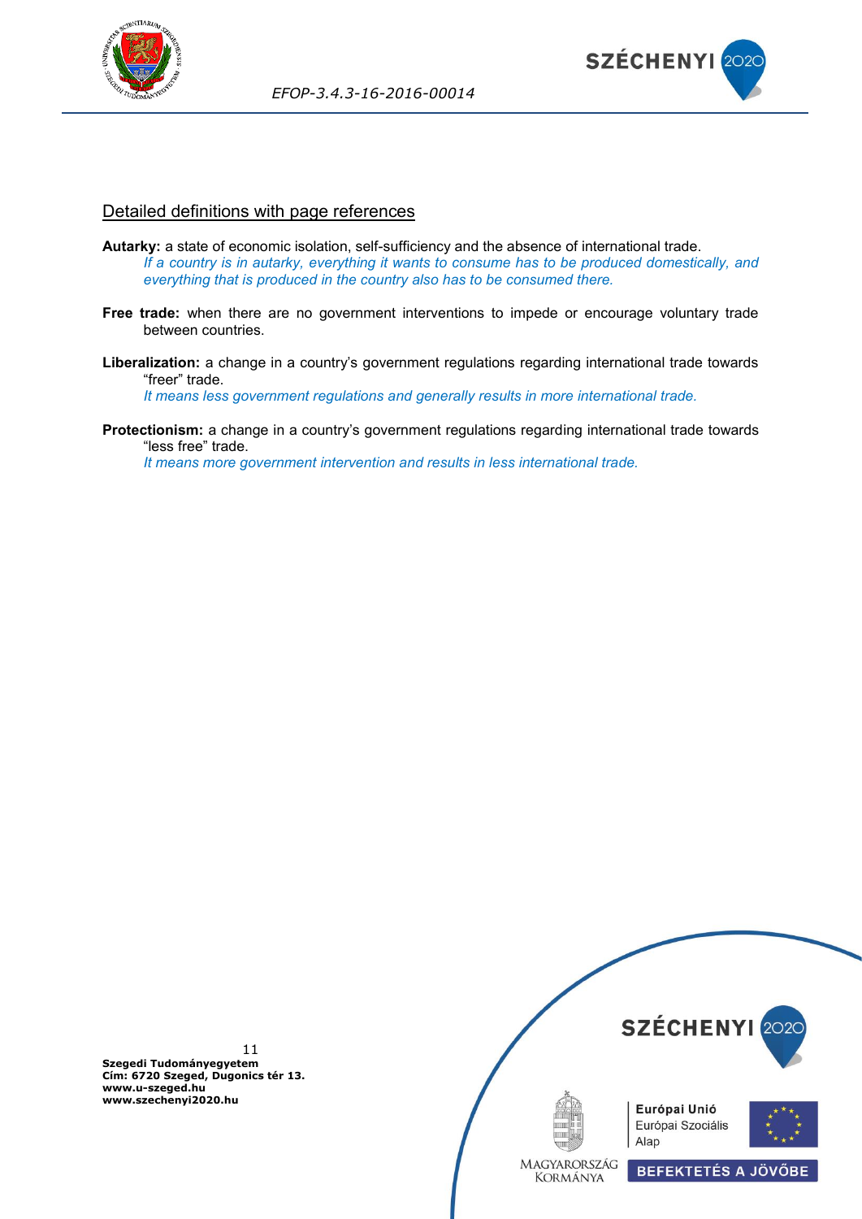## Detailed definitions with page references

**Autarky:** a state of economic isolation, self-sufficiency and the absence of international trade.
*If a country is in autarky, everything it wants to consume has to be produced domestically, and everything that is produced in the country also has to be consumed there.*

**Free trade:** when there are no government interventions to impede or encourage voluntary trade between countries.

**Liberalization:** a change in a country's government regulations regarding international trade towards "freer" trade.
*It means less government regulations and generally results in more international trade.*

**Protectionism:** a change in a country's government regulations regarding international trade towards "less free" trade.
*It means more government intervention and results in less international trade.*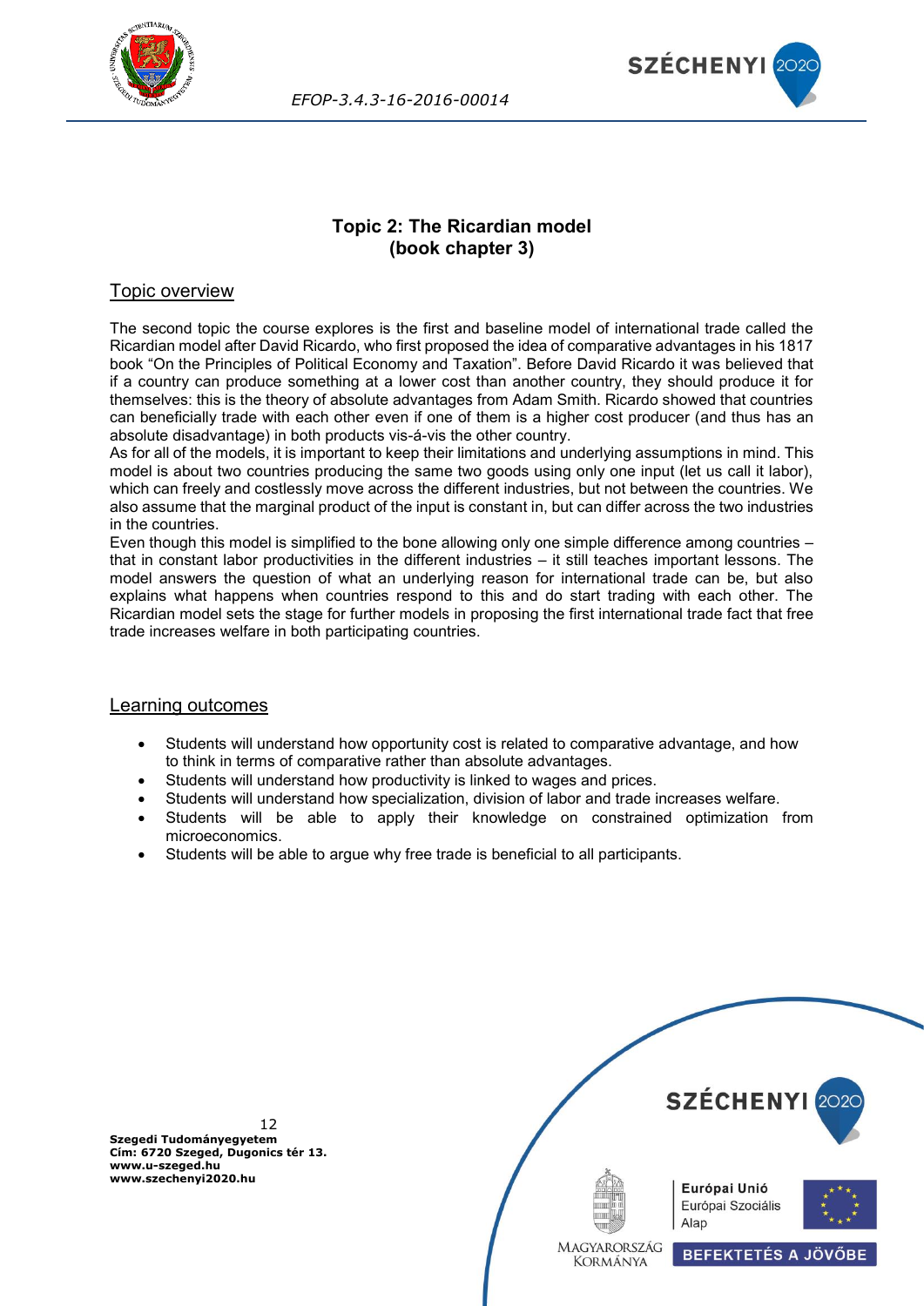## Topic 2: The Ricardian model
## (book chapter 3)

### Topic overview

The second topic the course explores is the first and baseline model of international trade called the Ricardian model after David Ricardo, who first proposed the idea of comparative advantages in his 1817 book "On the Principles of Political Economy and Taxation". Before David Ricardo it was believed that if a country can produce something at a lower cost than another country, they should produce it for themselves: this is the theory of absolute advantages from Adam Smith. Ricardo showed that countries can beneficially trade with each other even if one of them is a higher cost producer (and thus has an absolute disadvantage) in both products vis-á-vis the other country.

As for all of the models, it is important to keep their limitations and underlying assumptions in mind. This model is about two countries producing the same two goods using only one input (let us call it labor), which can freely and costlessly move across the different industries, but not between the countries. We also assume that the marginal product of the input is constant in, but can differ across the two industries in the countries.

Even though this model is simplified to the bone allowing only one simple difference among countries – that in constant labor productivities in the different industries – it still teaches important lessons. The model answers the question of what an underlying reason for international trade can be, but also explains what happens when countries respond to this and do start trading with each other. The Ricardian model sets the stage for further models in proposing the first international trade fact that free trade increases welfare in both participating countries.

### Learning outcomes

- Students will understand how opportunity cost is related to comparative advantage, and how to think in terms of comparative rather than absolute advantages.
- Students will understand how productivity is linked to wages and prices.
- Students will understand how specialization, division of labor and trade increases welfare.
- Students will be able to apply their knowledge on constrained optimization from microeconomics.
- Students will be able to argue why free trade is beneficial to all participants.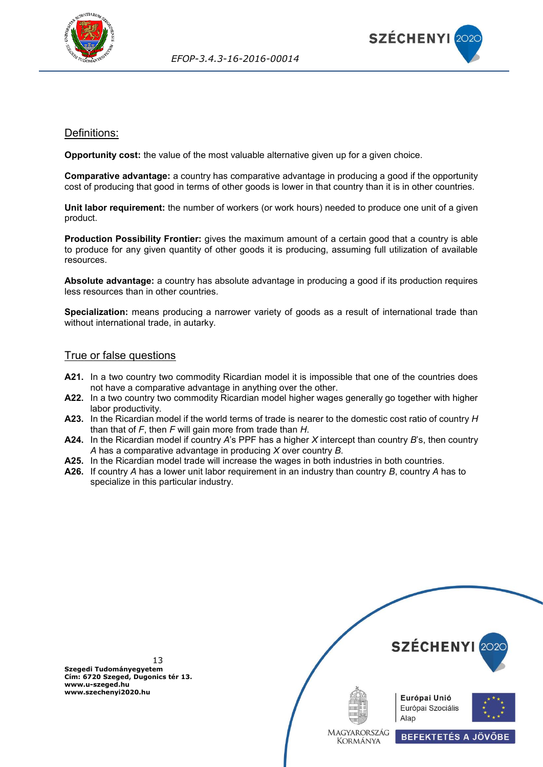## Definitions:

**Opportunity cost:** the value of the most valuable alternative given up for a given choice.

**Comparative advantage:** a country has comparative advantage in producing a good if the opportunity cost of producing that good in terms of other goods is lower in that country than it is in other countries.

**Unit labor requirement:** the number of workers (or work hours) needed to produce one unit of a given product.

**Production Possibility Frontier:** gives the maximum amount of a certain good that a country is able to produce for any given quantity of other goods it is producing, assuming full utilization of available resources.

**Absolute advantage:** a country has absolute advantage in producing a good if its production requires less resources than in other countries.

**Specialization:** means producing a narrower variety of goods as a result of international trade than without international trade, in autarky.

## True or false questions

**A21.** In a two country two commodity Ricardian model it is impossible that one of the countries does not have a comparative advantage in anything over the other.

**A22.** In a two country two commodity Ricardian model higher wages generally go together with higher labor productivity.

**A23.** In the Ricardian model if the world terms of trade is nearer to the domestic cost ratio of country *H* than that of *F*, then *F* will gain more from trade than *H*.

**A24.** In the Ricardian model if country *A*'s PPF has a higher *X* intercept than country *B*'s, then country *A* has a comparative advantage in producing *X* over country *B*.

**A25.** In the Ricardian model trade will increase the wages in both industries in both countries.

**A26.** If country *A* has a lower unit labor requirement in an industry than country *B*, country *A* has to specialize in this particular industry.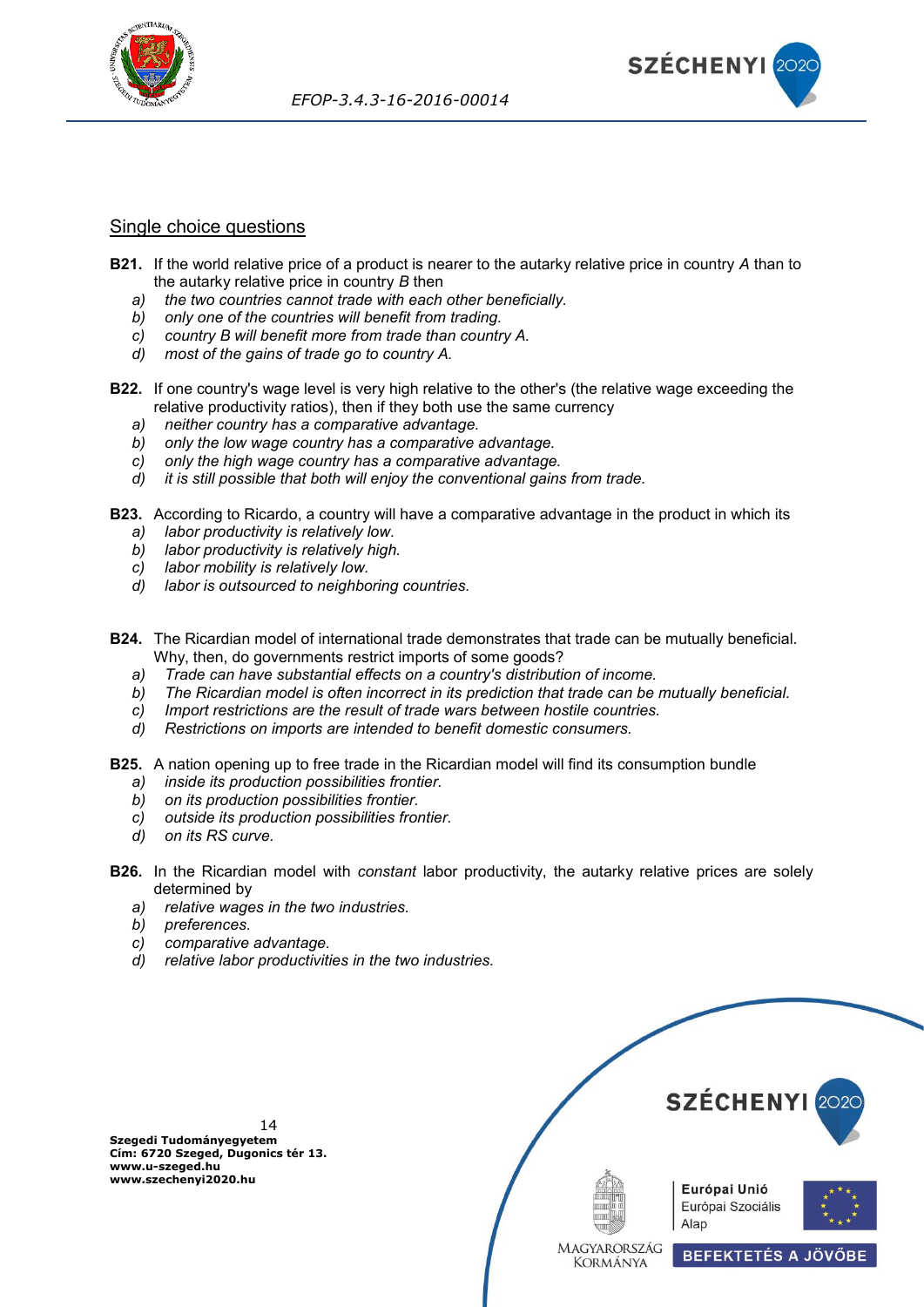## Single choice questions

**B21.** If the world relative price of a product is nearer to the autarky relative price in country *A* than to the autarky relative price in country *B* then

- *a)* *the two countries cannot trade with each other beneficially.*
- *b)* *only one of the countries will benefit from trading.*
- *c)* *country B will benefit more from trade than country A.*
- *d)* *most of the gains of trade go to country A.*

**B22.** If one country's wage level is very high relative to the other's (the relative wage exceeding the relative productivity ratios), then if they both use the same currency

- *a)* *neither country has a comparative advantage.*
- *b)* *only the low wage country has a comparative advantage.*
- *c)* *only the high wage country has a comparative advantage.*
- *d)* *it is still possible that both will enjoy the conventional gains from trade.*

**B23.** According to Ricardo, a country will have a comparative advantage in the product in which its

- *a)* *labor productivity is relatively low.*
- *b)* *labor productivity is relatively high.*
- *c)* *labor mobility is relatively low.*
- *d)* *labor is outsourced to neighboring countries.*

**B24.** The Ricardian model of international trade demonstrates that trade can be mutually beneficial. Why, then, do governments restrict imports of some goods?

- *a)* *Trade can have substantial effects on a country's distribution of income.*
- *b)* *The Ricardian model is often incorrect in its prediction that trade can be mutually beneficial.*
- *c)* *Import restrictions are the result of trade wars between hostile countries.*
- *d)* *Restrictions on imports are intended to benefit domestic consumers.*

**B25.** A nation opening up to free trade in the Ricardian model will find its consumption bundle

- *a)* *inside its production possibilities frontier.*
- *b)* *on its production possibilities frontier.*
- *c)* *outside its production possibilities frontier.*
- *d)* *on its RS curve.*

**B26.** In the Ricardian model with *constant* labor productivity, the autarky relative prices are solely determined by

- *a)* *relative wages in the two industries.*
- *b)* *preferences.*
- *c)* *comparative advantage.*
- *d)* *relative labor productivities in the two industries.*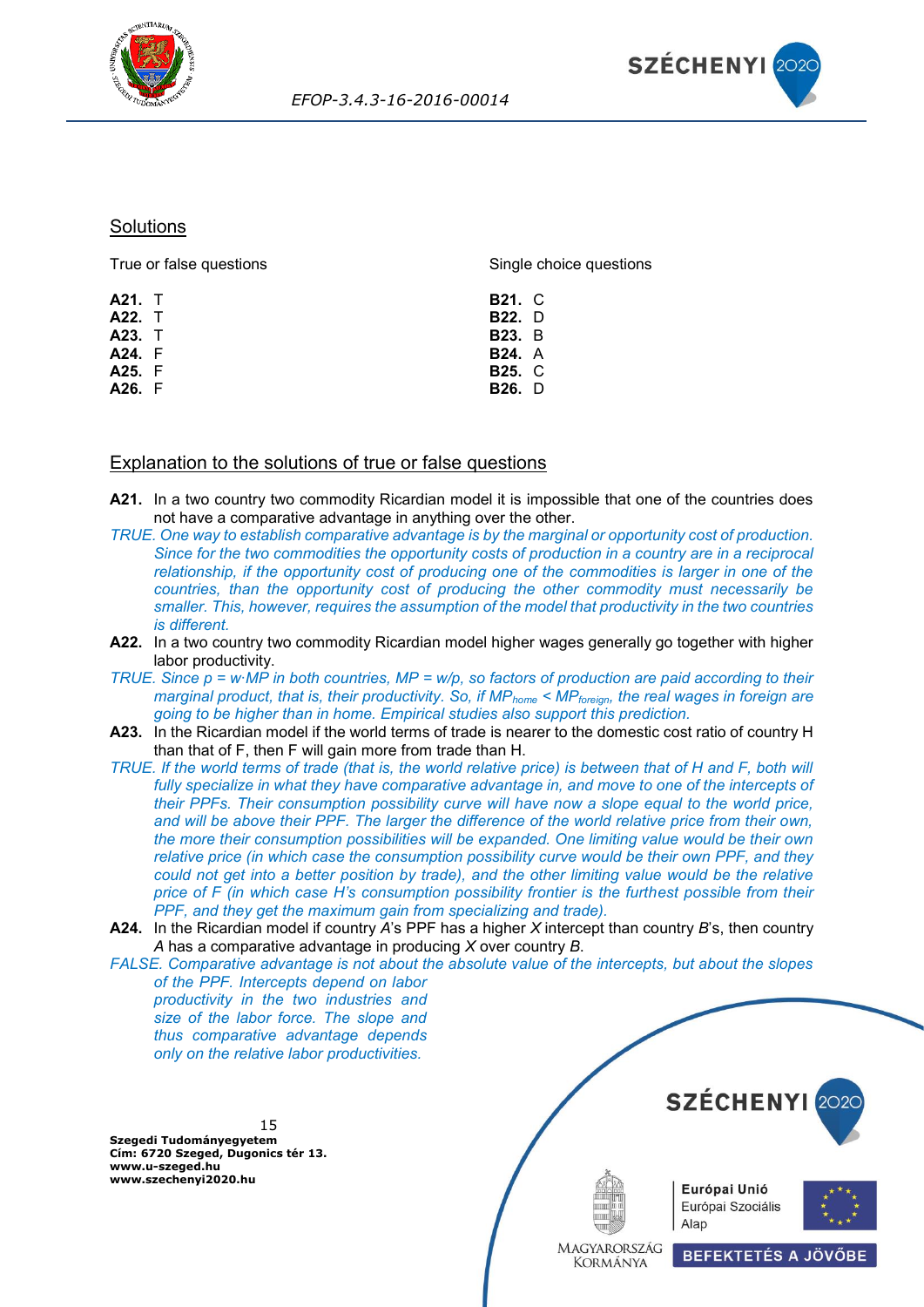## Solutions

True or false questions

**A21.** T
**A22.** T
**A23.** T
**A24.** F
**A25.** F
**A26.** F

Single choice questions

**B21.** C
**B22.** D
**B23.** B
**B24.** A
**B25.** C
**B26.** D

## Explanation to the solutions of true or false questions

**A21.** In a two country two commodity Ricardian model it is impossible that one of the countries does not have a comparative advantage in anything over the other.

*TRUE. One way to establish comparative advantage is by the marginal or opportunity cost of production. Since for the two commodities the opportunity costs of production in a country are in a reciprocal relationship, if the opportunity cost of producing one of the commodities is larger in one of the countries, than the opportunity cost of producing the other commodity must necessarily be smaller. This, however, requires the assumption of the model that productivity in the two countries is different.*

**A22.** In a two country two commodity Ricardian model higher wages generally go together with higher labor productivity.

*TRUE. Since $p = w \cdot MP$ in both countries, $MP = w/p$, so factors of production are paid according to their marginal product, that is, their productivity. So, if $MP_{home} < MP_{foreign}$, the real wages in foreign are going to be higher than in home. Empirical studies also support this prediction.*

**A23.** In the Ricardian model if the world terms of trade is nearer to the domestic cost ratio of country H than that of F, then F will gain more from trade than H.

*TRUE. If the world terms of trade (that is, the world relative price) is between that of H and F, both will fully specialize in what they have comparative advantage in, and move to one of the intercepts of their PPFs. Their consumption possibility curve will have now a slope equal to the world price, and will be above their PPF. The larger the difference of the world relative price from their own, the more their consumption possibilities will be expanded. One limiting value would be their own relative price (in which case the consumption possibility curve would be their own PPF, and they could not get into a better position by trade), and the other limiting value would be the relative price of F (in which case H's consumption possibility frontier is the furthest possible from their PPF, and they get the maximum gain from specializing and trade).*

**A24.** In the Ricardian model if country *A*'s PPF has a higher *X* intercept than country *B*'s, then country *A* has a comparative advantage in producing *X* over country *B*.

*FALSE. Comparative advantage is not about the absolute value of the intercepts, but about the slopes of the PPF. Intercepts depend on labor productivity in the two industries and size of the labor force. The slope and thus comparative advantage depends only on the relative labor productivities.*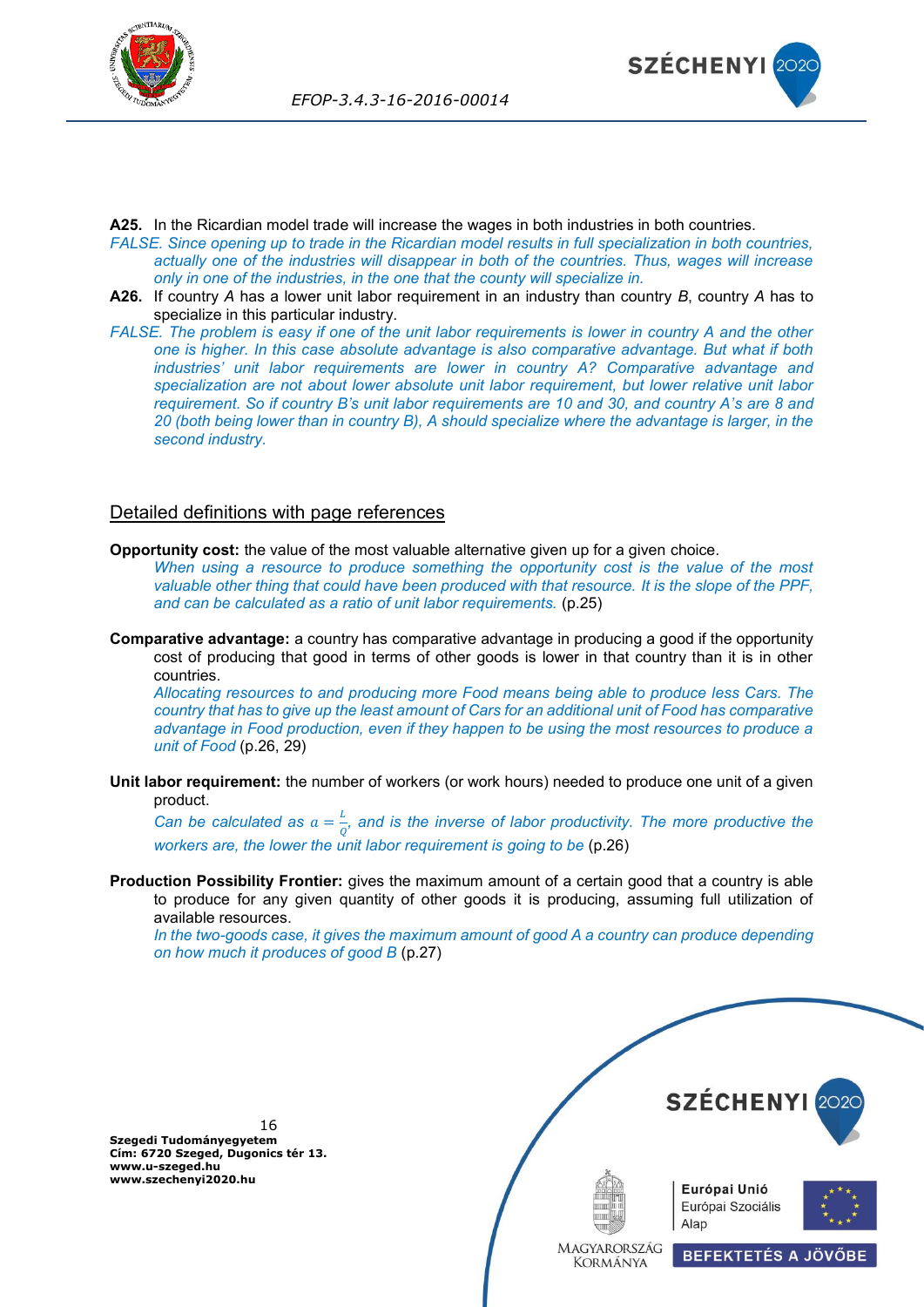**A25.** In the Ricardian model trade will increase the wages in both industries in both countries.

*FALSE. Since opening up to trade in the Ricardian model results in full specialization in both countries, actually one of the industries will disappear in both of the countries. Thus, wages will increase only in one of the industries, in the one that the county will specialize in.*

**A26.** If country *A* has a lower unit labor requirement in an industry than country *B*, country *A* has to specialize in this particular industry.

*FALSE. The problem is easy if one of the unit labor requirements is lower in country A and the other one is higher. In this case absolute advantage is also comparative advantage. But what if both industries' unit labor requirements are lower in country A? Comparative advantage and specialization are not about lower absolute unit labor requirement, but lower relative unit labor requirement. So if country B's unit labor requirements are 10 and 30, and country A's are 8 and 20 (both being lower than in country B), A should specialize where the advantage is larger, in the second industry.*

## Detailed definitions with page references

**Opportunity cost:** the value of the most valuable alternative given up for a given choice.

*When using a resource to produce something the opportunity cost is the value of the most valuable other thing that could have been produced with that resource. It is the slope of the PPF, and can be calculated as a ratio of unit labor requirements.* (p.25)

**Comparative advantage:** a country has comparative advantage in producing a good if the opportunity cost of producing that good in terms of other goods is lower in that country than it is in other countries.

*Allocating resources to and producing more Food means being able to produce less Cars. The country that has to give up the least amount of Cars for an additional unit of Food has comparative advantage in Food production, even if they happen to be using the most resources to produce a unit of Food* (p.26, 29)

**Unit labor requirement:** the number of workers (or work hours) needed to produce one unit of a given product.

*Can be calculated as* $a = \frac{L}{Q}$*, and is the inverse of labor productivity. The more productive the workers are, the lower the unit labor requirement is going to be* (p.26)

**Production Possibility Frontier:** gives the maximum amount of a certain good that a country is able to produce for any given quantity of other goods it is producing, assuming full utilization of available resources.

*In the two-goods case, it gives the maximum amount of good A a country can produce depending on how much it produces of good B* (p.27)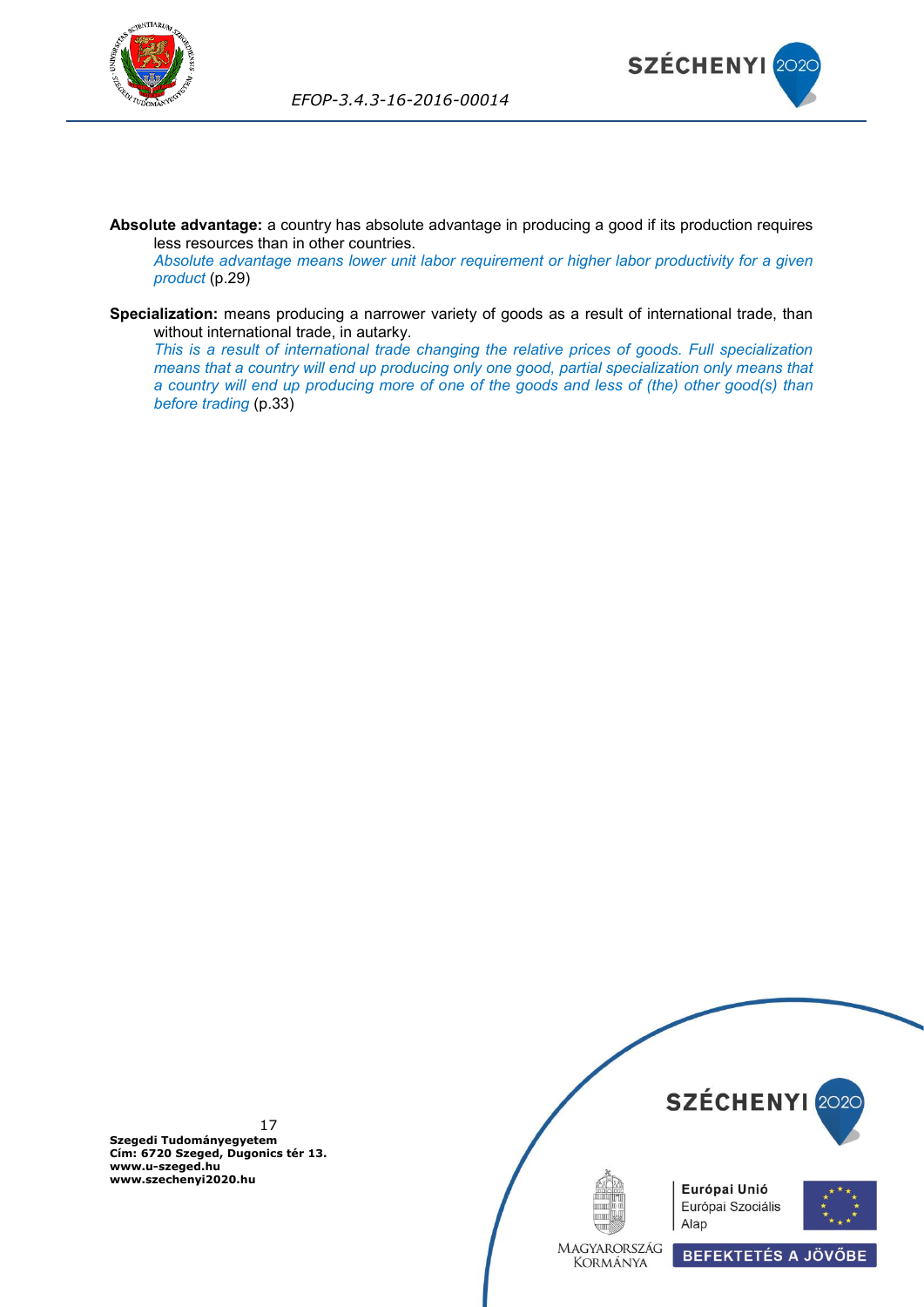**Absolute advantage:** a country has absolute advantage in producing a good if its production requires less resources than in other countries.

*Absolute advantage means lower unit labor requirement or higher labor productivity for a given product* (p.29)

**Specialization:** means producing a narrower variety of goods as a result of international trade, than without international trade, in autarky.

*This is a result of international trade changing the relative prices of goods. Full specialization means that a country will end up producing only one good, partial specialization only means that a country will end up producing more of one of the goods and less of (the) other good(s) than before trading* (p.33)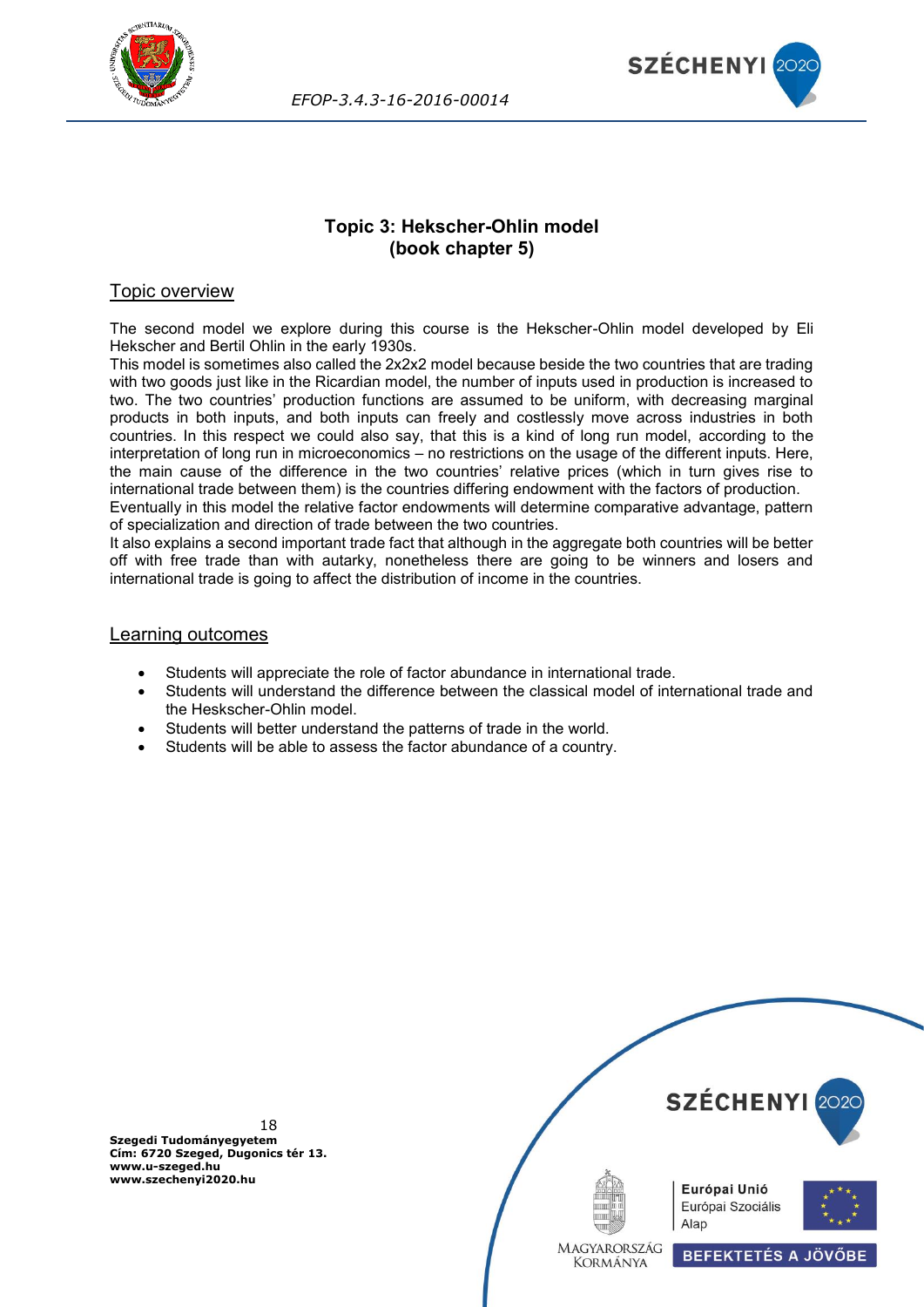## Topic 3: Hekscher-Ohlin model
## (book chapter 5)

### Topic overview

The second model we explore during this course is the Hekscher-Ohlin model developed by Eli Hekscher and Bertil Ohlin in the early 1930s.
This model is sometimes also called the 2x2x2 model because beside the two countries that are trading with two goods just like in the Ricardian model, the number of inputs used in production is increased to two. The two countries' production functions are assumed to be uniform, with decreasing marginal products in both inputs, and both inputs can freely and costlessly move across industries in both countries. In this respect we could also say, that this is a kind of long run model, according to the interpretation of long run in microeconomics – no restrictions on the usage of the different inputs. Here, the main cause of the difference in the two countries' relative prices (which in turn gives rise to international trade between them) is the countries differing endowment with the factors of production.
Eventually in this model the relative factor endowments will determine comparative advantage, pattern of specialization and direction of trade between the two countries.
It also explains a second important trade fact that although in the aggregate both countries will be better off with free trade than with autarky, nonetheless there are going to be winners and losers and international trade is going to affect the distribution of income in the countries.

### Learning outcomes

- Students will appreciate the role of factor abundance in international trade.
- Students will understand the difference between the classical model of international trade and the Heskscher-Ohlin model.
- Students will better understand the patterns of trade in the world.
- Students will be able to assess the factor abundance of a country.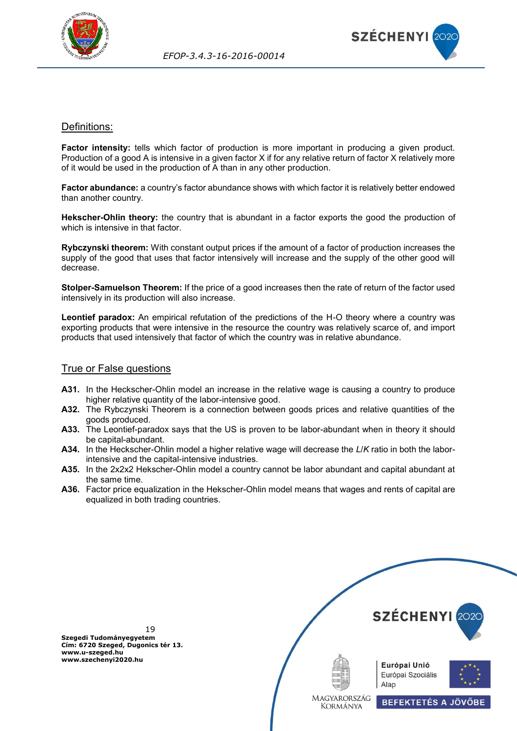## Definitions:

**Factor intensity:** tells which factor of production is more important in producing a given product. Production of a good A is intensive in a given factor X if for any relative return of factor X relatively more of it would be used in the production of A than in any other production.

**Factor abundance:** a country's factor abundance shows with which factor it is relatively better endowed than another country.

**Hekscher-Ohlin theory:** the country that is abundant in a factor exports the good the production of which is intensive in that factor.

**Rybczynski theorem:** With constant output prices if the amount of a factor of production increases the supply of the good that uses that factor intensively will increase and the supply of the other good will decrease.

**Stolper-Samuelson Theorem:** If the price of a good increases then the rate of return of the factor used intensively in its production will also increase.

**Leontief paradox:** An empirical refutation of the predictions of the H-O theory where a country was exporting products that were intensive in the resource the country was relatively scarce of, and import products that used intensively that factor of which the country was in relative abundance.

## True or False questions

**A31.** In the Heckscher-Ohlin model an increase in the relative wage is causing a country to produce higher relative quantity of the labor-intensive good.

**A32.** The Rybczynski Theorem is a connection between goods prices and relative quantities of the goods produced.

**A33.** The Leontief-paradox says that the US is proven to be labor-abundant when in theory it should be capital-abundant.

**A34.** In the Heckscher-Ohlin model a higher relative wage will decrease the *L*/*K* ratio in both the labor-intensive and the capital-intensive industries.

**A35.** In the 2x2x2 Hekscher-Ohlin model a country cannot be labor abundant and capital abundant at the same time.

**A36.** Factor price equalization in the Hekscher-Ohlin model means that wages and rents of capital are equalized in both trading countries.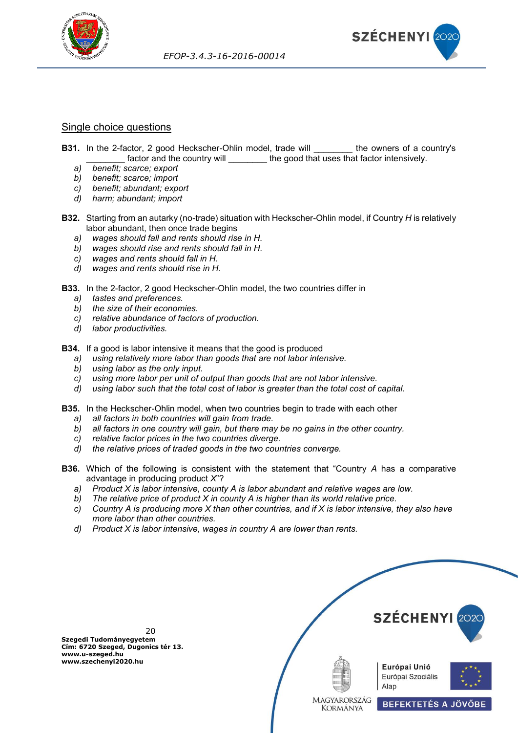## Single choice questions

**B31.** In the 2-factor, 2 good Heckscher-Ohlin model, trade will ________ the owners of a country's ________ factor and the country will ________ the good that uses that factor intensively.

- *a) benefit; scarce; export*
- *b) benefit; scarce; import*
- *c) benefit; abundant; export*
- *d) harm; abundant; import*

**B32.** Starting from an autarky (no-trade) situation with Heckscher-Ohlin model, if Country *H* is relatively labor abundant, then once trade begins

- *a) wages should fall and rents should rise in H.*
- *b) wages should rise and rents should fall in H.*
- *c) wages and rents should fall in H.*
- *d) wages and rents should rise in H.*

**B33.** In the 2-factor, 2 good Heckscher-Ohlin model, the two countries differ in

- *a) tastes and preferences.*
- *b) the size of their economies.*
- *c) relative abundance of factors of production.*
- *d) labor productivities.*

**B34.** If a good is labor intensive it means that the good is produced

- *a) using relatively more labor than goods that are not labor intensive.*
- *b) using labor as the only input.*
- *c) using more labor per unit of output than goods that are not labor intensive.*
- *d) using labor such that the total cost of labor is greater than the total cost of capital.*

**B35.** In the Heckscher-Ohlin model, when two countries begin to trade with each other

- *a) all factors in both countries will gain from trade.*
- *b) all factors in one country will gain, but there may be no gains in the other country.*
- *c) relative factor prices in the two countries diverge.*
- *d) the relative prices of traded goods in the two countries converge.*

**B36.** Which of the following is consistent with the statement that "Country *A* has a comparative advantage in producing product *X*"?

- *a) Product X is labor intensive, county A is labor abundant and relative wages are low.*
- *b) The relative price of product X in county A is higher than its world relative price.*
- *c) Country A is producing more X than other countries, and if X is labor intensive, they also have more labor than other countries.*
- *d) Product X is labor intensive, wages in country A are lower than rents.*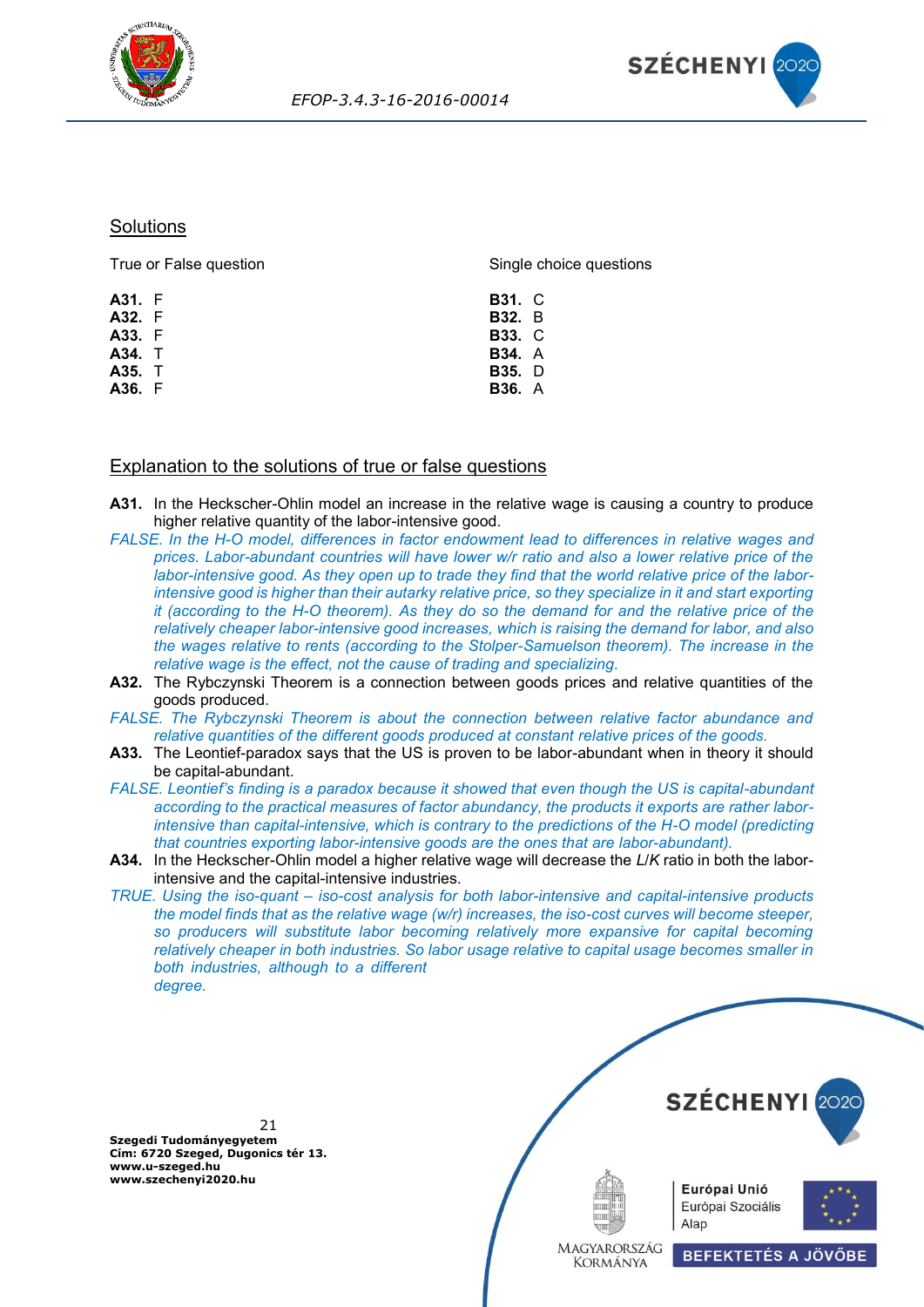## Solutions

True or False question

**A31.** F
**A32.** F
**A33.** F
**A34.** T
**A35.** T
**A36.** F

Single choice questions

**B31.** C
**B32.** B
**B33.** C
**B34.** A
**B35.** D
**B36.** A

## Explanation to the solutions of true or false questions

**A31.** In the Heckscher-Ohlin model an increase in the relative wage is causing a country to produce higher relative quantity of the labor-intensive good.

*FALSE. In the H-O model, differences in factor endowment lead to differences in relative wages and prices. Labor-abundant countries will have lower w/r ratio and also a lower relative price of the labor-intensive good. As they open up to trade they find that the world relative price of the labor-intensive good is higher than their autarky relative price, so they specialize in it and start exporting it (according to the H-O theorem). As they do so the demand for and the relative price of the relatively cheaper labor-intensive good increases, which is raising the demand for labor, and also the wages relative to rents (according to the Stolper-Samuelson theorem). The increase in the relative wage is the effect, not the cause of trading and specializing.*

**A32.** The Rybczynski Theorem is a connection between goods prices and relative quantities of the goods produced.

*FALSE. The Rybczynski Theorem is about the connection between relative factor abundance and relative quantities of the different goods produced at constant relative prices of the goods.*

**A33.** The Leontief-paradox says that the US is proven to be labor-abundant when in theory it should be capital-abundant.

*FALSE. Leontief's finding is a paradox because it showed that even though the US is capital-abundant according to the practical measures of factor abundancy, the products it exports are rather labor-intensive than capital-intensive, which is contrary to the predictions of the H-O model (predicting that countries exporting labor-intensive goods are the ones that are labor-abundant).*

**A34.** In the Heckscher-Ohlin model a higher relative wage will decrease the $L/K$ ratio in both the labor-intensive and the capital-intensive industries.

*TRUE. Using the iso-quant – iso-cost analysis for both labor-intensive and capital-intensive products the model finds that as the relative wage (w/r) increases, the iso-cost curves will become steeper, so producers will substitute labor becoming relatively more expansive for capital becoming relatively cheaper in both industries. So labor usage relative to capital usage becomes smaller in both industries, although to a different degree.*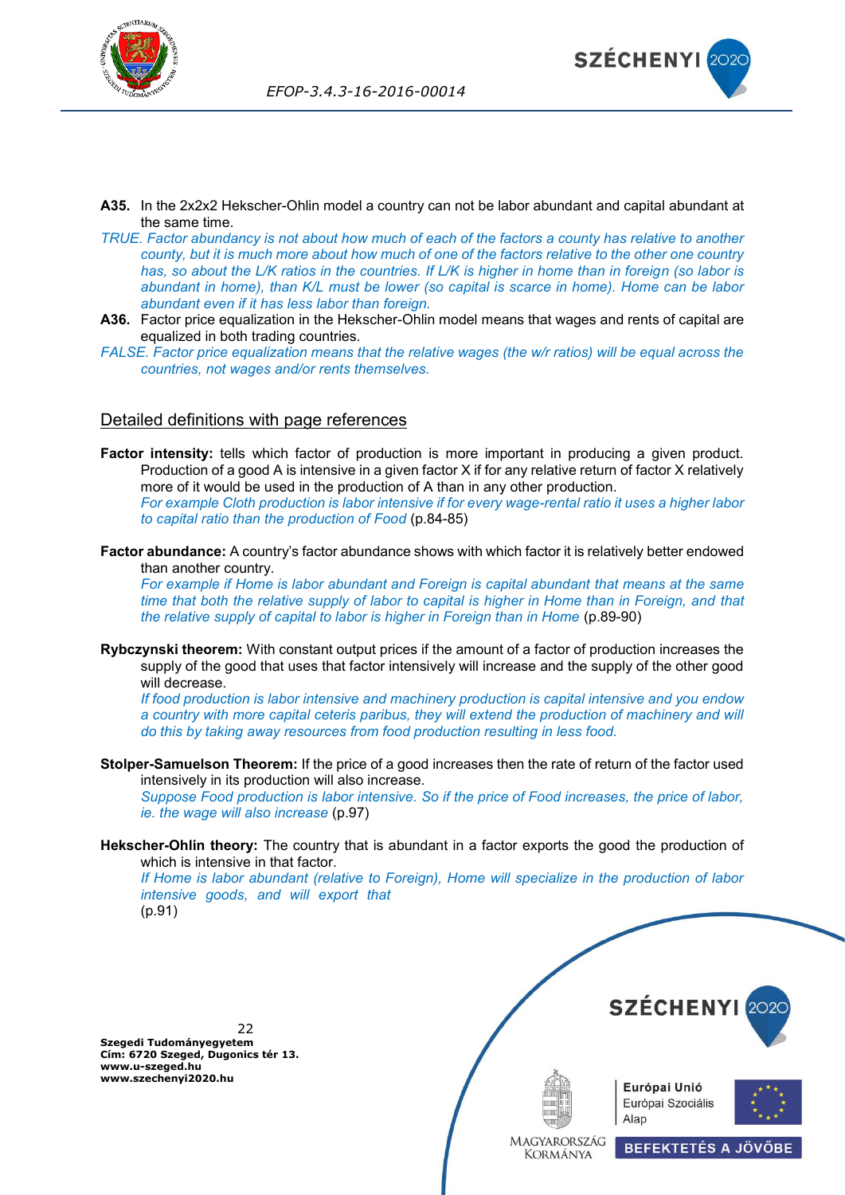**A35.** In the 2x2x2 Hekscher-Ohlin model a country can not be labor abundant and capital abundant at the same time.

*TRUE. Factor abundancy is not about how much of each of the factors a county has relative to another county, but it is much more about how much of one of the factors relative to the other one country has, so about the L/K ratios in the countries. If L/K is higher in home than in foreign (so labor is abundant in home), than K/L must be lower (so capital is scarce in home). Home can be labor abundant even if it has less labor than foreign.*

**A36.** Factor price equalization in the Hekscher-Ohlin model means that wages and rents of capital are equalized in both trading countries.

*FALSE. Factor price equalization means that the relative wages (the w/r ratios) will be equal across the countries, not wages and/or rents themselves.*

## Detailed definitions with page references

**Factor intensity:** tells which factor of production is more important in producing a given product. Production of a good A is intensive in a given factor X if for any relative return of factor X relatively more of it would be used in the production of A than in any other production.
*For example Cloth production is labor intensive if for every wage-rental ratio it uses a higher labor to capital ratio than the production of Food* (p.84-85)

**Factor abundance:** A country's factor abundance shows with which factor it is relatively better endowed than another country.
*For example if Home is labor abundant and Foreign is capital abundant that means at the same time that both the relative supply of labor to capital is higher in Home than in Foreign, and that the relative supply of capital to labor is higher in Foreign than in Home* (p.89-90)

**Rybczynski theorem:** With constant output prices if the amount of a factor of production increases the supply of the good that uses that factor intensively will increase and the supply of the other good will decrease.
*If food production is labor intensive and machinery production is capital intensive and you endow a country with more capital ceteris paribus, they will extend the production of machinery and will do this by taking away resources from food production resulting in less food.*

**Stolper-Samuelson Theorem:** If the price of a good increases then the rate of return of the factor used intensively in its production will also increase.
*Suppose Food production is labor intensive. So if the price of Food increases, the price of labor, ie. the wage will also increase* (p.97)

**Hekscher-Ohlin theory:** The country that is abundant in a factor exports the good the production of which is intensive in that factor.
*If Home is labor abundant (relative to Foreign), Home will specialize in the production of labor intensive goods, and will export that*
(p.91)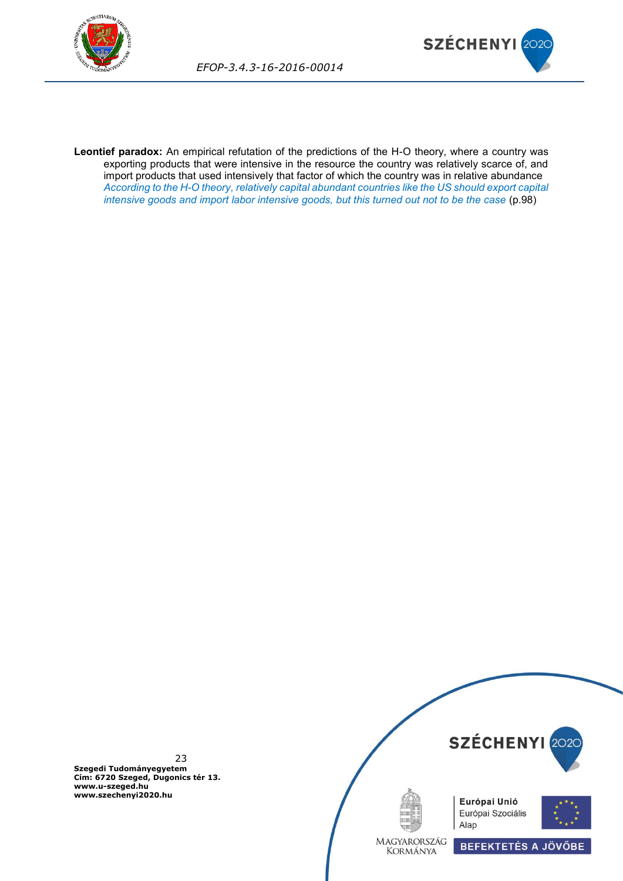**Leontief paradox:** An empirical refutation of the predictions of the H-O theory, where a country was exporting products that were intensive in the resource the country was relatively scarce of, and import products that used intensively that factor of which the country was in relative abundance *According to the H-O theory, relatively capital abundant countries like the US should export capital intensive goods and import labor intensive goods, but this turned out not to be the case* (p.98)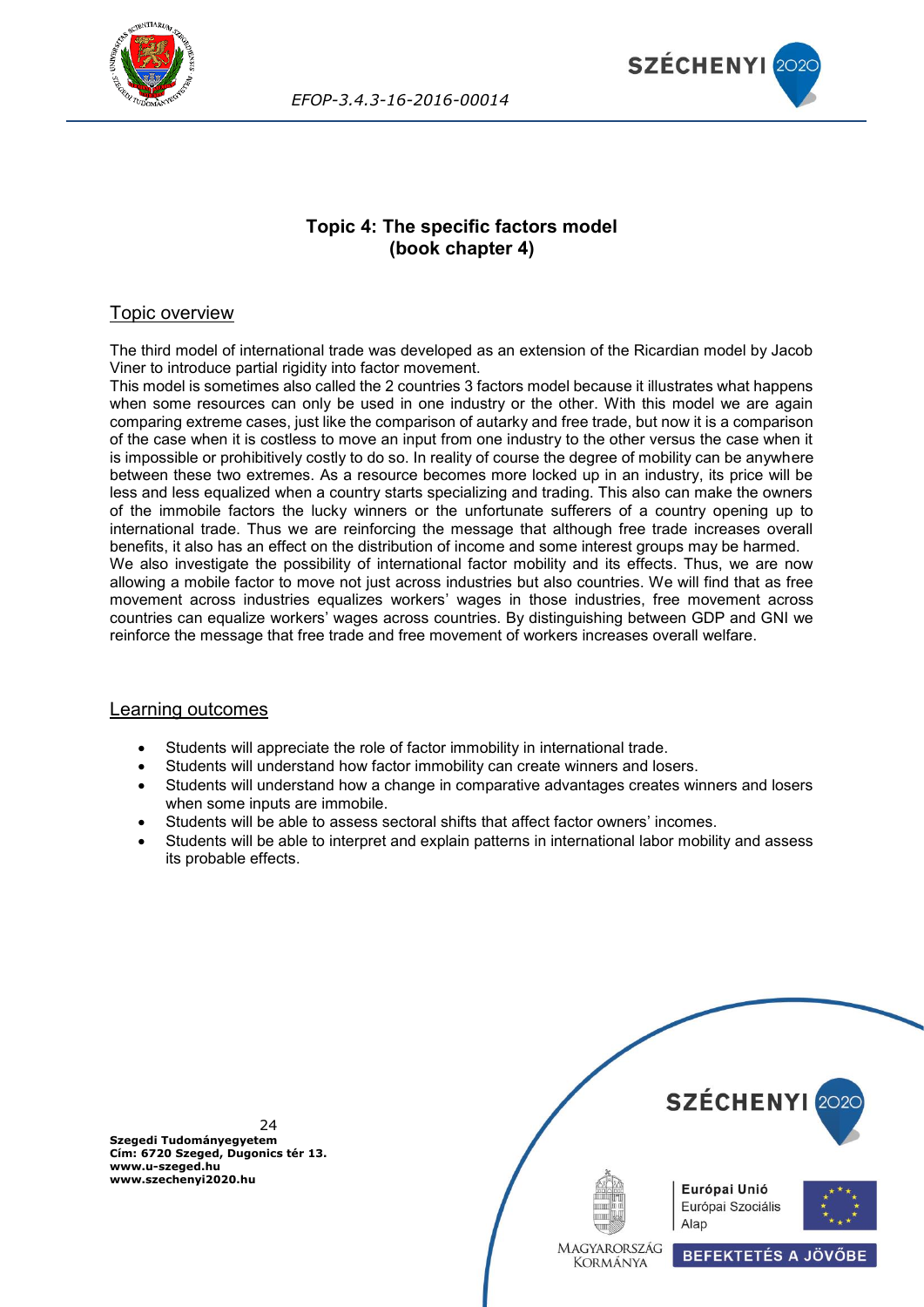## Topic 4: The specific factors model (book chapter 4)

### Topic overview

The third model of international trade was developed as an extension of the Ricardian model by Jacob Viner to introduce partial rigidity into factor movement.

This model is sometimes also called the 2 countries 3 factors model because it illustrates what happens when some resources can only be used in one industry or the other. With this model we are again comparing extreme cases, just like the comparison of autarky and free trade, but now it is a comparison of the case when it is costless to move an input from one industry to the other versus the case when it is impossible or prohibitively costly to do so. In reality of course the degree of mobility can be anywhere between these two extremes. As a resource becomes more locked up in an industry, its price will be less and less equalized when a country starts specializing and trading. This also can make the owners of the immobile factors the lucky winners or the unfortunate sufferers of a country opening up to international trade. Thus we are reinforcing the message that although free trade increases overall benefits, it also has an effect on the distribution of income and some interest groups may be harmed.

We also investigate the possibility of international factor mobility and its effects. Thus, we are now allowing a mobile factor to move not just across industries but also countries. We will find that as free movement across industries equalizes workers' wages in those industries, free movement across countries can equalize workers' wages across countries. By distinguishing between GDP and GNI we reinforce the message that free trade and free movement of workers increases overall welfare.

### Learning outcomes

- Students will appreciate the role of factor immobility in international trade.
- Students will understand how factor immobility can create winners and losers.
- Students will understand how a change in comparative advantages creates winners and losers when some inputs are immobile.
- Students will be able to assess sectoral shifts that affect factor owners' incomes.
- Students will be able to interpret and explain patterns in international labor mobility and assess its probable effects.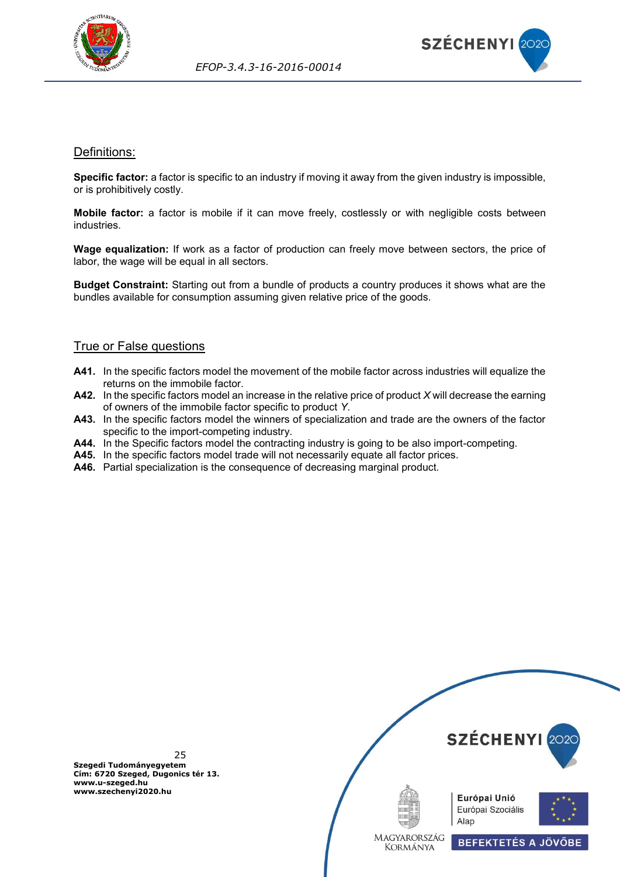## Definitions:

**Specific factor:** a factor is specific to an industry if moving it away from the given industry is impossible, or is prohibitively costly.

**Mobile factor:** a factor is mobile if it can move freely, costlessly or with negligible costs between industries.

**Wage equalization:** If work as a factor of production can freely move between sectors, the price of labor, the wage will be equal in all sectors.

**Budget Constraint:** Starting out from a bundle of products a country produces it shows what are the bundles available for consumption assuming given relative price of the goods.

## True or False questions

**A41.** In the specific factors model the movement of the mobile factor across industries will equalize the returns on the immobile factor.

**A42.** In the specific factors model an increase in the relative price of product *X* will decrease the earning of owners of the immobile factor specific to product *Y*.

**A43.** In the specific factors model the winners of specialization and trade are the owners of the factor specific to the import-competing industry.

**A44.** In the Specific factors model the contracting industry is going to be also import-competing.

**A45.** In the specific factors model trade will not necessarily equate all factor prices.

**A46.** Partial specialization is the consequence of decreasing marginal product.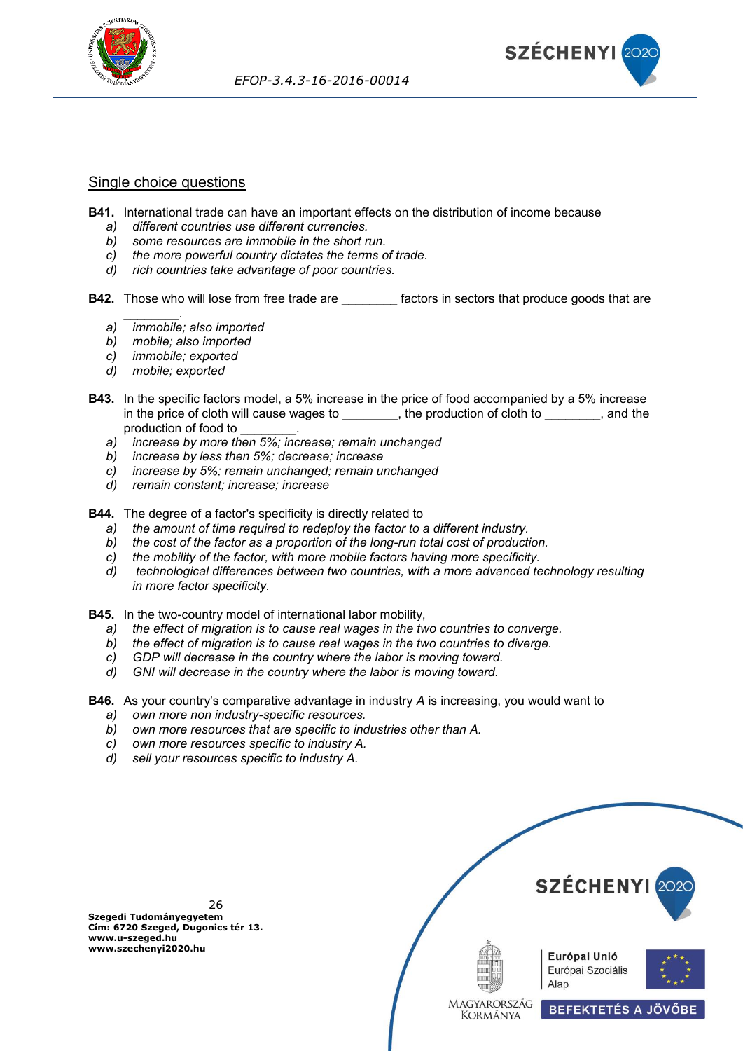## Single choice questions

**B41.** International trade can have an important effects on the distribution of income because

a) *different countries use different currencies.*
b) *some resources are immobile in the short run.*
c) *the more powerful country dictates the terms of trade.*
d) *rich countries take advantage of poor countries.*

**B42.** Those who will lose from free trade are ________ factors in sectors that produce goods that are ________.

a) *immobile; also imported*
b) *mobile; also imported*
c) *immobile; exported*
d) *mobile; exported*

**B43.** In the specific factors model, a 5% increase in the price of food accompanied by a 5% increase in the price of cloth will cause wages to ________, the production of cloth to ________, and the production of food to ________.

a) *increase by more then 5%; increase; remain unchanged*
b) *increase by less then 5%; decrease; increase*
c) *increase by 5%; remain unchanged; remain unchanged*
d) *remain constant; increase; increase*

**B44.** The degree of a factor's specificity is directly related to

a) *the amount of time required to redeploy the factor to a different industry.*
b) *the cost of the factor as a proportion of the long-run total cost of production.*
c) *the mobility of the factor, with more mobile factors having more specificity.*
d) *technological differences between two countries, with a more advanced technology resulting in more factor specificity.*

**B45.** In the two-country model of international labor mobility,

a) *the effect of migration is to cause real wages in the two countries to converge.*
b) *the effect of migration is to cause real wages in the two countries to diverge.*
c) *GDP will decrease in the country where the labor is moving toward.*
d) *GNI will decrease in the country where the labor is moving toward.*

**B46.** As your country's comparative advantage in industry *A* is increasing, you would want to

a) *own more non industry-specific resources.*
b) *own more resources that are specific to industries other than A.*
c) *own more resources specific to industry A.*
d) *sell your resources specific to industry A.*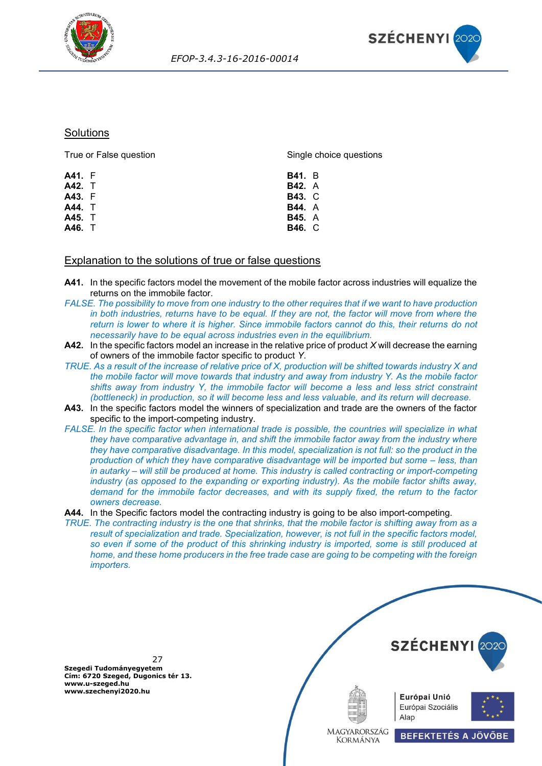## Solutions

True or False question

**A41.** F
**A42.** T
**A43.** F
**A44.** T
**A45.** T
**A46.** T

Single choice questions

**B41.** B
**B42.** A
**B43.** C
**B44.** A
**B45.** A
**B46.** C

## Explanation to the solutions of true or false questions

**A41.** In the specific factors model the movement of the mobile factor across industries will equalize the returns on the immobile factor.

*FALSE. The possibility to move from one industry to the other requires that if we want to have production in both industries, returns have to be equal. If they are not, the factor will move from where the return is lower to where it is higher. Since immobile factors cannot do this, their returns do not necessarily have to be equal across industries even in the equilibrium.*

**A42.** In the specific factors model an increase in the relative price of product *X* will decrease the earning of owners of the immobile factor specific to product *Y*.

*TRUE. As a result of the increase of relative price of X, production will be shifted towards industry X and the mobile factor will move towards that industry and away from industry Y. As the mobile factor shifts away from industry Y, the immobile factor will become a less and less strict constraint (bottleneck) in production, so it will become less and less valuable, and its return will decrease.*

**A43.** In the specific factors model the winners of specialization and trade are the owners of the factor specific to the import-competing industry.

*FALSE. In the specific factor when international trade is possible, the countries will specialize in what they have comparative advantage in, and shift the immobile factor away from the industry where they have comparative disadvantage. In this model, specialization is not full: so the product in the production of which they have comparative disadvantage will be imported but some – less, than in autarky – will still be produced at home. This industry is called contracting or import-competing industry (as opposed to the expanding or exporting industry). As the mobile factor shifts away, demand for the immobile factor decreases, and with its supply fixed, the return to the factor owners decrease.*

**A44.** In the Specific factors model the contracting industry is going to be also import-competing.

*TRUE. The contracting industry is the one that shrinks, that the mobile factor is shifting away from as a result of specialization and trade. Specialization, however, is not full in the specific factors model, so even if some of the product of this shrinking industry is imported, some is still produced at home, and these home producers in the free trade case are going to be competing with the foreign importers.*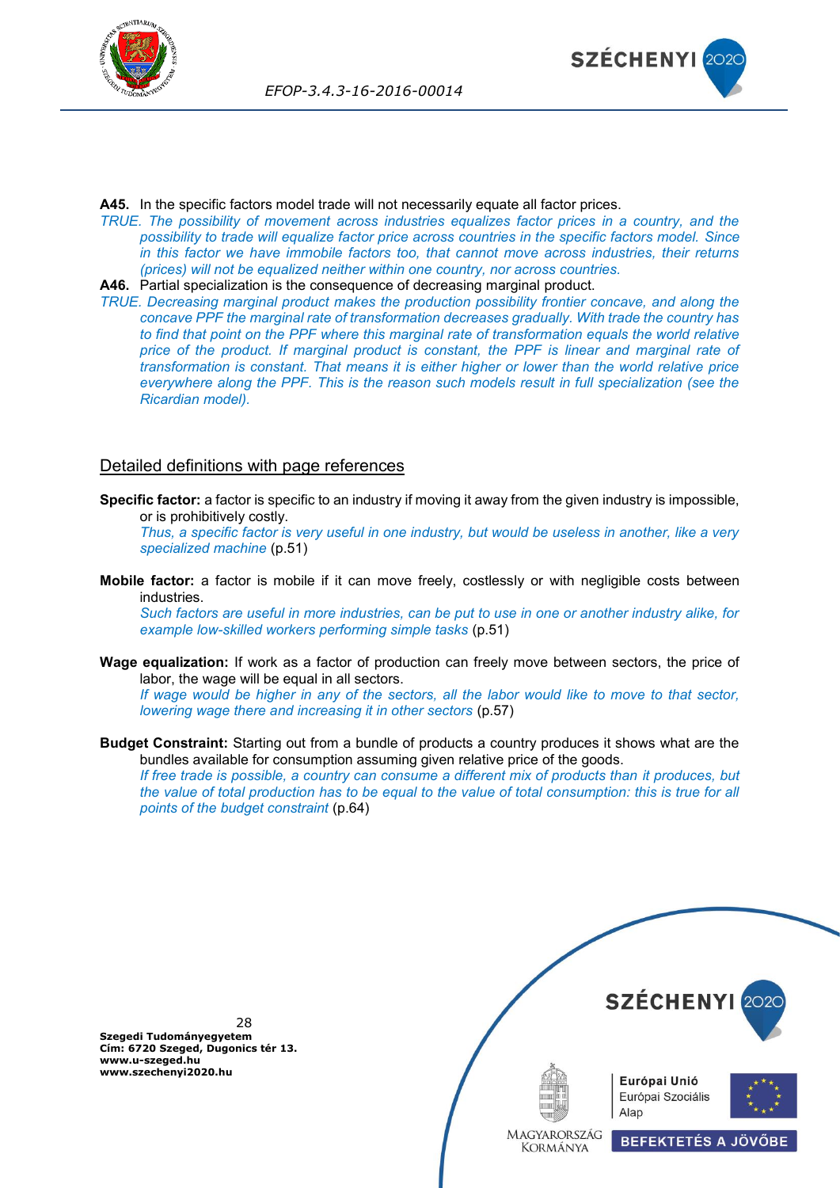**A45.** In the specific factors model trade will not necessarily equate all factor prices.

*TRUE. The possibility of movement across industries equalizes factor prices in a country, and the possibility to trade will equalize factor price across countries in the specific factors model. Since in this factor we have immobile factors too, that cannot move across industries, their returns (prices) will not be equalized neither within one country, nor across countries.*

**A46.** Partial specialization is the consequence of decreasing marginal product.

*TRUE. Decreasing marginal product makes the production possibility frontier concave, and along the concave PPF the marginal rate of transformation decreases gradually. With trade the country has to find that point on the PPF where this marginal rate of transformation equals the world relative price of the product. If marginal product is constant, the PPF is linear and marginal rate of transformation is constant. That means it is either higher or lower than the world relative price everywhere along the PPF. This is the reason such models result in full specialization (see the Ricardian model).*

## Detailed definitions with page references

**Specific factor:** a factor is specific to an industry if moving it away from the given industry is impossible, or is prohibitively costly.
*Thus, a specific factor is very useful in one industry, but would be useless in another, like a very specialized machine* (p.51)

**Mobile factor:** a factor is mobile if it can move freely, costlessly or with negligible costs between industries.
*Such factors are useful in more industries, can be put to use in one or another industry alike, for example low-skilled workers performing simple tasks* (p.51)

**Wage equalization:** If work as a factor of production can freely move between sectors, the price of labor, the wage will be equal in all sectors.
*If wage would be higher in any of the sectors, all the labor would like to move to that sector, lowering wage there and increasing it in other sectors* (p.57)

**Budget Constraint:** Starting out from a bundle of products a country produces it shows what are the bundles available for consumption assuming given relative price of the goods.
*If free trade is possible, a country can consume a different mix of products than it produces, but the value of total production has to be equal to the value of total consumption: this is true for all points of the budget constraint* (p.64)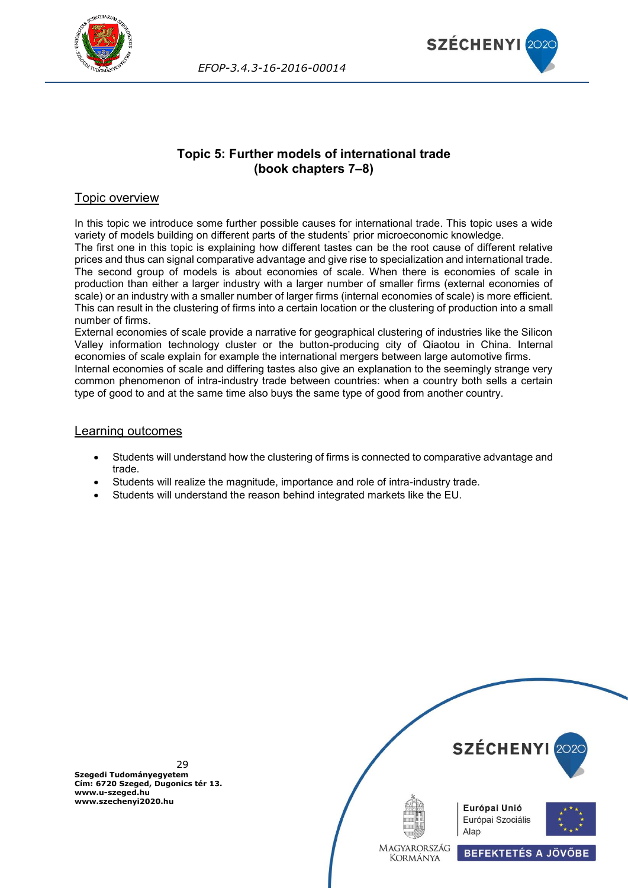## Topic 5: Further models of international trade (book chapters 7–8)

### Topic overview

In this topic we introduce some further possible causes for international trade. This topic uses a wide variety of models building on different parts of the students' prior microeconomic knowledge.
The first one in this topic is explaining how different tastes can be the root cause of different relative prices and thus can signal comparative advantage and give rise to specialization and international trade.
The second group of models is about economies of scale. When there is economies of scale in production than either a larger industry with a larger number of smaller firms (external economies of scale) or an industry with a smaller number of larger firms (internal economies of scale) is more efficient. This can result in the clustering of firms into a certain location or the clustering of production into a small number of firms.
External economies of scale provide a narrative for geographical clustering of industries like the Silicon Valley information technology cluster or the button-producing city of Qiaotou in China. Internal economies of scale explain for example the international mergers between large automotive firms.
Internal economies of scale and differing tastes also give an explanation to the seemingly strange very common phenomenon of intra-industry trade between countries: when a country both sells a certain type of good to and at the same time also buys the same type of good from another country.

### Learning outcomes

- Students will understand how the clustering of firms is connected to comparative advantage and trade.
- Students will realize the magnitude, importance and role of intra-industry trade.
- Students will understand the reason behind integrated markets like the EU.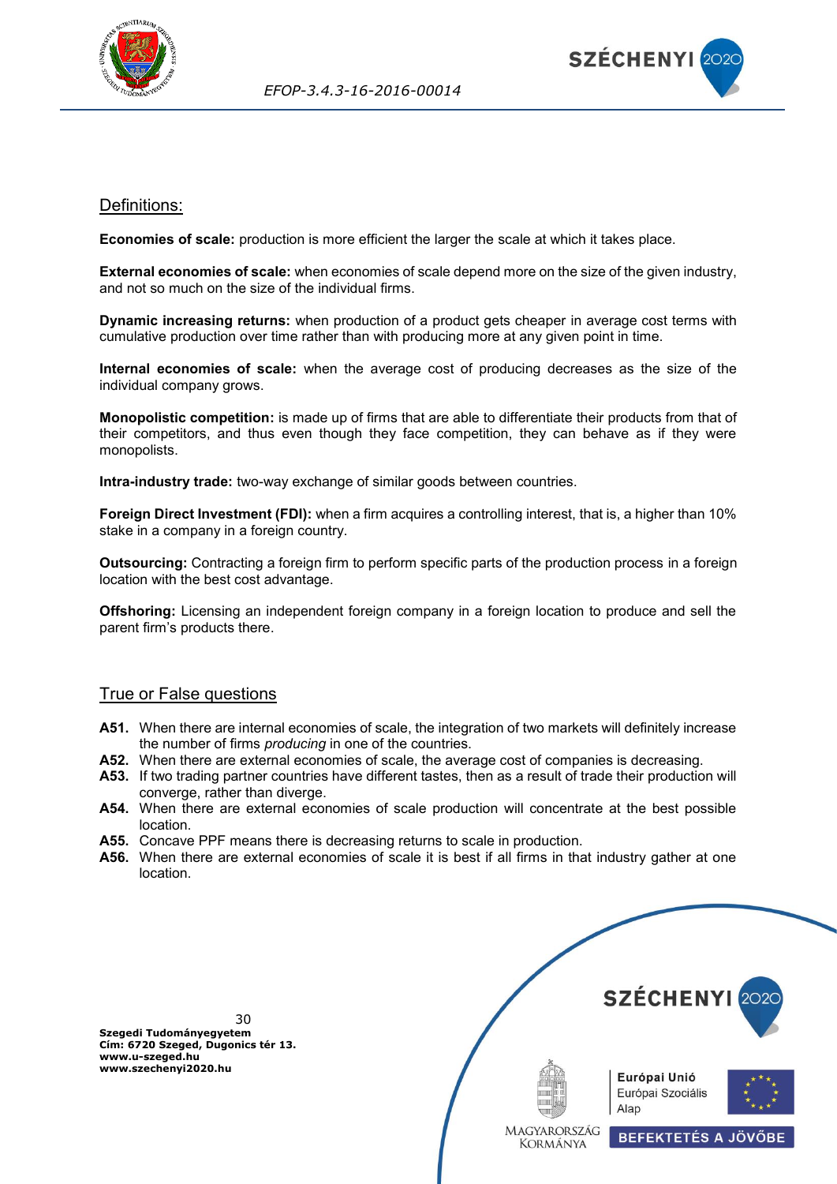## Definitions:

**Economies of scale:** production is more efficient the larger the scale at which it takes place.

**External economies of scale:** when economies of scale depend more on the size of the given industry, and not so much on the size of the individual firms.

**Dynamic increasing returns:** when production of a product gets cheaper in average cost terms with cumulative production over time rather than with producing more at any given point in time.

**Internal economies of scale:** when the average cost of producing decreases as the size of the individual company grows.

**Monopolistic competition:** is made up of firms that are able to differentiate their products from that of their competitors, and thus even though they face competition, they can behave as if they were monopolists.

**Intra-industry trade:** two-way exchange of similar goods between countries.

**Foreign Direct Investment (FDI):** when a firm acquires a controlling interest, that is, a higher than 10% stake in a company in a foreign country.

**Outsourcing:** Contracting a foreign firm to perform specific parts of the production process in a foreign location with the best cost advantage.

**Offshoring:** Licensing an independent foreign company in a foreign location to produce and sell the parent firm's products there.

## True or False questions

**A51.** When there are internal economies of scale, the integration of two markets will definitely increase the number of firms *producing* in one of the countries.
**A52.** When there are external economies of scale, the average cost of companies is decreasing.
**A53.** If two trading partner countries have different tastes, then as a result of trade their production will converge, rather than diverge.
**A54.** When there are external economies of scale production will concentrate at the best possible location.
**A55.** Concave PPF means there is decreasing returns to scale in production.
**A56.** When there are external economies of scale it is best if all firms in that industry gather at one location.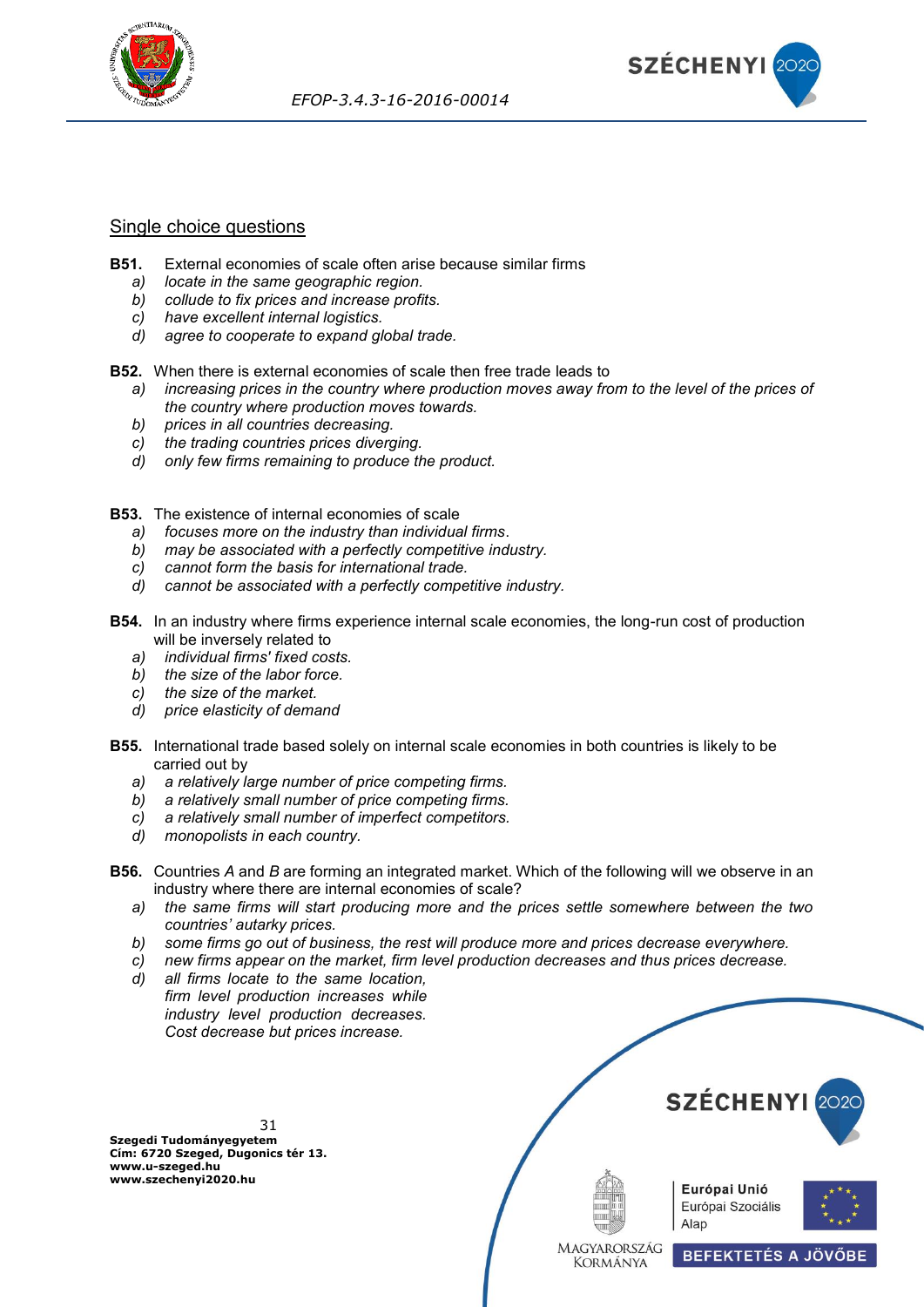## Single choice questions

**B51.** External economies of scale often arise because similar firms

- *a)* *locate in the same geographic region.*
- *b)* *collude to fix prices and increase profits.*
- *c)* *have excellent internal logistics.*
- *d)* *agree to cooperate to expand global trade.*

**B52.** When there is external economies of scale then free trade leads to

- *a)* *increasing prices in the country where production moves away from to the level of the prices of the country where production moves towards.*
- *b)* *prices in all countries decreasing.*
- *c)* *the trading countries prices diverging.*
- *d)* *only few firms remaining to produce the product.*

**B53.** The existence of internal economies of scale

- *a)* *focuses more on the industry than individual firms.*
- *b)* *may be associated with a perfectly competitive industry.*
- *c)* *cannot form the basis for international trade.*
- *d)* *cannot be associated with a perfectly competitive industry.*

**B54.** In an industry where firms experience internal scale economies, the long-run cost of production will be inversely related to

- *a)* *individual firms' fixed costs.*
- *b)* *the size of the labor force.*
- *c)* *the size of the market.*
- *d)* *price elasticity of demand*

**B55.** International trade based solely on internal scale economies in both countries is likely to be carried out by

- *a)* *a relatively large number of price competing firms.*
- *b)* *a relatively small number of price competing firms.*
- *c)* *a relatively small number of imperfect competitors.*
- *d)* *monopolists in each country.*

**B56.** Countries *A* and *B* are forming an integrated market. Which of the following will we observe in an industry where there are internal economies of scale?

- *a)* *the same firms will start producing more and the prices settle somewhere between the two countries' autarky prices.*
- *b)* *some firms go out of business, the rest will produce more and prices decrease everywhere.*
- *c)* *new firms appear on the market, firm level production decreases and thus prices decrease.*
- *d)* *all firms locate to the same location, firm level production increases while industry level production decreases. Cost decrease but prices increase.*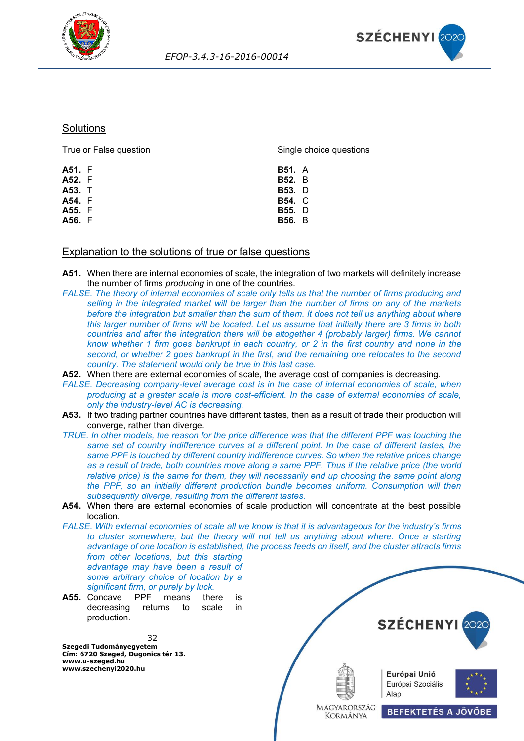## Solutions

True or False question

**A51.** F
**A52.** F
**A53.** T
**A54.** F
**A55.** F
**A56.** F

Single choice questions

**B51.** A
**B52.** B
**B53.** D
**B54.** C
**B55.** D
**B56.** B

## Explanation to the solutions of true or false questions

**A51.** When there are internal economies of scale, the integration of two markets will definitely increase the number of firms *producing* in one of the countries.

*FALSE. The theory of internal economies of scale only tells us that the number of firms producing and selling in the integrated market will be larger than the number of firms on any of the markets before the integration but smaller than the sum of them. It does not tell us anything about where this larger number of firms will be located. Let us assume that initially there are 3 firms in both countries and after the integration there will be altogether 4 (probably larger) firms. We cannot know whether 1 firm goes bankrupt in each country, or 2 in the first country and none in the second, or whether 2 goes bankrupt in the first, and the remaining one relocates to the second country. The statement would only be true in this last case.*

**A52.** When there are external economies of scale, the average cost of companies is decreasing.

*FALSE. Decreasing company-level average cost is in the case of internal economies of scale, when producing at a greater scale is more cost-efficient. In the case of external economies of scale, only the industry-level AC is decreasing.*

**A53.** If two trading partner countries have different tastes, then as a result of trade their production will converge, rather than diverge.

*TRUE. In other models, the reason for the price difference was that the different PPF was touching the same set of country indifference curves at a different point. In the case of different tastes, the same PPF is touched by different country indifference curves. So when the relative prices change as a result of trade, both countries move along a same PPF. Thus if the relative price (the world relative price) is the same for them, they will necessarily end up choosing the same point along the PPF, so an initially different production bundle becomes uniform. Consumption will then subsequently diverge, resulting from the different tastes.*

**A54.** When there are external economies of scale production will concentrate at the best possible location.

*FALSE. With external economies of scale all we know is that it is advantageous for the industry's firms to cluster somewhere, but the theory will not tell us anything about where. Once a starting advantage of one location is established, the process feeds on itself, and the cluster attracts firms from other locations, but this starting advantage may have been a result of some arbitrary choice of location by a significant firm, or purely by luck.*

**A55.** Concave PPF means there is decreasing returns to scale in production.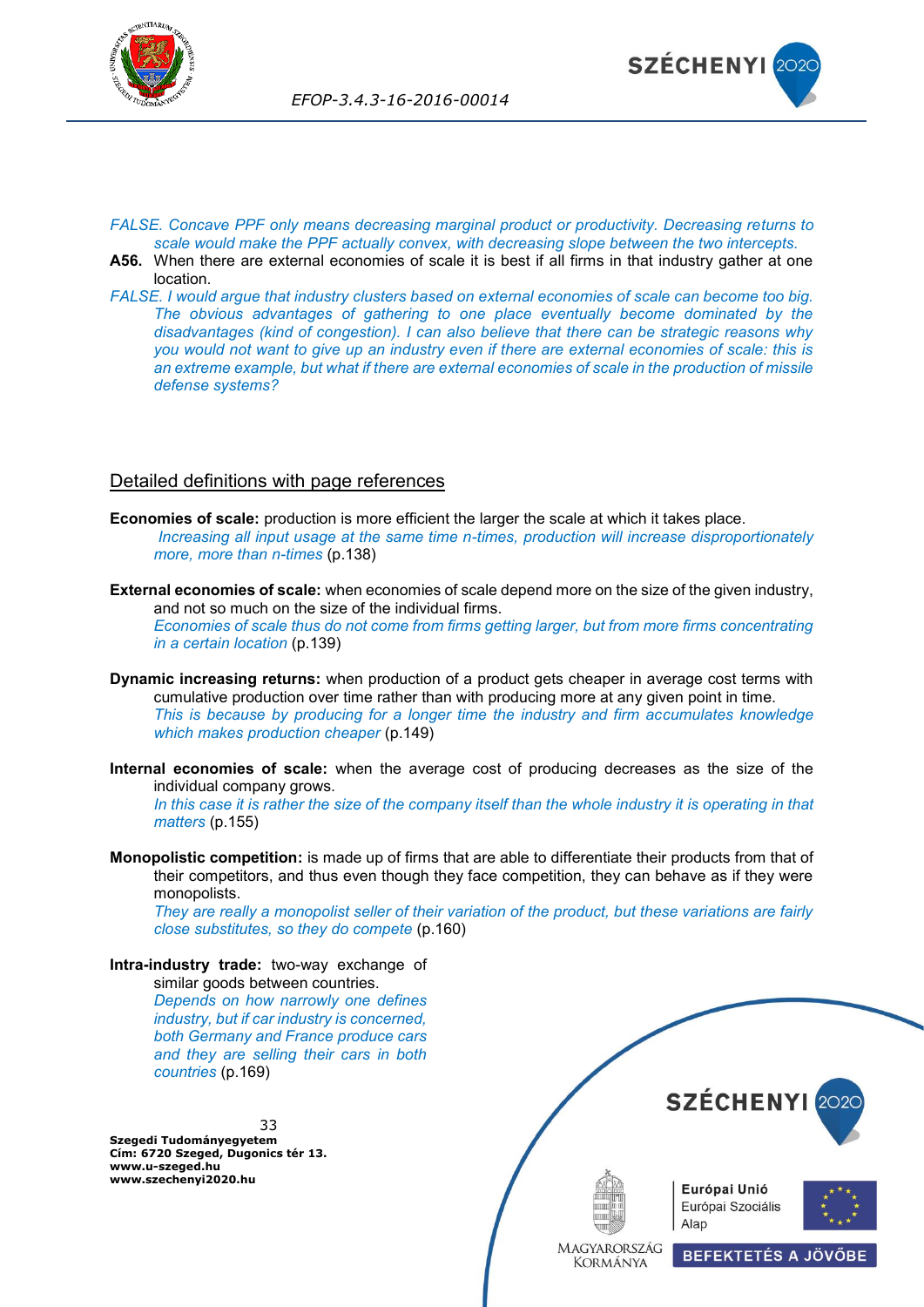*FALSE. Concave PPF only means decreasing marginal product or productivity. Decreasing returns to scale would make the PPF actually convex, with decreasing slope between the two intercepts.*

**A56.** When there are external economies of scale it is best if all firms in that industry gather at one location.

*FALSE. I would argue that industry clusters based on external economies of scale can become too big. The obvious advantages of gathering to one place eventually become dominated by the disadvantages (kind of congestion). I can also believe that there can be strategic reasons why you would not want to give up an industry even if there are external economies of scale: this is an extreme example, but what if there are external economies of scale in the production of missile defense systems?*

## Detailed definitions with page references

**Economies of scale:** production is more efficient the larger the scale at which it takes place.
*Increasing all input usage at the same time n-times, production will increase disproportionately more, more than n-times* (p.138)

**External economies of scale:** when economies of scale depend more on the size of the given industry, and not so much on the size of the individual firms.
*Economies of scale thus do not come from firms getting larger, but from more firms concentrating in a certain location* (p.139)

**Dynamic increasing returns:** when production of a product gets cheaper in average cost terms with cumulative production over time rather than with producing more at any given point in time.
*This is because by producing for a longer time the industry and firm accumulates knowledge which makes production cheaper* (p.149)

**Internal economies of scale:** when the average cost of producing decreases as the size of the individual company grows.
*In this case it is rather the size of the company itself than the whole industry it is operating in that matters* (p.155)

**Monopolistic competition:** is made up of firms that are able to differentiate their products from that of their competitors, and thus even though they face competition, they can behave as if they were monopolists.
*They are really a monopolist seller of their variation of the product, but these variations are fairly close substitutes, so they do compete* (p.160)

**Intra-industry trade:** two-way exchange of similar goods between countries.
*Depends on how narrowly one defines industry, but if car industry is concerned, both Germany and France produce cars and they are selling their cars in both countries* (p.169)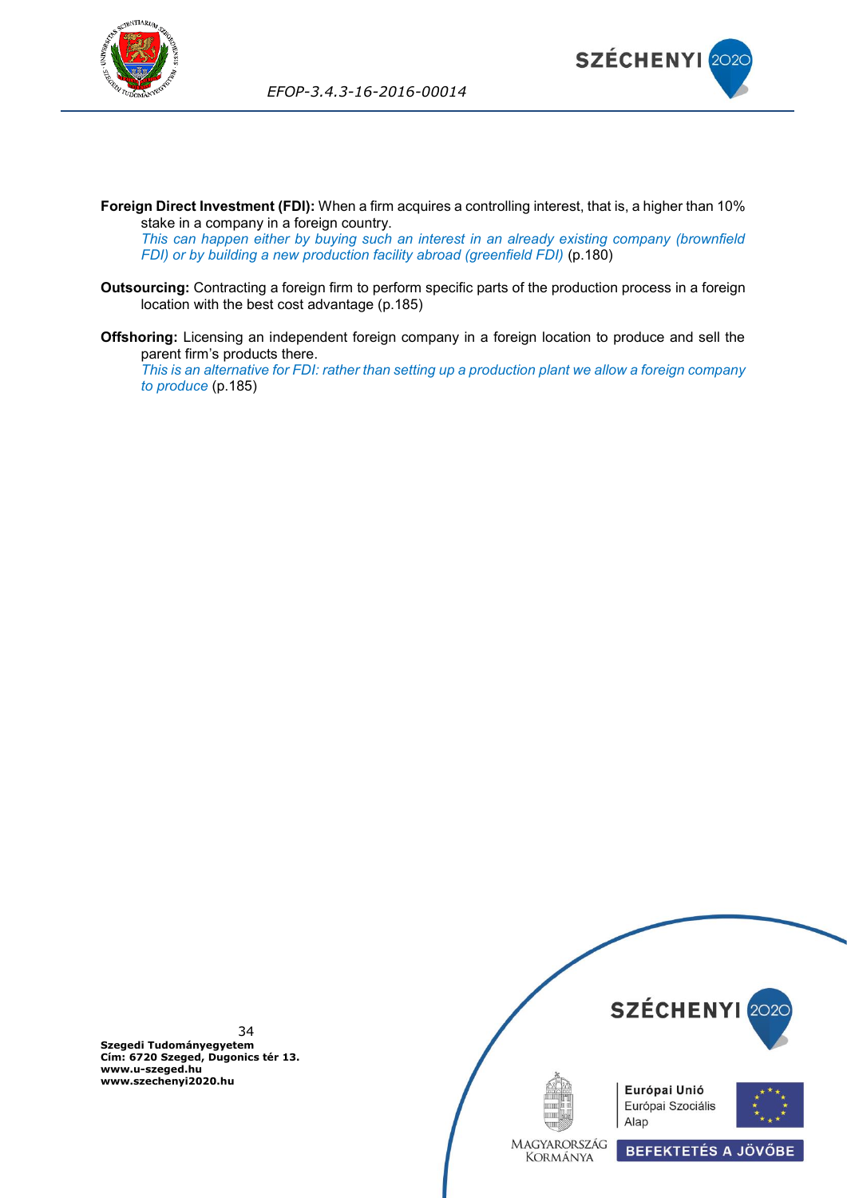**Foreign Direct Investment (FDI):** When a firm acquires a controlling interest, that is, a higher than 10% stake in a company in a foreign country.
*This can happen either by buying such an interest in an already existing company (brownfield FDI) or by building a new production facility abroad (greenfield FDI)* (p.180)

**Outsourcing:** Contracting a foreign firm to perform specific parts of the production process in a foreign location with the best cost advantage (p.185)

**Offshoring:** Licensing an independent foreign company in a foreign location to produce and sell the parent firm's products there.
*This is an alternative for FDI: rather than setting up a production plant we allow a foreign company to produce* (p.185)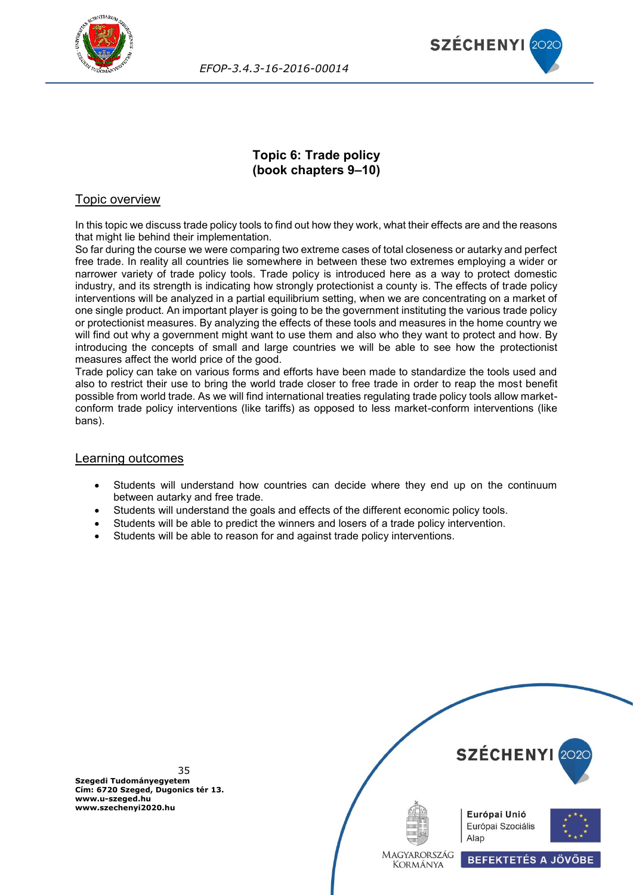## Topic 6: Trade policy
## (book chapters 9–10)

### Topic overview

In this topic we discuss trade policy tools to find out how they work, what their effects are and the reasons that might lie behind their implementation.
So far during the course we were comparing two extreme cases of total closeness or autarky and perfect free trade. In reality all countries lie somewhere in between these two extremes employing a wider or narrower variety of trade policy tools. Trade policy is introduced here as a way to protect domestic industry, and its strength is indicating how strongly protectionist a county is. The effects of trade policy interventions will be analyzed in a partial equilibrium setting, when we are concentrating on a market of one single product. An important player is going to be the government instituting the various trade policy or protectionist measures. By analyzing the effects of these tools and measures in the home country we will find out why a government might want to use them and also who they want to protect and how. By introducing the concepts of small and large countries we will be able to see how the protectionist measures affect the world price of the good.
Trade policy can take on various forms and efforts have been made to standardize the tools used and also to restrict their use to bring the world trade closer to free trade in order to reap the most benefit possible from world trade. As we will find international treaties regulating trade policy tools allow market-conform trade policy interventions (like tariffs) as opposed to less market-conform interventions (like bans).

### Learning outcomes

- Students will understand how countries can decide where they end up on the continuum between autarky and free trade.
- Students will understand the goals and effects of the different economic policy tools.
- Students will be able to predict the winners and losers of a trade policy intervention.
- Students will be able to reason for and against trade policy interventions.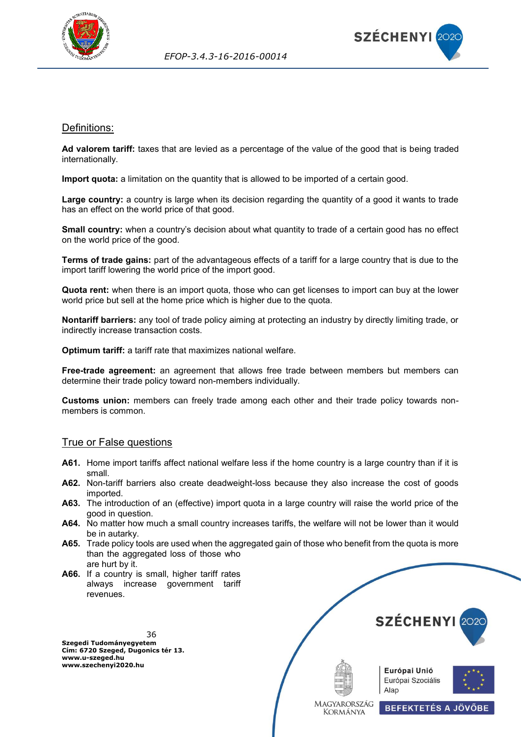## Definitions:

**Ad valorem tariff:** taxes that are levied as a percentage of the value of the good that is being traded internationally.

**Import quota:** a limitation on the quantity that is allowed to be imported of a certain good.

**Large country:** a country is large when its decision regarding the quantity of a good it wants to trade has an effect on the world price of that good.

**Small country:** when a country's decision about what quantity to trade of a certain good has no effect on the world price of the good.

**Terms of trade gains:** part of the advantageous effects of a tariff for a large country that is due to the import tariff lowering the world price of the import good.

**Quota rent:** when there is an import quota, those who can get licenses to import can buy at the lower world price but sell at the home price which is higher due to the quota.

**Nontariff barriers:** any tool of trade policy aiming at protecting an industry by directly limiting trade, or indirectly increase transaction costs.

**Optimum tariff:** a tariff rate that maximizes national welfare.

**Free-trade agreement:** an agreement that allows free trade between members but members can determine their trade policy toward non-members individually.

**Customs union:** members can freely trade among each other and their trade policy towards non-members is common.

## True or False questions

**A61.** Home import tariffs affect national welfare less if the home country is a large country than if it is small.

**A62.** Non-tariff barriers also create deadweight-loss because they also increase the cost of goods imported.

**A63.** The introduction of an (effective) import quota in a large country will raise the world price of the good in question.

**A64.** No matter how much a small country increases tariffs, the welfare will not be lower than it would be in autarky.

**A65.** Trade policy tools are used when the aggregated gain of those who benefit from the quota is more than the aggregated loss of those who are hurt by it.

**A66.** If a country is small, higher tariff rates always increase government tariff revenues.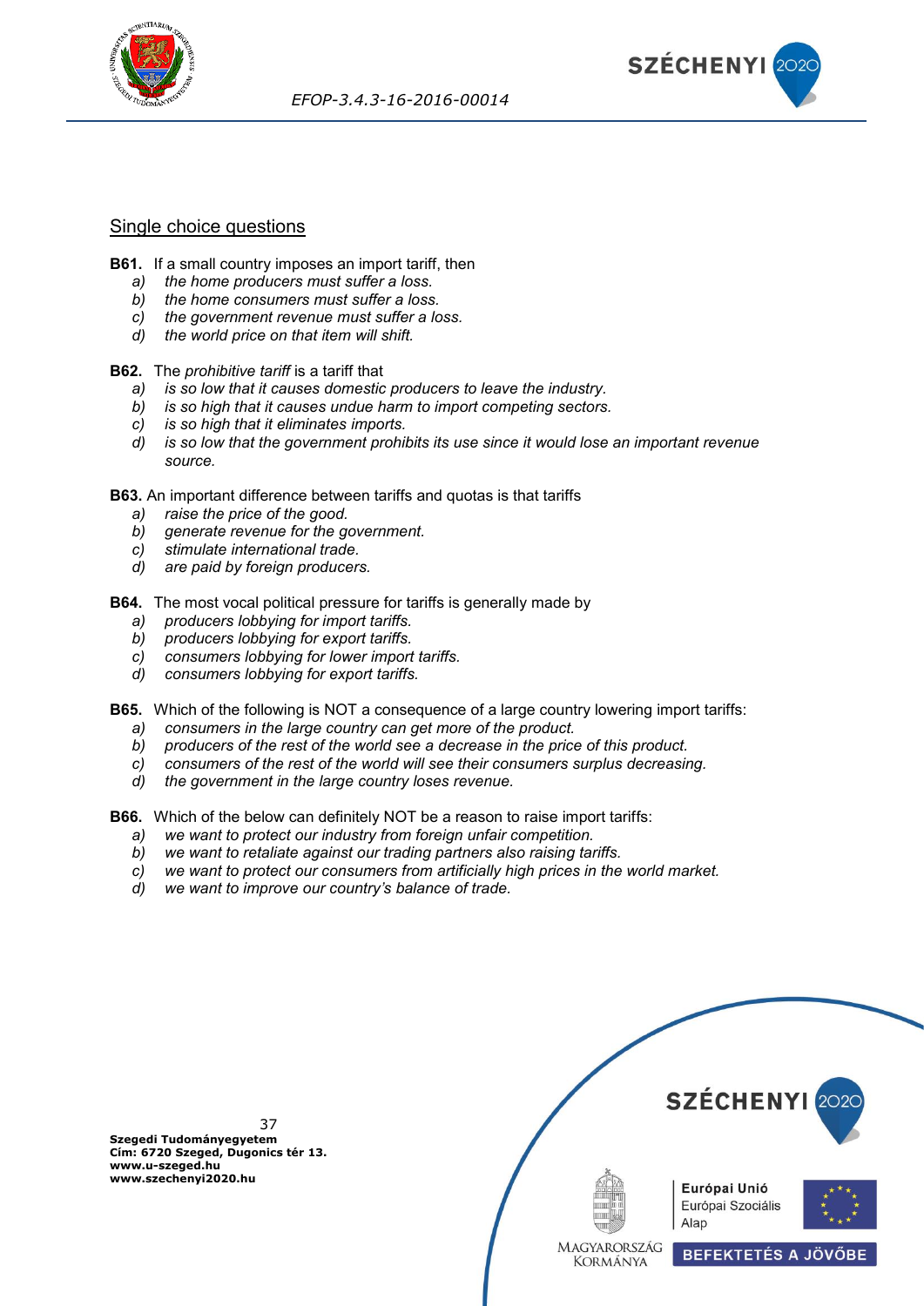## Single choice questions

**B61.** If a small country imposes an import tariff, then

a) *the home producers must suffer a loss.*
b) *the home consumers must suffer a loss.*
c) *the government revenue must suffer a loss.*
d) *the world price on that item will shift.*

**B62.** The *prohibitive tariff* is a tariff that

a) *is so low that it causes domestic producers to leave the industry.*
b) *is so high that it causes undue harm to import competing sectors.*
c) *is so high that it eliminates imports.*
d) *is so low that the government prohibits its use since it would lose an important revenue source.*

**B63.** An important difference between tariffs and quotas is that tariffs

a) *raise the price of the good.*
b) *generate revenue for the government.*
c) *stimulate international trade.*
d) *are paid by foreign producers.*

**B64.** The most vocal political pressure for tariffs is generally made by

a) *producers lobbying for import tariffs.*
b) *producers lobbying for export tariffs.*
c) *consumers lobbying for lower import tariffs.*
d) *consumers lobbying for export tariffs.*

**B65.** Which of the following is NOT a consequence of a large country lowering import tariffs:

a) *consumers in the large country can get more of the product.*
b) *producers of the rest of the world see a decrease in the price of this product.*
c) *consumers of the rest of the world will see their consumers surplus decreasing.*
d) *the government in the large country loses revenue.*

**B66.** Which of the below can definitely NOT be a reason to raise import tariffs:

a) *we want to protect our industry from foreign unfair competition.*
b) *we want to retaliate against our trading partners also raising tariffs.*
c) *we want to protect our consumers from artificially high prices in the world market.*
d) *we want to improve our country's balance of trade.*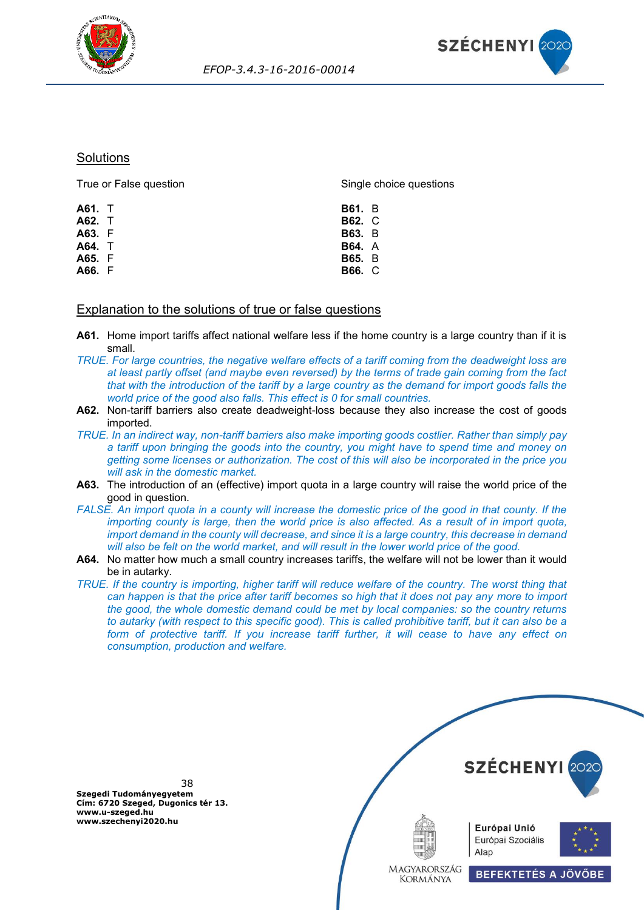## Solutions

| True or False question | | Single choice questions | |
|---|---|---|---|
| **A61.** | T | **B61.** | B |
| **A62.** | T | **B62.** | C |
| **A63.** | F | **B63.** | B |
| **A64.** | T | **B64.** | A |
| **A65.** | F | **B65.** | B |
| **A66.** | F | **B66.** | C |

## Explanation to the solutions of true or false questions

**A61.** Home import tariffs affect national welfare less if the home country is a large country than if it is small.

*TRUE. For large countries, the negative welfare effects of a tariff coming from the deadweight loss are at least partly offset (and maybe even reversed) by the terms of trade gain coming from the fact that with the introduction of the tariff by a large country as the demand for import goods falls the world price of the good also falls. This effect is 0 for small countries.*

**A62.** Non-tariff barriers also create deadweight-loss because they also increase the cost of goods imported.

*TRUE. In an indirect way, non-tariff barriers also make importing goods costlier. Rather than simply pay a tariff upon bringing the goods into the country, you might have to spend time and money on getting some licenses or authorization. The cost of this will also be incorporated in the price you will ask in the domestic market.*

**A63.** The introduction of an (effective) import quota in a large country will raise the world price of the good in question.

*FALSE. An import quota in a county will increase the domestic price of the good in that county. If the importing county is large, then the world price is also affected. As a result of in import quota, import demand in the county will decrease, and since it is a large country, this decrease in demand will also be felt on the world market, and will result in the lower world price of the good.*

**A64.** No matter how much a small country increases tariffs, the welfare will not be lower than it would be in autarky.

*TRUE. If the country is importing, higher tariff will reduce welfare of the country. The worst thing that can happen is that the price after tariff becomes so high that it does not pay any more to import the good, the whole domestic demand could be met by local companies: so the country returns to autarky (with respect to this specific good). This is called prohibitive tariff, but it can also be a form of protective tariff. If you increase tariff further, it will cease to have any effect on consumption, production and welfare.*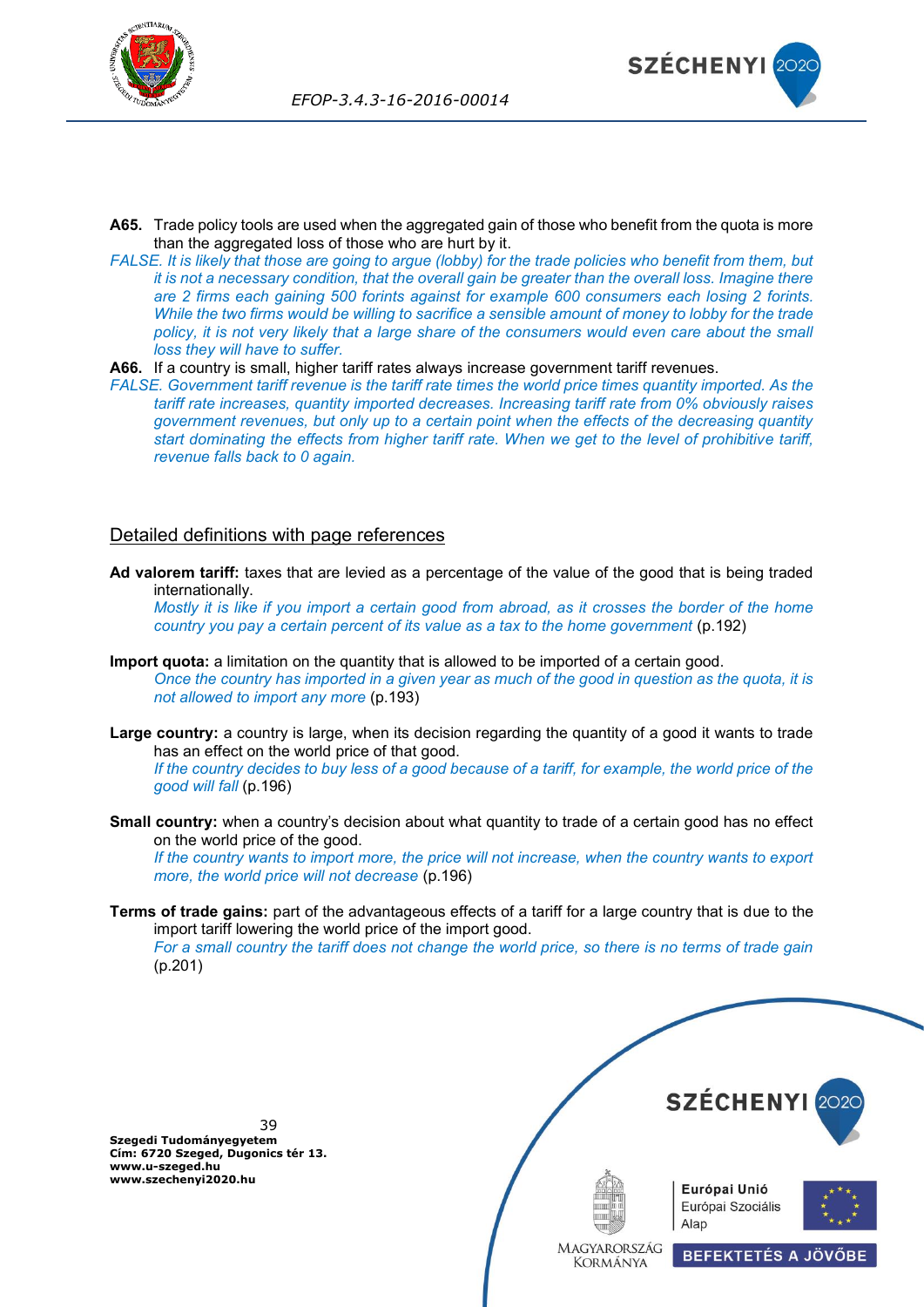**A65.** Trade policy tools are used when the aggregated gain of those who benefit from the quota is more than the aggregated loss of those who are hurt by it.

*FALSE. It is likely that those are going to argue (lobby) for the trade policies who benefit from them, but it is not a necessary condition, that the overall gain be greater than the overall loss. Imagine there are 2 firms each gaining 500 forints against for example 600 consumers each losing 2 forints. While the two firms would be willing to sacrifice a sensible amount of money to lobby for the trade policy, it is not very likely that a large share of the consumers would even care about the small loss they will have to suffer.*

**A66.** If a country is small, higher tariff rates always increase government tariff revenues.

*FALSE. Government tariff revenue is the tariff rate times the world price times quantity imported. As the tariff rate increases, quantity imported decreases. Increasing tariff rate from 0% obviously raises government revenues, but only up to a certain point when the effects of the decreasing quantity start dominating the effects from higher tariff rate. When we get to the level of prohibitive tariff, revenue falls back to 0 again.*

## Detailed definitions with page references

**Ad valorem tariff:** taxes that are levied as a percentage of the value of the good that is being traded internationally.
*Mostly it is like if you import a certain good from abroad, as it crosses the border of the home country you pay a certain percent of its value as a tax to the home government* (p.192)

**Import quota:** a limitation on the quantity that is allowed to be imported of a certain good.
*Once the country has imported in a given year as much of the good in question as the quota, it is not allowed to import any more* (p.193)

**Large country:** a country is large, when its decision regarding the quantity of a good it wants to trade has an effect on the world price of that good.
*If the country decides to buy less of a good because of a tariff, for example, the world price of the good will fall* (p.196)

**Small country:** when a country's decision about what quantity to trade of a certain good has no effect on the world price of the good.
*If the country wants to import more, the price will not increase, when the country wants to export more, the world price will not decrease* (p.196)

**Terms of trade gains:** part of the advantageous effects of a tariff for a large country that is due to the import tariff lowering the world price of the import good.
*For a small country the tariff does not change the world price, so there is no terms of trade gain* (p.201)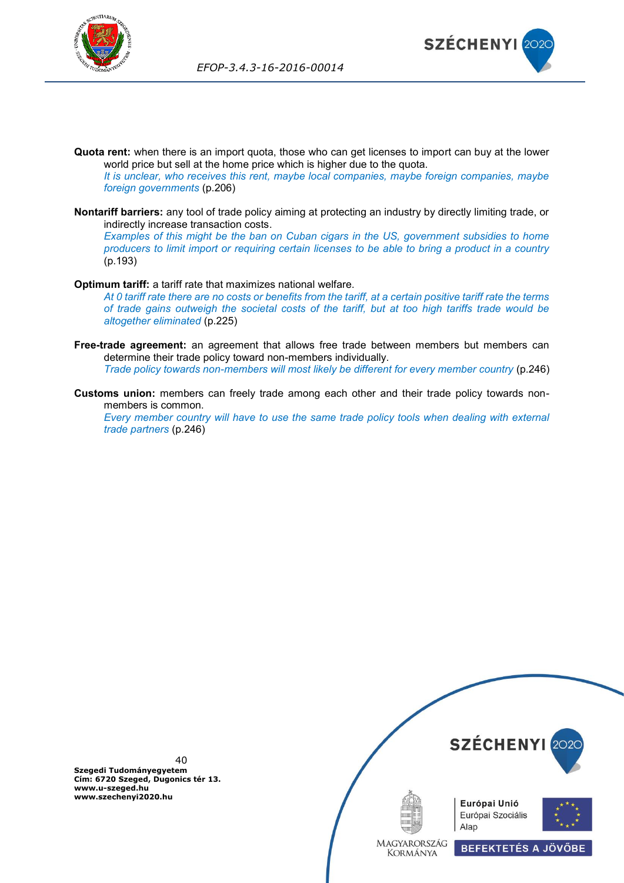**Quota rent:** when there is an import quota, those who can get licenses to import can buy at the lower world price but sell at the home price which is higher due to the quota.
*It is unclear, who receives this rent, maybe local companies, maybe foreign companies, maybe foreign governments* (p.206)

**Nontariff barriers:** any tool of trade policy aiming at protecting an industry by directly limiting trade, or indirectly increase transaction costs.
*Examples of this might be the ban on Cuban cigars in the US, government subsidies to home producers to limit import or requiring certain licenses to be able to bring a product in a country* (p.193)

**Optimum tariff:** a tariff rate that maximizes national welfare.
*At 0 tariff rate there are no costs or benefits from the tariff, at a certain positive tariff rate the terms of trade gains outweigh the societal costs of the tariff, but at too high tariffs trade would be altogether eliminated* (p.225)

**Free-trade agreement:** an agreement that allows free trade between members but members can determine their trade policy toward non-members individually.
*Trade policy towards non-members will most likely be different for every member country* (p.246)

**Customs union:** members can freely trade among each other and their trade policy towards non-members is common.
*Every member country will have to use the same trade policy tools when dealing with external trade partners* (p.246)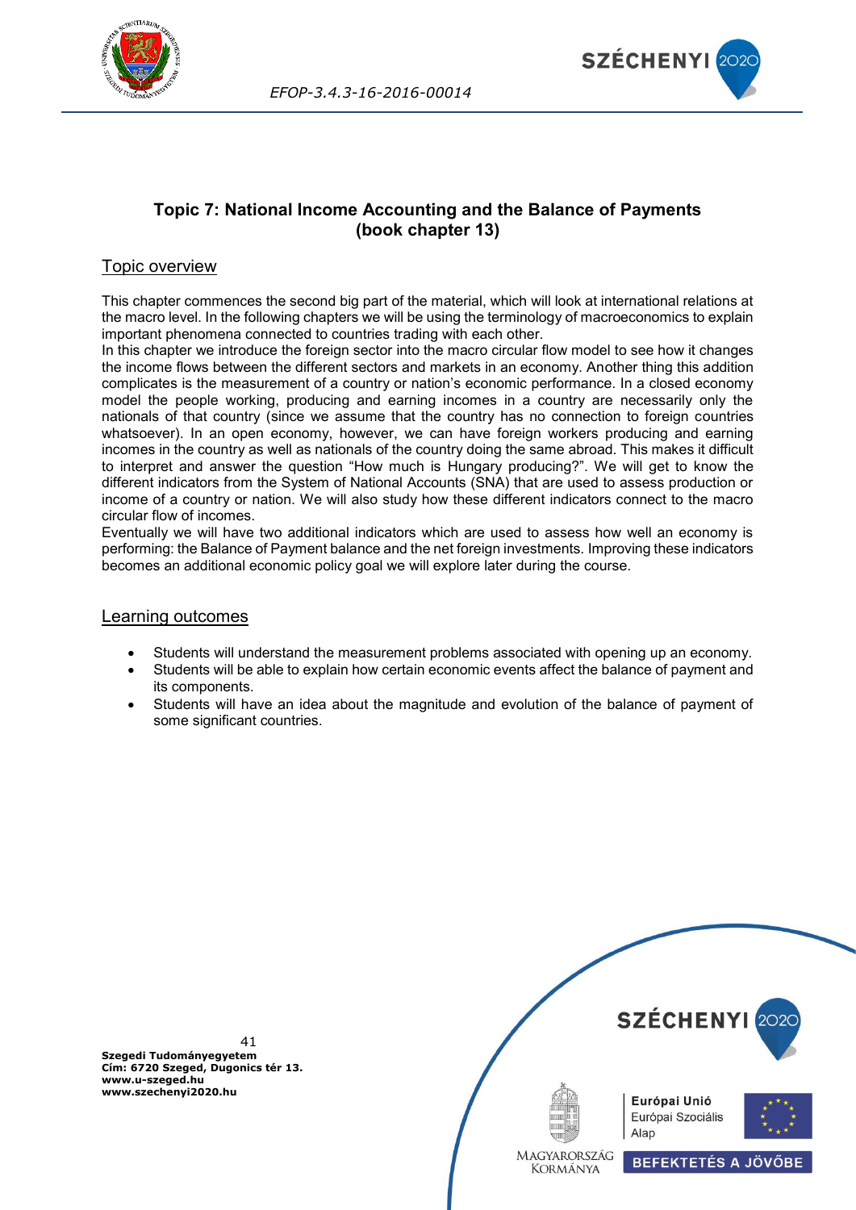# Topic 7: National Income Accounting and the Balance of Payments (book chapter 13)

## Topic overview

This chapter commences the second big part of the material, which will look at international relations at the macro level. In the following chapters we will be using the terminology of macroeconomics to explain important phenomena connected to countries trading with each other.

In this chapter we introduce the foreign sector into the macro circular flow model to see how it changes the income flows between the different sectors and markets in an economy. Another thing this addition complicates is the measurement of a country or nation's economic performance. In a closed economy model the people working, producing and earning incomes in a country are necessarily only the nationals of that country (since we assume that the country has no connection to foreign countries whatsoever). In an open economy, however, we can have foreign workers producing and earning incomes in the country as well as nationals of the country doing the same abroad. This makes it difficult to interpret and answer the question "How much is Hungary producing?". We will get to know the different indicators from the System of National Accounts (SNA) that are used to assess production or income of a country or nation. We will also study how these different indicators connect to the macro circular flow of incomes.

Eventually we will have two additional indicators which are used to assess how well an economy is performing: the Balance of Payment balance and the net foreign investments. Improving these indicators becomes an additional economic policy goal we will explore later during the course.

## Learning outcomes

- Students will understand the measurement problems associated with opening up an economy.
- Students will be able to explain how certain economic events affect the balance of payment and its components.
- Students will have an idea about the magnitude and evolution of the balance of payment of some significant countries.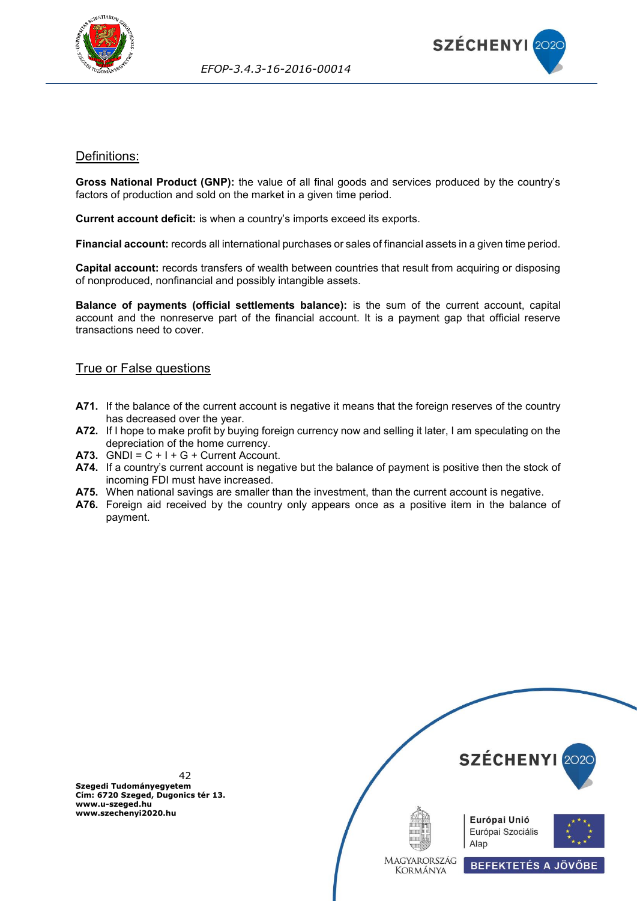## Definitions:

**Gross National Product (GNP):** the value of all final goods and services produced by the country's factors of production and sold on the market in a given time period.

**Current account deficit:** is when a country's imports exceed its exports.

**Financial account:** records all international purchases or sales of financial assets in a given time period.

**Capital account:** records transfers of wealth between countries that result from acquiring or disposing of nonproduced, nonfinancial and possibly intangible assets.

**Balance of payments (official settlements balance):** is the sum of the current account, capital account and the nonreserve part of the financial account. It is a payment gap that official reserve transactions need to cover.

## True or False questions

**A71.** If the balance of the current account is negative it means that the foreign reserves of the country has decreased over the year.

**A72.** If I hope to make profit by buying foreign currency now and selling it later, I am speculating on the depreciation of the home currency.

**A73.** GNDI = C + I + G + Current Account.

**A74.** If a country's current account is negative but the balance of payment is positive then the stock of incoming FDI must have increased.

**A75.** When national savings are smaller than the investment, than the current account is negative.

**A76.** Foreign aid received by the country only appears once as a positive item in the balance of payment.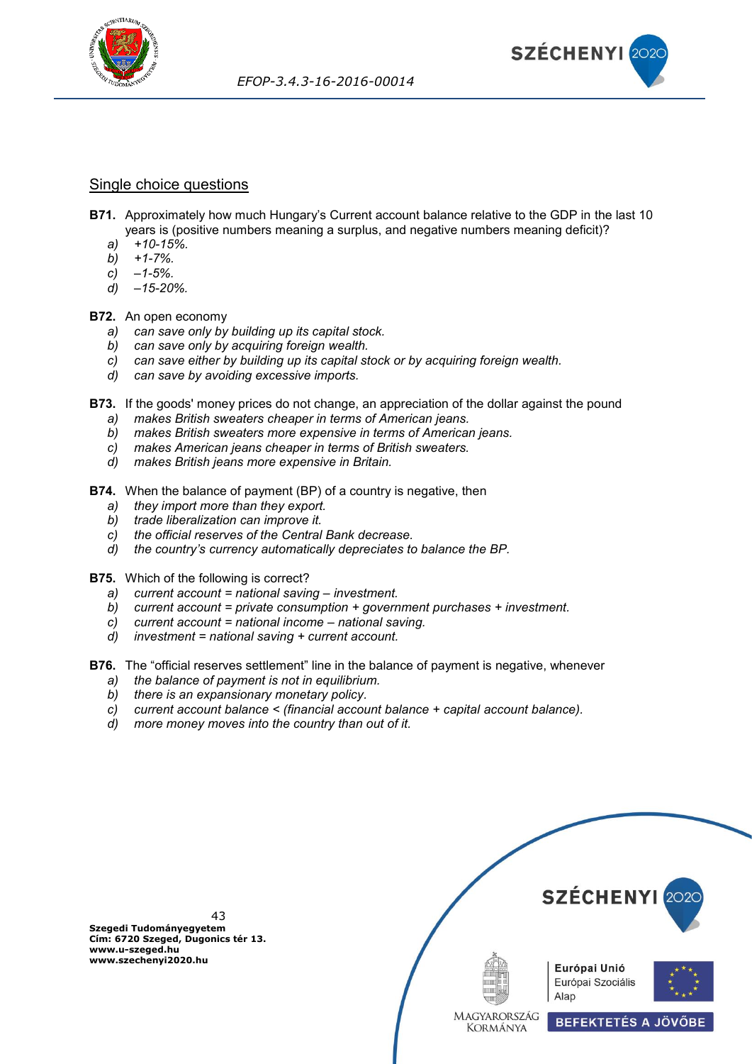## Single choice questions

**B71.** Approximately how much Hungary's Current account balance relative to the GDP in the last 10 years is (positive numbers meaning a surplus, and negative numbers meaning deficit)?

- *a)* *+10-15%.*
- *b)* *+1-7%.*
- *c)* *–1-5%.*
- *d)* *–15-20%.*

**B72.** An open economy

- *a)* *can save only by building up its capital stock.*
- *b)* *can save only by acquiring foreign wealth.*
- *c)* *can save either by building up its capital stock or by acquiring foreign wealth.*
- *d)* *can save by avoiding excessive imports.*

**B73.** If the goods' money prices do not change, an appreciation of the dollar against the pound

- *a)* *makes British sweaters cheaper in terms of American jeans.*
- *b)* *makes British sweaters more expensive in terms of American jeans.*
- *c)* *makes American jeans cheaper in terms of British sweaters.*
- *d)* *makes British jeans more expensive in Britain.*

**B74.** When the balance of payment (BP) of a country is negative, then

- *a)* *they import more than they export.*
- *b)* *trade liberalization can improve it.*
- *c)* *the official reserves of the Central Bank decrease.*
- *d)* *the country's currency automatically depreciates to balance the BP.*

**B75.** Which of the following is correct?

- *a)* *current account = national saving – investment.*
- *b)* *current account = private consumption + government purchases + investment.*
- *c)* *current account = national income – national saving.*
- *d)* *investment = national saving + current account.*

**B76.** The "official reserves settlement" line in the balance of payment is negative, whenever

- *a)* *the balance of payment is not in equilibrium.*
- *b)* *there is an expansionary monetary policy.*
- *c)* *current account balance < (financial account balance + capital account balance).*
- *d)* *more money moves into the country than out of it.*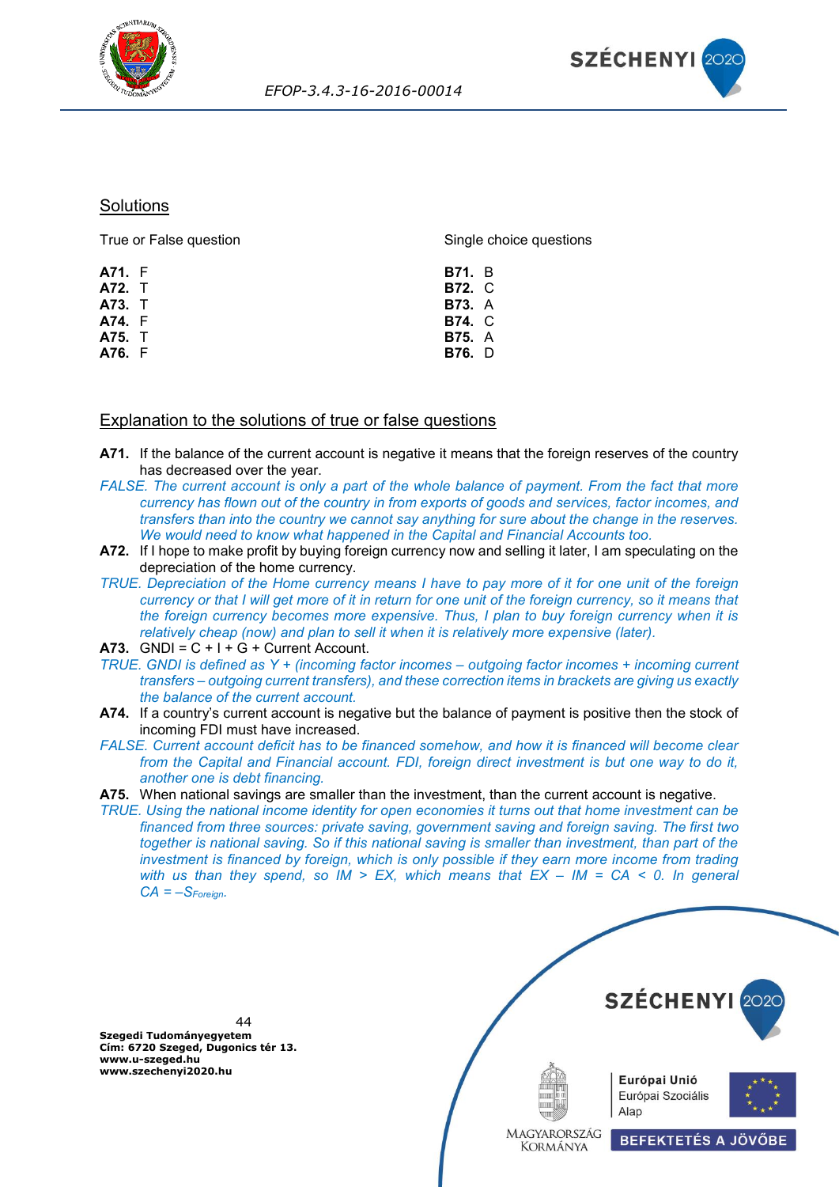## Solutions

| True or False question | | Single choice questions | |
|---|---|---|---|
| **A71.** | F | **B71.** | B |
| **A72.** | T | **B72.** | C |
| **A73.** | T | **B73.** | A |
| **A74.** | F | **B74.** | C |
| **A75.** | T | **B75.** | A |
| **A76.** | F | **B76.** | D |

## Explanation to the solutions of true or false questions

**A71.** If the balance of the current account is negative it means that the foreign reserves of the country has decreased over the year.

*FALSE. The current account is only a part of the whole balance of payment. From the fact that more currency has flown out of the country in from exports of goods and services, factor incomes, and transfers than into the country we cannot say anything for sure about the change in the reserves. We would need to know what happened in the Capital and Financial Accounts too.*

**A72.** If I hope to make profit by buying foreign currency now and selling it later, I am speculating on the depreciation of the home currency.

*TRUE. Depreciation of the Home currency means I have to pay more of it for one unit of the foreign currency or that I will get more of it in return for one unit of the foreign currency, so it means that the foreign currency becomes more expensive. Thus, I plan to buy foreign currency when it is relatively cheap (now) and plan to sell it when it is relatively more expensive (later).*

**A73.** GNDI = C + I + G + Current Account.

*TRUE. GNDI is defined as Y + (incoming factor incomes – outgoing factor incomes + incoming current transfers – outgoing current transfers), and these correction items in brackets are giving us exactly the balance of the current account.*

**A74.** If a country's current account is negative but the balance of payment is positive then the stock of incoming FDI must have increased.

*FALSE. Current account deficit has to be financed somehow, and how it is financed will become clear from the Capital and Financial account. FDI, foreign direct investment is but one way to do it, another one is debt financing.*

**A75.** When national savings are smaller than the investment, than the current account is negative.

*TRUE. Using the national income identity for open economies it turns out that home investment can be financed from three sources: private saving, government saving and foreign saving. The first two together is national saving. So if this national saving is smaller than investment, than part of the investment is financed by foreign, which is only possible if they earn more income from trading with us than they spend, so IM > EX, which means that EX – IM = CA < 0. In general* $CA = -S_{Foreign}$.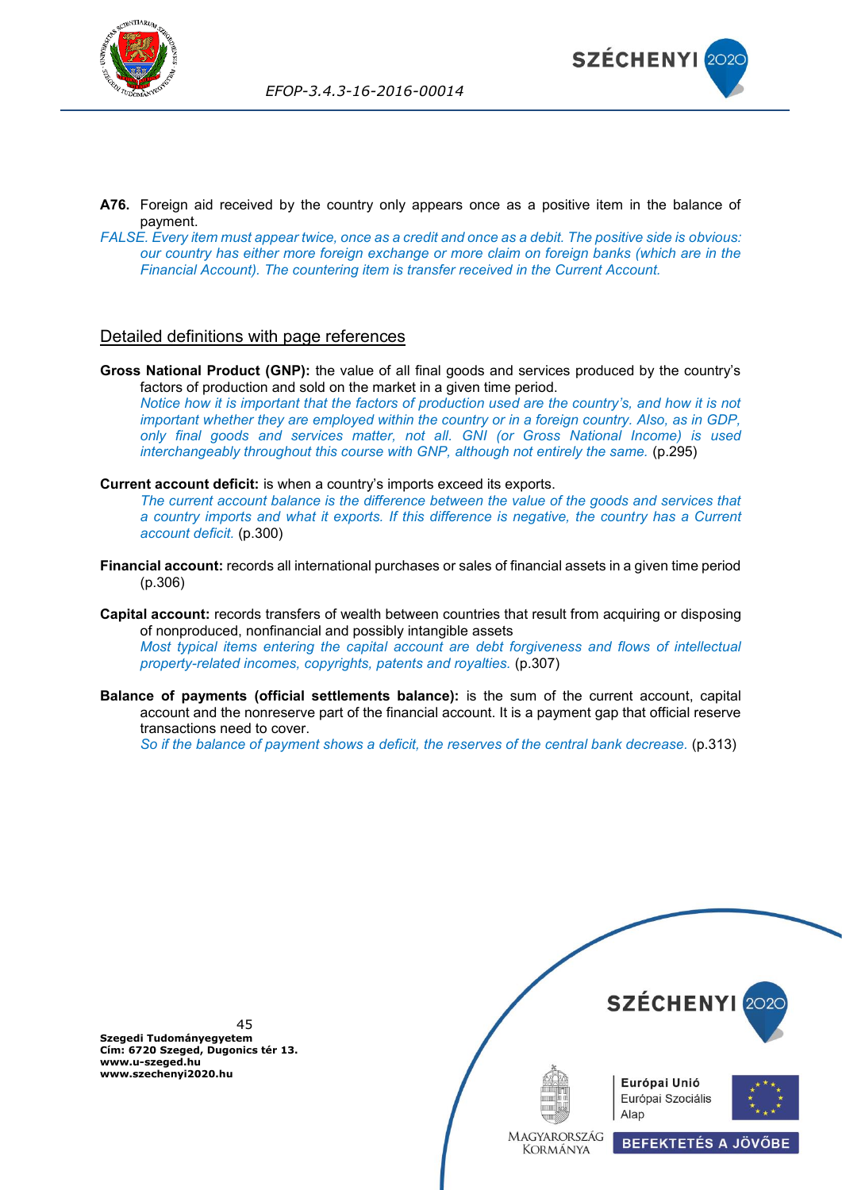**A76.** Foreign aid received by the country only appears once as a positive item in the balance of payment.

*FALSE. Every item must appear twice, once as a credit and once as a debit. The positive side is obvious: our country has either more foreign exchange or more claim on foreign banks (which are in the Financial Account). The countering item is transfer received in the Current Account.*

## Detailed definitions with page references

**Gross National Product (GNP):** the value of all final goods and services produced by the country's factors of production and sold on the market in a given time period.
*Notice how it is important that the factors of production used are the country's, and how it is not important whether they are employed within the country or in a foreign country. Also, as in GDP, only final goods and services matter, not all. GNI (or Gross National Income) is used interchangeably throughout this course with GNP, although not entirely the same.* (p.295)

**Current account deficit:** is when a country's imports exceed its exports.
*The current account balance is the difference between the value of the goods and services that a country imports and what it exports. If this difference is negative, the country has a Current account deficit.* (p.300)

**Financial account:** records all international purchases or sales of financial assets in a given time period (p.306)

**Capital account:** records transfers of wealth between countries that result from acquiring or disposing of nonproduced, nonfinancial and possibly intangible assets
*Most typical items entering the capital account are debt forgiveness and flows of intellectual property-related incomes, copyrights, patents and royalties.* (p.307)

**Balance of payments (official settlements balance):** is the sum of the current account, capital account and the nonreserve part of the financial account. It is a payment gap that official reserve transactions need to cover.
*So if the balance of payment shows a deficit, the reserves of the central bank decrease.* (p.313)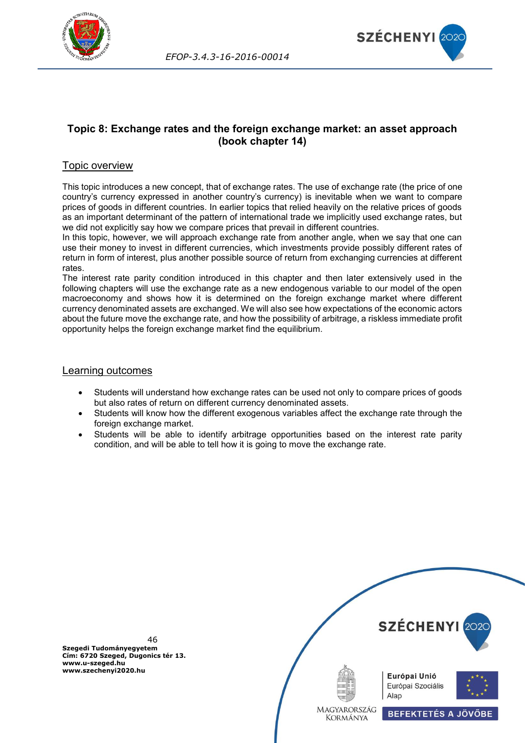## Topic 8: Exchange rates and the foreign exchange market: an asset approach (book chapter 14)

### Topic overview

This topic introduces a new concept, that of exchange rates. The use of exchange rate (the price of one country's currency expressed in another country's currency) is inevitable when we want to compare prices of goods in different countries. In earlier topics that relied heavily on the relative prices of goods as an important determinant of the pattern of international trade we implicitly used exchange rates, but we did not explicitly say how we compare prices that prevail in different countries.
In this topic, however, we will approach exchange rate from another angle, when we say that one can use their money to invest in different currencies, which investments provide possibly different rates of return in form of interest, plus another possible source of return from exchanging currencies at different rates.
The interest rate parity condition introduced in this chapter and then later extensively used in the following chapters will use the exchange rate as a new endogenous variable to our model of the open macroeconomy and shows how it is determined on the foreign exchange market where different currency denominated assets are exchanged. We will also see how expectations of the economic actors about the future move the exchange rate, and how the possibility of arbitrage, a riskless immediate profit opportunity helps the foreign exchange market find the equilibrium.

### Learning outcomes

- Students will understand how exchange rates can be used not only to compare prices of goods but also rates of return on different currency denominated assets.
- Students will know how the different exogenous variables affect the exchange rate through the foreign exchange market.
- Students will be able to identify arbitrage opportunities based on the interest rate parity condition, and will be able to tell how it is going to move the exchange rate.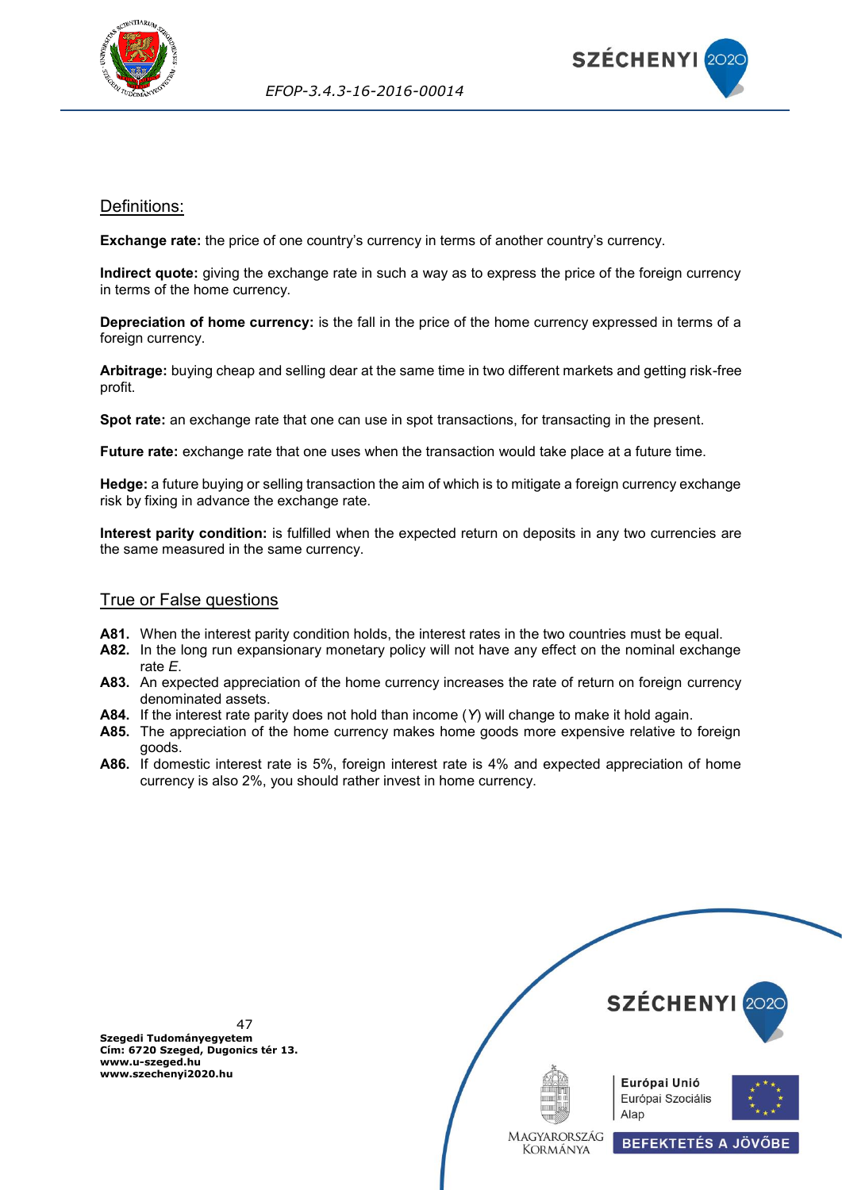## Definitions:

**Exchange rate:** the price of one country's currency in terms of another country's currency.

**Indirect quote:** giving the exchange rate in such a way as to express the price of the foreign currency in terms of the home currency.

**Depreciation of home currency:** is the fall in the price of the home currency expressed in terms of a foreign currency.

**Arbitrage:** buying cheap and selling dear at the same time in two different markets and getting risk-free profit.

**Spot rate:** an exchange rate that one can use in spot transactions, for transacting in the present.

**Future rate:** exchange rate that one uses when the transaction would take place at a future time.

**Hedge:** a future buying or selling transaction the aim of which is to mitigate a foreign currency exchange risk by fixing in advance the exchange rate.

**Interest parity condition:** is fulfilled when the expected return on deposits in any two currencies are the same measured in the same currency.

## True or False questions

**A81.** When the interest parity condition holds, the interest rates in the two countries must be equal.
**A82.** In the long run expansionary monetary policy will not have any effect on the nominal exchange rate *E*.
**A83.** An expected appreciation of the home currency increases the rate of return on foreign currency denominated assets.
**A84.** If the interest rate parity does not hold than income (*Y*) will change to make it hold again.
**A85.** The appreciation of the home currency makes home goods more expensive relative to foreign goods.
**A86.** If domestic interest rate is 5%, foreign interest rate is 4% and expected appreciation of home currency is also 2%, you should rather invest in home currency.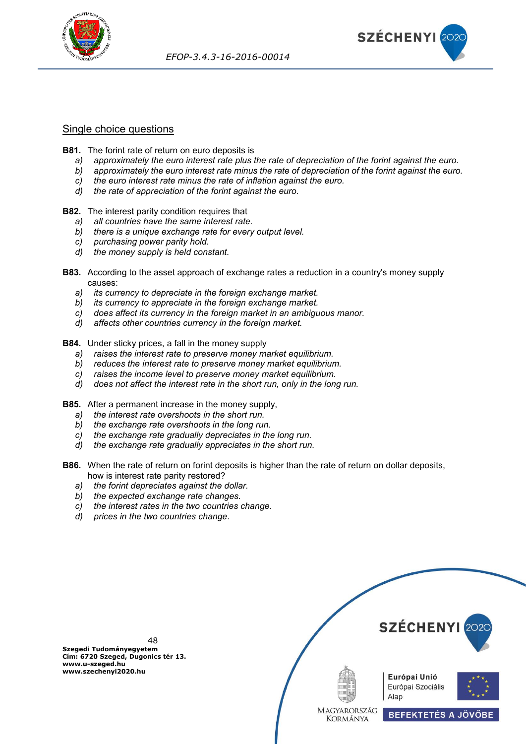## Single choice questions

**B81.** The forint rate of return on euro deposits is

- *a)* *approximately the euro interest rate plus the rate of depreciation of the forint against the euro.*
- *b)* *approximately the euro interest rate minus the rate of depreciation of the forint against the euro.*
- *c)* *the euro interest rate minus the rate of inflation against the euro.*
- *d)* *the rate of appreciation of the forint against the euro.*

**B82.** The interest parity condition requires that

- *a)* *all countries have the same interest rate.*
- *b)* *there is a unique exchange rate for every output level.*
- *c)* *purchasing power parity hold.*
- *d)* *the money supply is held constant.*

**B83.** According to the asset approach of exchange rates a reduction in a country's money supply causes:

- *a)* *its currency to depreciate in the foreign exchange market.*
- *b)* *its currency to appreciate in the foreign exchange market.*
- *c)* *does affect its currency in the foreign market in an ambiguous manor.*
- *d)* *affects other countries currency in the foreign market.*

**B84.** Under sticky prices, a fall in the money supply

- *a)* *raises the interest rate to preserve money market equilibrium.*
- *b)* *reduces the interest rate to preserve money market equilibrium.*
- *c)* *raises the income level to preserve money market equilibrium.*
- *d)* *does not affect the interest rate in the short run, only in the long run.*

**B85.** After a permanent increase in the money supply,

- *a)* *the interest rate overshoots in the short run.*
- *b)* *the exchange rate overshoots in the long run.*
- *c)* *the exchange rate gradually depreciates in the long run.*
- *d)* *the exchange rate gradually appreciates in the short run.*

**B86.** When the rate of return on forint deposits is higher than the rate of return on dollar deposits, how is interest rate parity restored?

- *a)* *the forint depreciates against the dollar.*
- *b)* *the expected exchange rate changes.*
- *c)* *the interest rates in the two countries change.*
- *d)* *prices in the two countries change.*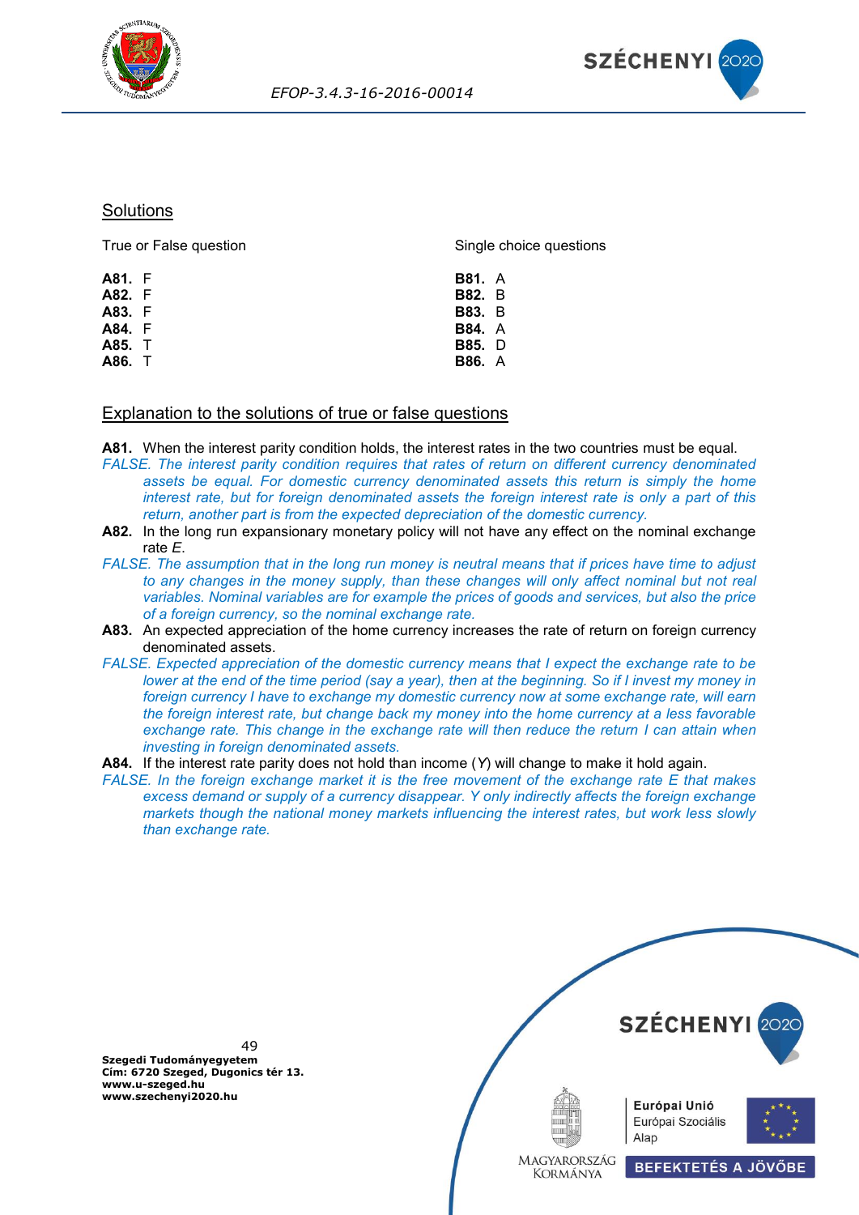## Solutions

True or False question

**A81.** F
**A82.** F
**A83.** F
**A84.** F
**A85.** T
**A86.** T

Single choice questions

**B81.** A
**B82.** B
**B83.** B
**B84.** A
**B85.** D
**B86.** A

## Explanation to the solutions of true or false questions

**A81.** When the interest parity condition holds, the interest rates in the two countries must be equal.

*FALSE. The interest parity condition requires that rates of return on different currency denominated assets be equal. For domestic currency denominated assets this return is simply the home interest rate, but for foreign denominated assets the foreign interest rate is only a part of this return, another part is from the expected depreciation of the domestic currency.*

**A82.** In the long run expansionary monetary policy will not have any effect on the nominal exchange rate *E*.

*FALSE. The assumption that in the long run money is neutral means that if prices have time to adjust to any changes in the money supply, than these changes will only affect nominal but not real variables. Nominal variables are for example the prices of goods and services, but also the price of a foreign currency, so the nominal exchange rate.*

**A83.** An expected appreciation of the home currency increases the rate of return on foreign currency denominated assets.

*FALSE. Expected appreciation of the domestic currency means that I expect the exchange rate to be lower at the end of the time period (say a year), then at the beginning. So if I invest my money in foreign currency I have to exchange my domestic currency now at some exchange rate, will earn the foreign interest rate, but change back my money into the home currency at a less favorable exchange rate. This change in the exchange rate will then reduce the return I can attain when investing in foreign denominated assets.*

**A84.** If the interest rate parity does not hold than income (*Y*) will change to make it hold again.

*FALSE. In the foreign exchange market it is the free movement of the exchange rate E that makes excess demand or supply of a currency disappear. Y only indirectly affects the foreign exchange markets though the national money markets influencing the interest rates, but work less slowly than exchange rate.*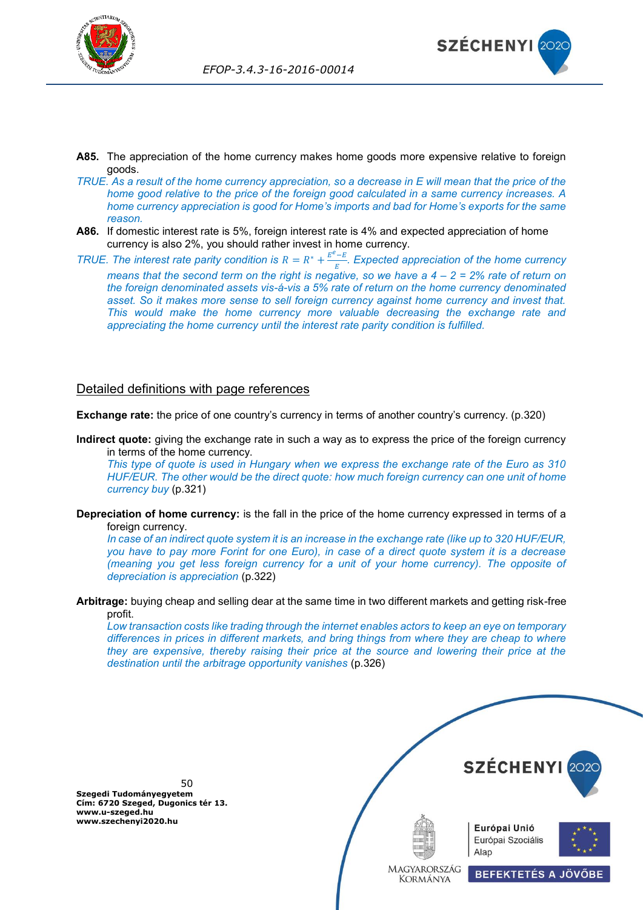**A85.** The appreciation of the home currency makes home goods more expensive relative to foreign goods.

*TRUE. As a result of the home currency appreciation, so a decrease in E will mean that the price of the home good relative to the price of the foreign good calculated in a same currency increases. A home currency appreciation is good for Home's imports and bad for Home's exports for the same reason.*

**A86.** If domestic interest rate is 5%, foreign interest rate is 4% and expected appreciation of home currency is also 2%, you should rather invest in home currency.

*TRUE. The interest rate parity condition is* $R = R^* + \frac{E^e - E}{E}$*. Expected appreciation of the home currency means that the second term on the right is negative, so we have a 4 – 2 = 2% rate of return on the foreign denominated assets vis-á-vis a 5% rate of return on the home currency denominated asset. So it makes more sense to sell foreign currency against home currency and invest that. This would make the home currency more valuable decreasing the exchange rate and appreciating the home currency until the interest rate parity condition is fulfilled.*

## Detailed definitions with page references

**Exchange rate:** the price of one country's currency in terms of another country's currency. (p.320)

**Indirect quote:** giving the exchange rate in such a way as to express the price of the foreign currency in terms of the home currency.
*This type of quote is used in Hungary when we express the exchange rate of the Euro as 310 HUF/EUR. The other would be the direct quote: how much foreign currency can one unit of home currency buy* (p.321)

**Depreciation of home currency:** is the fall in the price of the home currency expressed in terms of a foreign currency.
*In case of an indirect quote system it is an increase in the exchange rate (like up to 320 HUF/EUR, you have to pay more Forint for one Euro), in case of a direct quote system it is a decrease (meaning you get less foreign currency for a unit of your home currency). The opposite of depreciation is appreciation* (p.322)

**Arbitrage:** buying cheap and selling dear at the same time in two different markets and getting risk-free profit.
*Low transaction costs like trading through the internet enables actors to keep an eye on temporary differences in prices in different markets, and bring things from where they are cheap to where they are expensive, thereby raising their price at the source and lowering their price at the destination until the arbitrage opportunity vanishes* (p.326)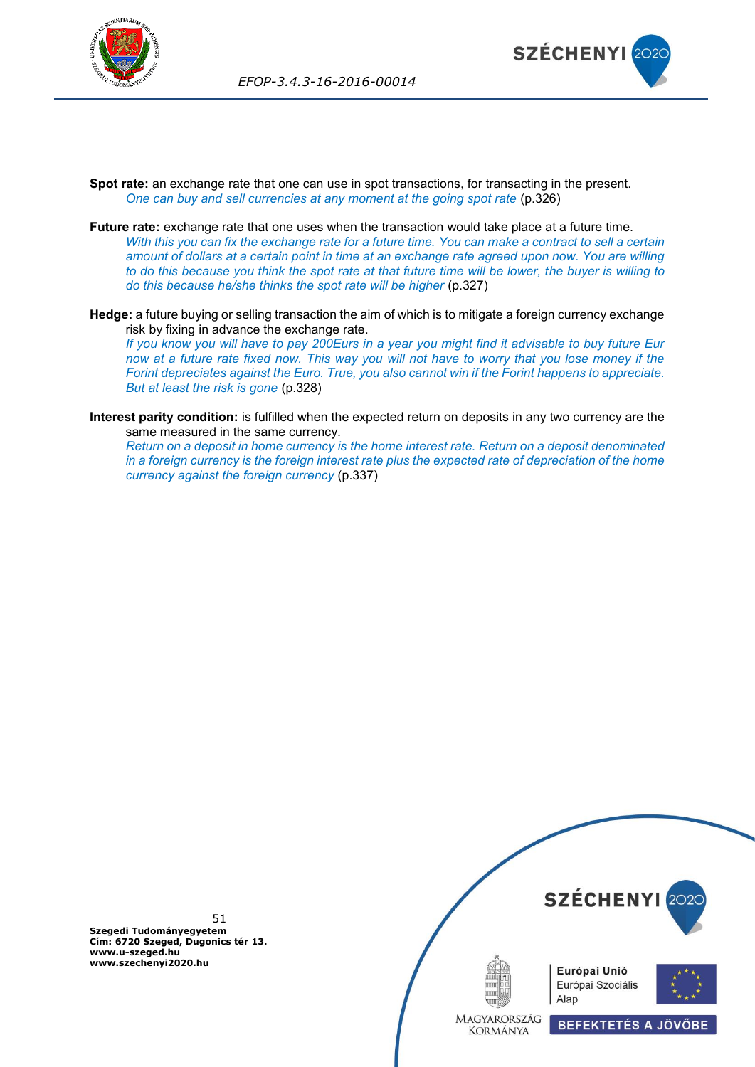**Spot rate:** an exchange rate that one can use in spot transactions, for transacting in the present.
*One can buy and sell currencies at any moment at the going spot rate* (p.326)

**Future rate:** exchange rate that one uses when the transaction would take place at a future time.
*With this you can fix the exchange rate for a future time. You can make a contract to sell a certain amount of dollars at a certain point in time at an exchange rate agreed upon now. You are willing to do this because you think the spot rate at that future time will be lower, the buyer is willing to do this because he/she thinks the spot rate will be higher* (p.327)

**Hedge:** a future buying or selling transaction the aim of which is to mitigate a foreign currency exchange risk by fixing in advance the exchange rate.
*If you know you will have to pay 200Eurs in a year you might find it advisable to buy future Eur now at a future rate fixed now. This way you will not have to worry that you lose money if the Forint depreciates against the Euro. True, you also cannot win if the Forint happens to appreciate. But at least the risk is gone* (p.328)

**Interest parity condition:** is fulfilled when the expected return on deposits in any two currency are the same measured in the same currency.
*Return on a deposit in home currency is the home interest rate. Return on a deposit denominated in a foreign currency is the foreign interest rate plus the expected rate of depreciation of the home currency against the foreign currency* (p.337)

**Szegedi Tudományegyetem**
**Cím: 6720 Szeged, Dugonics tér 13.**
**www.u-szeged.hu**
**www.szechenyi2020.hu**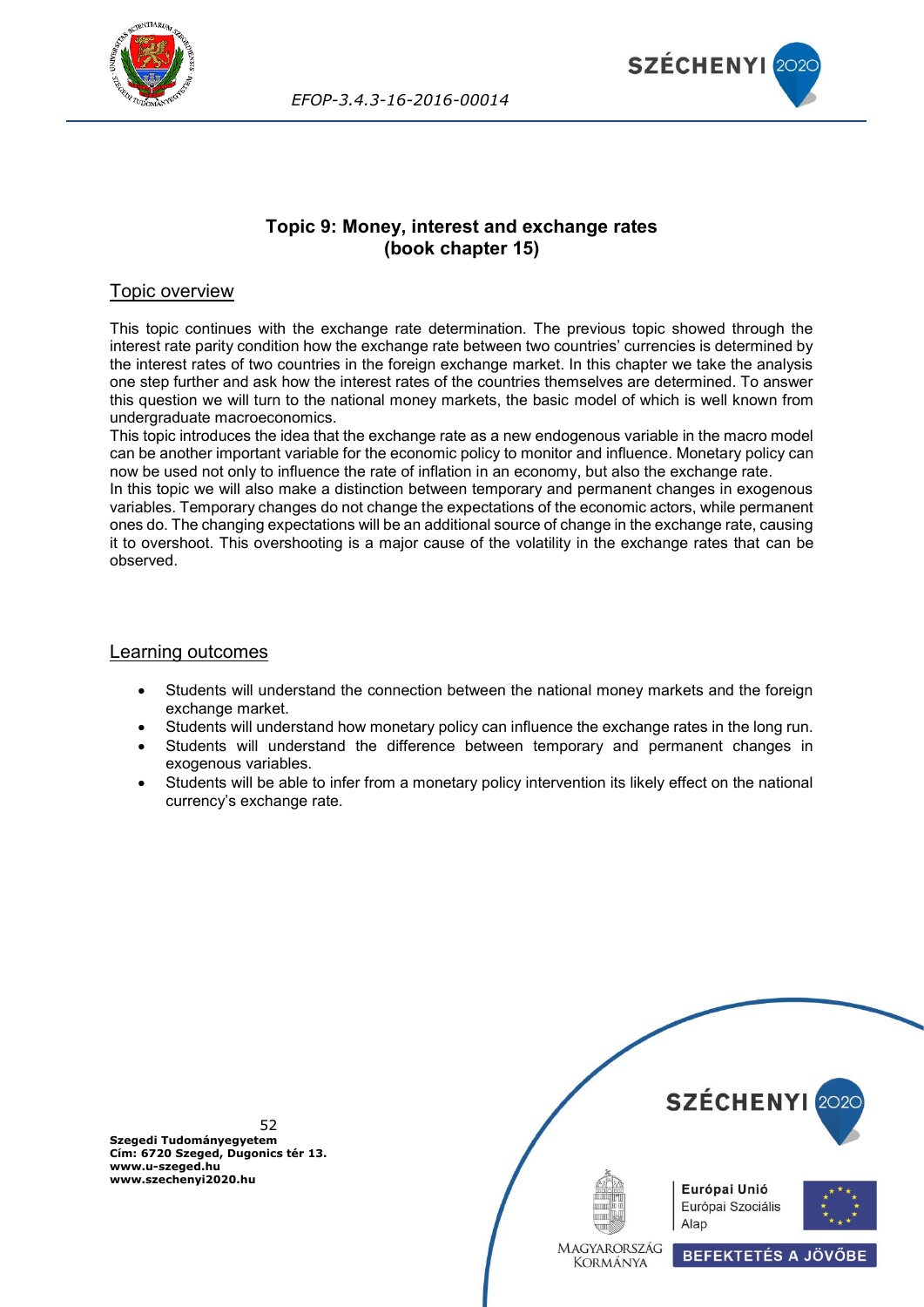# Topic 9: Money, interest and exchange rates
# (book chapter 15)

## Topic overview

This topic continues with the exchange rate determination. The previous topic showed through the interest rate parity condition how the exchange rate between two countries' currencies is determined by the interest rates of two countries in the foreign exchange market. In this chapter we take the analysis one step further and ask how the interest rates of the countries themselves are determined. To answer this question we will turn to the national money markets, the basic model of which is well known from undergraduate macroeconomics.

This topic introduces the idea that the exchange rate as a new endogenous variable in the macro model can be another important variable for the economic policy to monitor and influence. Monetary policy can now be used not only to influence the rate of inflation in an economy, but also the exchange rate.

In this topic we will also make a distinction between temporary and permanent changes in exogenous variables. Temporary changes do not change the expectations of the economic actors, while permanent ones do. The changing expectations will be an additional source of change in the exchange rate, causing it to overshoot. This overshooting is a major cause of the volatility in the exchange rates that can be observed.

## Learning outcomes

- Students will understand the connection between the national money markets and the foreign exchange market.
- Students will understand how monetary policy can influence the exchange rates in the long run.
- Students will understand the difference between temporary and permanent changes in exogenous variables.
- Students will be able to infer from a monetary policy intervention its likely effect on the national currency's exchange rate.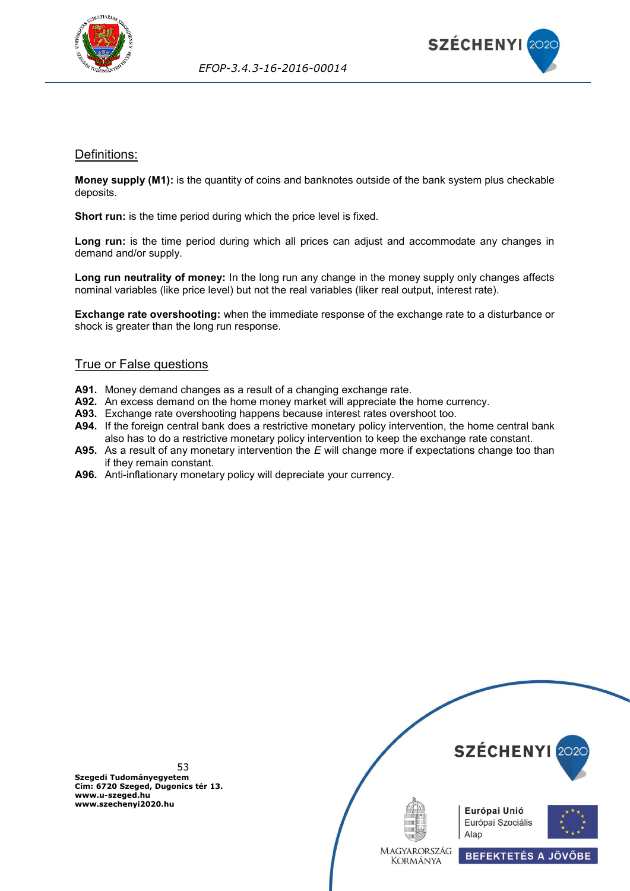## Definitions:

**Money supply (M1):** is the quantity of coins and banknotes outside of the bank system plus checkable deposits.

**Short run:** is the time period during which the price level is fixed.

**Long run:** is the time period during which all prices can adjust and accommodate any changes in demand and/or supply.

**Long run neutrality of money:** In the long run any change in the money supply only changes affects nominal variables (like price level) but not the real variables (liker real output, interest rate).

**Exchange rate overshooting:** when the immediate response of the exchange rate to a disturbance or shock is greater than the long run response.

## True or False questions

**A91.** Money demand changes as a result of a changing exchange rate.
**A92.** An excess demand on the home money market will appreciate the home currency.
**A93.** Exchange rate overshooting happens because interest rates overshoot too.
**A94.** If the foreign central bank does a restrictive monetary policy intervention, the home central bank also has to do a restrictive monetary policy intervention to keep the exchange rate constant.
**A95.** As a result of any monetary intervention the *E* will change more if expectations change too than if they remain constant.
**A96.** Anti-inflationary monetary policy will depreciate your currency.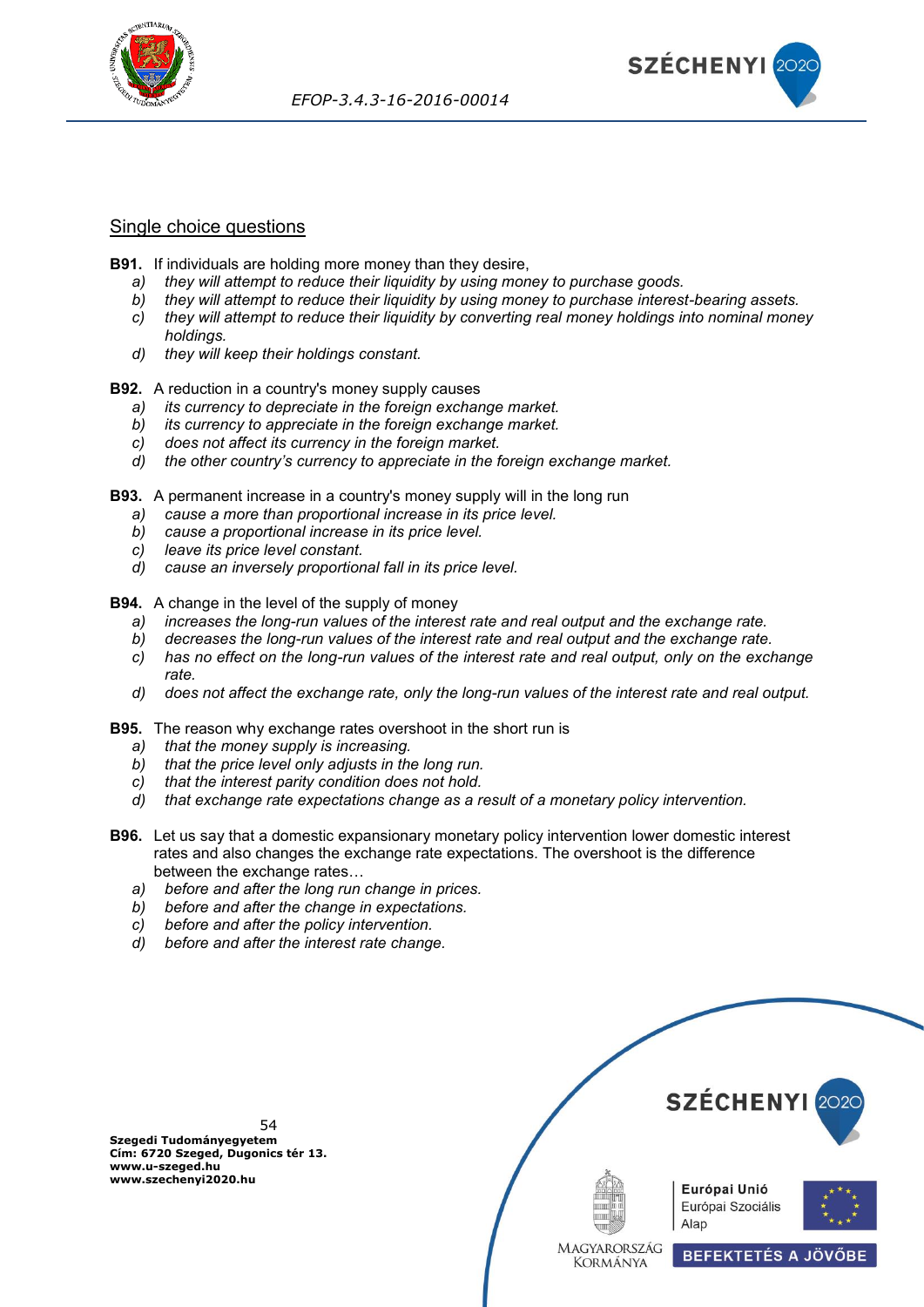## Single choice questions

**B91.** If individuals are holding more money than they desire,

a) *they will attempt to reduce their liquidity by using money to purchase goods.*
b) *they will attempt to reduce their liquidity by using money to purchase interest-bearing assets.*
c) *they will attempt to reduce their liquidity by converting real money holdings into nominal money holdings.*
d) *they will keep their holdings constant.*

**B92.** A reduction in a country's money supply causes

a) *its currency to depreciate in the foreign exchange market.*
b) *its currency to appreciate in the foreign exchange market.*
c) *does not affect its currency in the foreign market.*
d) *the other country's currency to appreciate in the foreign exchange market.*

**B93.** A permanent increase in a country's money supply will in the long run

a) *cause a more than proportional increase in its price level.*
b) *cause a proportional increase in its price level.*
c) *leave its price level constant.*
d) *cause an inversely proportional fall in its price level.*

**B94.** A change in the level of the supply of money

a) *increases the long-run values of the interest rate and real output and the exchange rate.*
b) *decreases the long-run values of the interest rate and real output and the exchange rate.*
c) *has no effect on the long-run values of the interest rate and real output, only on the exchange rate.*
d) *does not affect the exchange rate, only the long-run values of the interest rate and real output.*

**B95.** The reason why exchange rates overshoot in the short run is

a) *that the money supply is increasing.*
b) *that the price level only adjusts in the long run.*
c) *that the interest parity condition does not hold.*
d) *that exchange rate expectations change as a result of a monetary policy intervention.*

**B96.** Let us say that a domestic expansionary monetary policy intervention lower domestic interest rates and also changes the exchange rate expectations. The overshoot is the difference between the exchange rates…

a) *before and after the long run change in prices.*
b) *before and after the change in expectations.*
c) *before and after the policy intervention.*
d) *before and after the interest rate change.*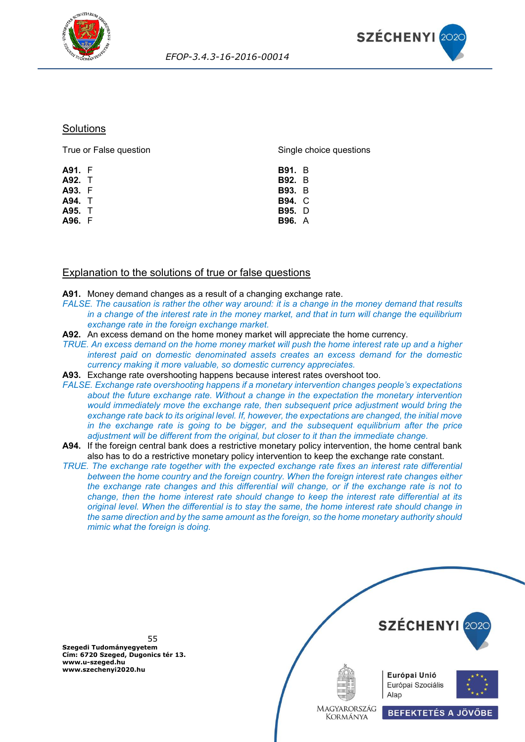## Solutions

| True or False question | | Single choice questions | |
|---|---|---|---|
| **A91.** | F | **B91.** | B |
| **A92.** | T | **B92.** | B |
| **A93.** | F | **B93.** | B |
| **A94.** | T | **B94.** | C |
| **A95.** | T | **B95.** | D |
| **A96.** | F | **B96.** | A |

## Explanation to the solutions of true or false questions

**A91.** Money demand changes as a result of a changing exchange rate.
*FALSE. The causation is rather the other way around: it is a change in the money demand that results in a change of the interest rate in the money market, and that in turn will change the equilibrium exchange rate in the foreign exchange market.*

**A92.** An excess demand on the home money market will appreciate the home currency.
*TRUE. An excess demand on the home money market will push the home interest rate up and a higher interest paid on domestic denominated assets creates an excess demand for the domestic currency making it more valuable, so domestic currency appreciates.*

**A93.** Exchange rate overshooting happens because interest rates overshoot too.
*FALSE. Exchange rate overshooting happens if a monetary intervention changes people's expectations about the future exchange rate. Without a change in the expectation the monetary intervention would immediately move the exchange rate, then subsequent price adjustment would bring the exchange rate back to its original level. If, however, the expectations are changed, the initial move in the exchange rate is going to be bigger, and the subsequent equilibrium after the price adjustment will be different from the original, but closer to it than the immediate change.*

**A94.** If the foreign central bank does a restrictive monetary policy intervention, the home central bank also has to do a restrictive monetary policy intervention to keep the exchange rate constant.
*TRUE. The exchange rate together with the expected exchange rate fixes an interest rate differential between the home country and the foreign country. When the foreign interest rate changes either the exchange rate changes and this differential will change, or if the exchange rate is not to change, then the home interest rate should change to keep the interest rate differential at its original level. When the differential is to stay the same, the home interest rate should change in the same direction and by the same amount as the foreign, so the home monetary authority should mimic what the foreign is doing.*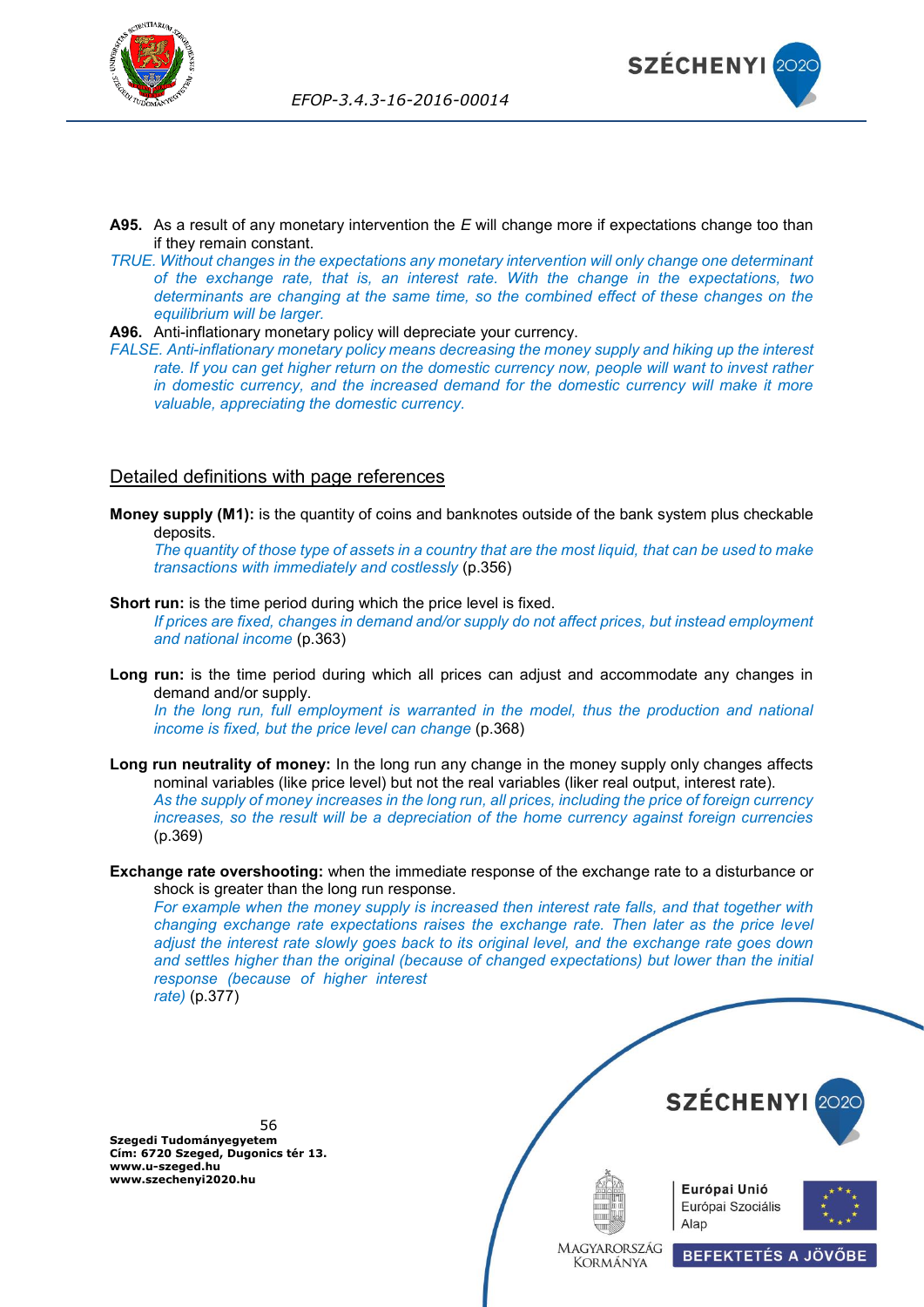**A95.** As a result of any monetary intervention the *E* will change more if expectations change too than if they remain constant.

*TRUE. Without changes in the expectations any monetary intervention will only change one determinant of the exchange rate, that is, an interest rate. With the change in the expectations, two determinants are changing at the same time, so the combined effect of these changes on the equilibrium will be larger.*

**A96.** Anti-inflationary monetary policy will depreciate your currency.

*FALSE. Anti-inflationary monetary policy means decreasing the money supply and hiking up the interest rate. If you can get higher return on the domestic currency now, people will want to invest rather in domestic currency, and the increased demand for the domestic currency will make it more valuable, appreciating the domestic currency.*

## Detailed definitions with page references

**Money supply (M1):** is the quantity of coins and banknotes outside of the bank system plus checkable deposits.
*The quantity of those type of assets in a country that are the most liquid, that can be used to make transactions with immediately and costlessly* (p.356)

**Short run:** is the time period during which the price level is fixed.
*If prices are fixed, changes in demand and/or supply do not affect prices, but instead employment and national income* (p.363)

**Long run:** is the time period during which all prices can adjust and accommodate any changes in demand and/or supply.
*In the long run, full employment is warranted in the model, thus the production and national income is fixed, but the price level can change* (p.368)

**Long run neutrality of money:** In the long run any change in the money supply only changes affects nominal variables (like price level) but not the real variables (liker real output, interest rate).
*As the supply of money increases in the long run, all prices, including the price of foreign currency increases, so the result will be a depreciation of the home currency against foreign currencies* (p.369)

**Exchange rate overshooting:** when the immediate response of the exchange rate to a disturbance or shock is greater than the long run response.
*For example when the money supply is increased then interest rate falls, and that together with changing exchange rate expectations raises the exchange rate. Then later as the price level adjust the interest rate slowly goes back to its original level, and the exchange rate goes down and settles higher than the original (because of changed expectations) but lower than the initial response (because of higher interest rate)* (p.377)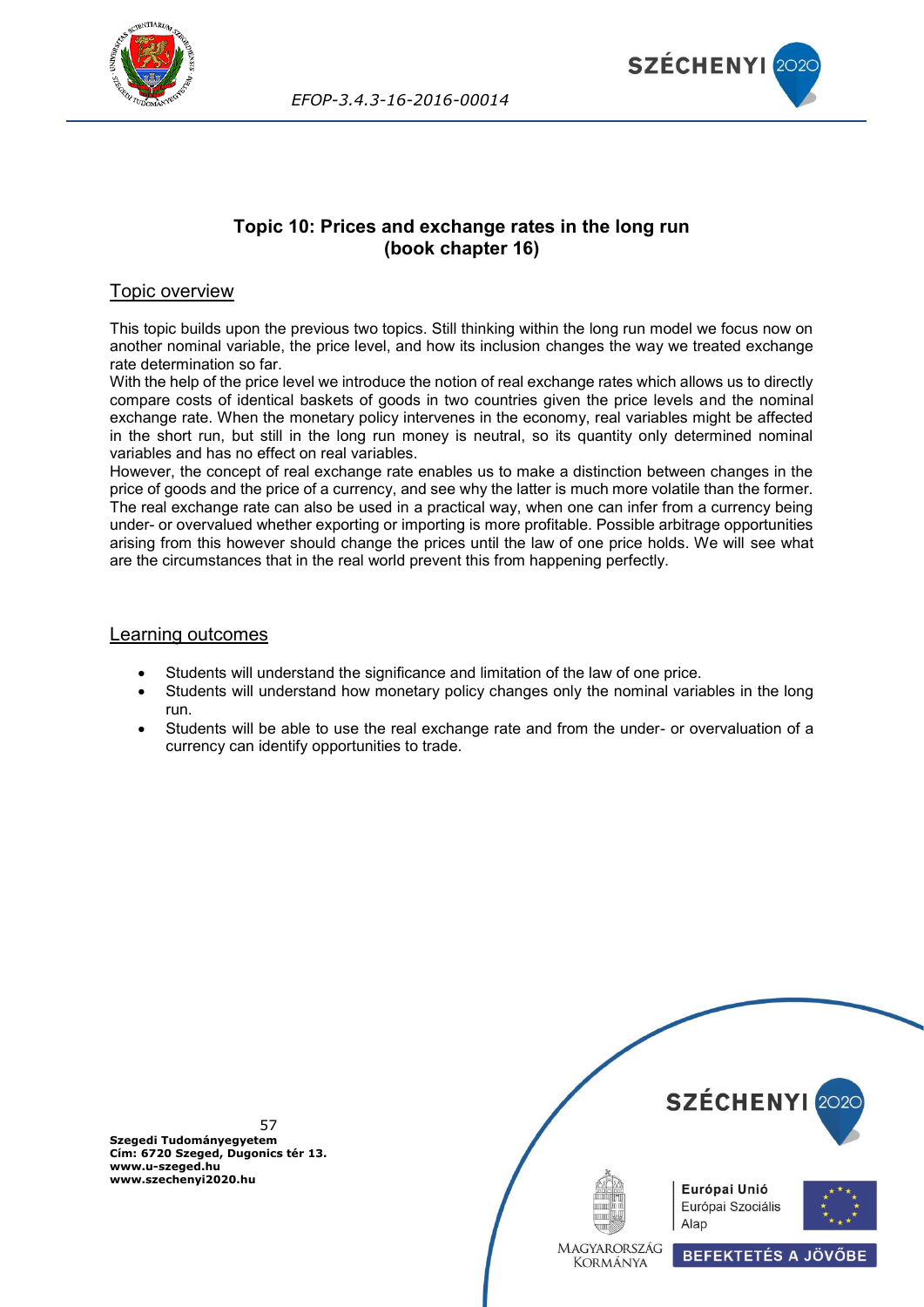# Topic 10: Prices and exchange rates in the long run (book chapter 16)

## Topic overview

This topic builds upon the previous two topics. Still thinking within the long run model we focus now on another nominal variable, the price level, and how its inclusion changes the way we treated exchange rate determination so far.
With the help of the price level we introduce the notion of real exchange rates which allows us to directly compare costs of identical baskets of goods in two countries given the price levels and the nominal exchange rate. When the monetary policy intervenes in the economy, real variables might be affected in the short run, but still in the long run money is neutral, so its quantity only determined nominal variables and has no effect on real variables.
However, the concept of real exchange rate enables us to make a distinction between changes in the price of goods and the price of a currency, and see why the latter is much more volatile than the former. The real exchange rate can also be used in a practical way, when one can infer from a currency being under- or overvalued whether exporting or importing is more profitable. Possible arbitrage opportunities arising from this however should change the prices until the law of one price holds. We will see what are the circumstances that in the real world prevent this from happening perfectly.

## Learning outcomes

- Students will understand the significance and limitation of the law of one price.
- Students will understand how monetary policy changes only the nominal variables in the long run.
- Students will be able to use the real exchange rate and from the under- or overvaluation of a currency can identify opportunities to trade.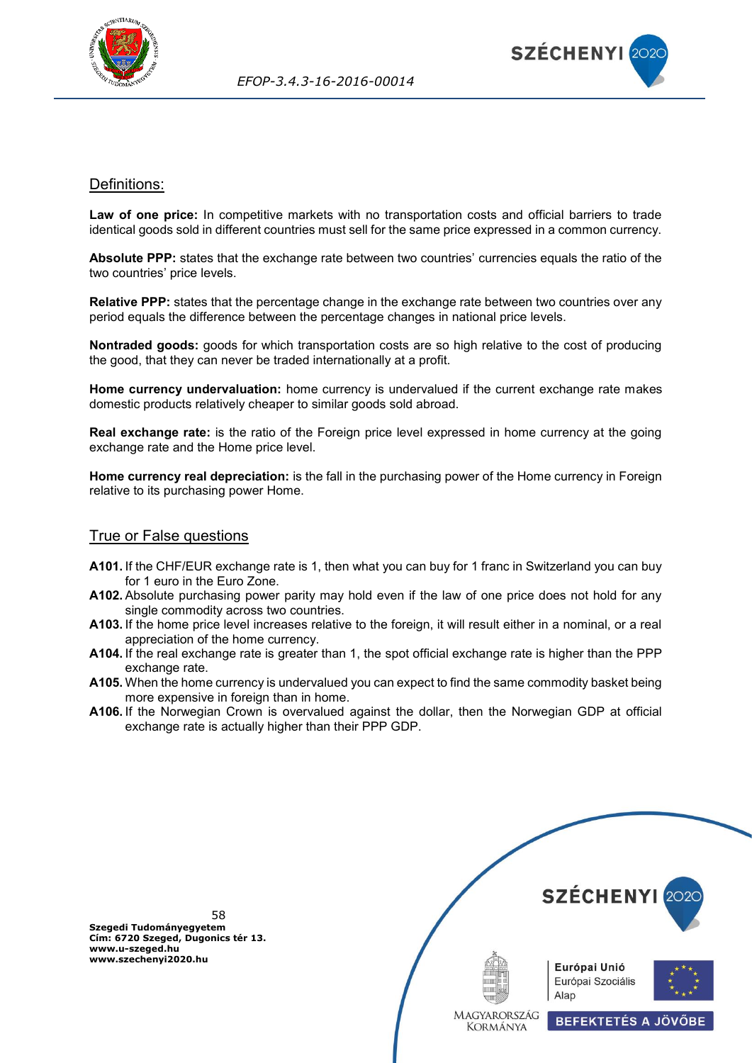## Definitions:

**Law of one price:** In competitive markets with no transportation costs and official barriers to trade identical goods sold in different countries must sell for the same price expressed in a common currency.

**Absolute PPP:** states that the exchange rate between two countries' currencies equals the ratio of the two countries' price levels.

**Relative PPP:** states that the percentage change in the exchange rate between two countries over any period equals the difference between the percentage changes in national price levels.

**Nontraded goods:** goods for which transportation costs are so high relative to the cost of producing the good, that they can never be traded internationally at a profit.

**Home currency undervaluation:** home currency is undervalued if the current exchange rate makes domestic products relatively cheaper to similar goods sold abroad.

**Real exchange rate:** is the ratio of the Foreign price level expressed in home currency at the going exchange rate and the Home price level.

**Home currency real depreciation:** is the fall in the purchasing power of the Home currency in Foreign relative to its purchasing power Home.

## True or False questions

**A101.** If the CHF/EUR exchange rate is 1, then what you can buy for 1 franc in Switzerland you can buy for 1 euro in the Euro Zone.

**A102.** Absolute purchasing power parity may hold even if the law of one price does not hold for any single commodity across two countries.

**A103.** If the home price level increases relative to the foreign, it will result either in a nominal, or a real appreciation of the home currency.

**A104.** If the real exchange rate is greater than 1, the spot official exchange rate is higher than the PPP exchange rate.

**A105.** When the home currency is undervalued you can expect to find the same commodity basket being more expensive in foreign than in home.

**A106.** If the Norwegian Crown is overvalued against the dollar, then the Norwegian GDP at official exchange rate is actually higher than their PPP GDP.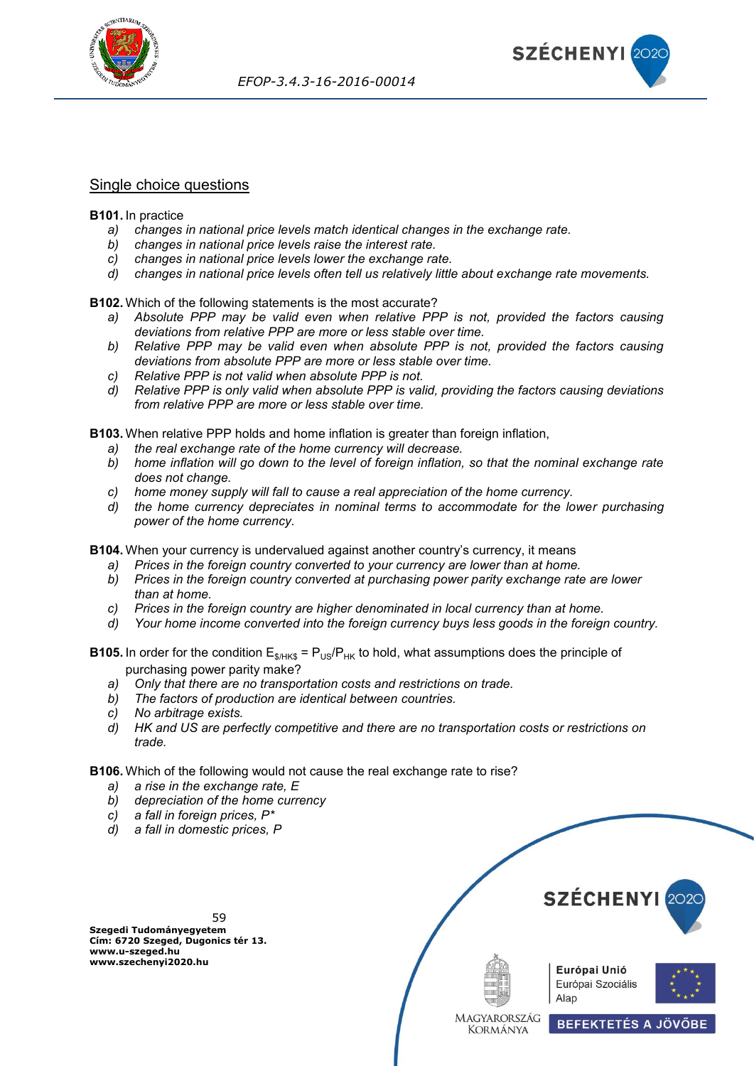## Single choice questions

**B101.** In practice

a) *changes in national price levels match identical changes in the exchange rate.*
b) *changes in national price levels raise the interest rate.*
c) *changes in national price levels lower the exchange rate.*
d) *changes in national price levels often tell us relatively little about exchange rate movements.*

**B102.** Which of the following statements is the most accurate?

a) *Absolute PPP may be valid even when relative PPP is not, provided the factors causing deviations from relative PPP are more or less stable over time.*
b) *Relative PPP may be valid even when absolute PPP is not, provided the factors causing deviations from absolute PPP are more or less stable over time.*
c) *Relative PPP is not valid when absolute PPP is not.*
d) *Relative PPP is only valid when absolute PPP is valid, providing the factors causing deviations from relative PPP are more or less stable over time.*

**B103.** When relative PPP holds and home inflation is greater than foreign inflation,

a) *the real exchange rate of the home currency will decrease.*
b) *home inflation will go down to the level of foreign inflation, so that the nominal exchange rate does not change.*
c) *home money supply will fall to cause a real appreciation of the home currency.*
d) *the home currency depreciates in nominal terms to accommodate for the lower purchasing power of the home currency.*

**B104.** When your currency is undervalued against another country's currency, it means

a) *Prices in the foreign country converted to your currency are lower than at home.*
b) *Prices in the foreign country converted at purchasing power parity exchange rate are lower than at home.*
c) *Prices in the foreign country are higher denominated in local currency than at home.*
d) *Your home income converted into the foreign currency buys less goods in the foreign country.*

**B105.** In order for the condition $E_{\$/HK\$} = P_{US}/P_{HK}$ to hold, what assumptions does the principle of purchasing power parity make?

a) *Only that there are no transportation costs and restrictions on trade.*
b) *The factors of production are identical between countries.*
c) *No arbitrage exists.*
d) *HK and US are perfectly competitive and there are no transportation costs or restrictions on trade.*

**B106.** Which of the following would not cause the real exchange rate to rise?

a) *a rise in the exchange rate, E*
b) *depreciation of the home currency*
c) *a fall in foreign prices, P\**
d) *a fall in domestic prices, P*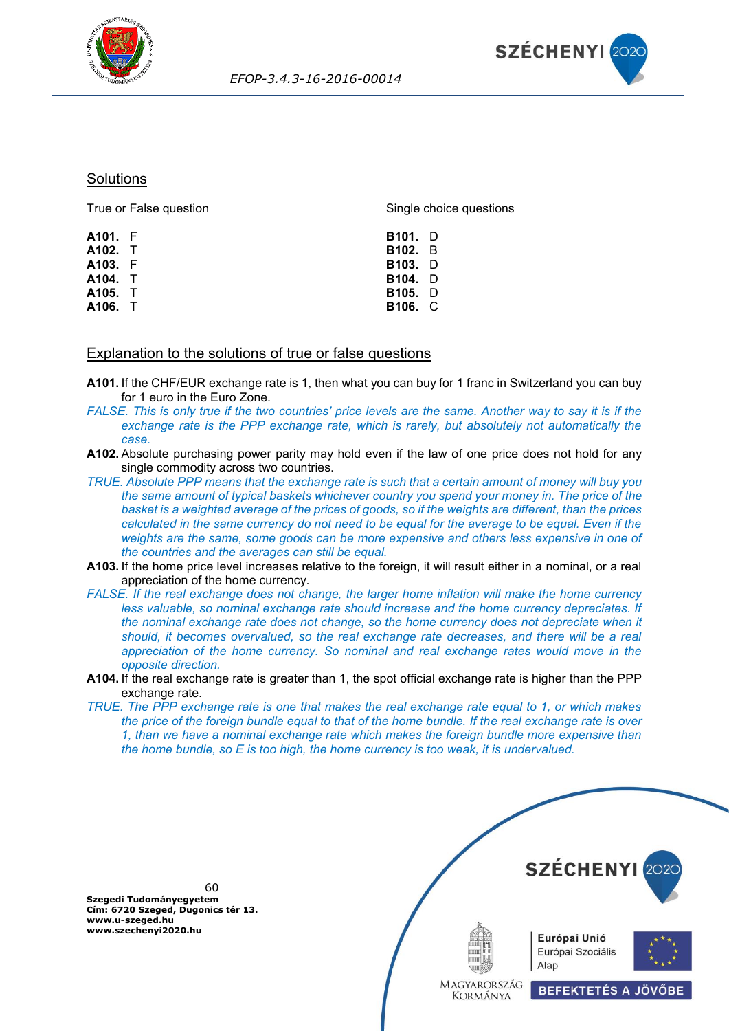## Solutions

True or False question

**A101.** F
**A102.** T
**A103.** F
**A104.** T
**A105.** T
**A106.** T

Single choice questions

**B101.** D
**B102.** B
**B103.** D
**B104.** D
**B105.** D
**B106.** C

## Explanation to the solutions of true or false questions

**A101.** If the CHF/EUR exchange rate is 1, then what you can buy for 1 franc in Switzerland you can buy for 1 euro in the Euro Zone.

*FALSE. This is only true if the two countries' price levels are the same. Another way to say it is if the exchange rate is the PPP exchange rate, which is rarely, but absolutely not automatically the case.*

**A102.** Absolute purchasing power parity may hold even if the law of one price does not hold for any single commodity across two countries.

*TRUE. Absolute PPP means that the exchange rate is such that a certain amount of money will buy you the same amount of typical baskets whichever country you spend your money in. The price of the basket is a weighted average of the prices of goods, so if the weights are different, than the prices calculated in the same currency do not need to be equal for the average to be equal. Even if the weights are the same, some goods can be more expensive and others less expensive in one of the countries and the averages can still be equal.*

**A103.** If the home price level increases relative to the foreign, it will result either in a nominal, or a real appreciation of the home currency.

*FALSE. If the real exchange does not change, the larger home inflation will make the home currency less valuable, so nominal exchange rate should increase and the home currency depreciates. If the nominal exchange rate does not change, so the home currency does not depreciate when it should, it becomes overvalued, so the real exchange rate decreases, and there will be a real appreciation of the home currency. So nominal and real exchange rates would move in the opposite direction.*

**A104.** If the real exchange rate is greater than 1, the spot official exchange rate is higher than the PPP exchange rate.

*TRUE. The PPP exchange rate is one that makes the real exchange rate equal to 1, or which makes the price of the foreign bundle equal to that of the home bundle. If the real exchange rate is over 1, than we have a nominal exchange rate which makes the foreign bundle more expensive than the home bundle, so E is too high, the home currency is too weak, it is undervalued.*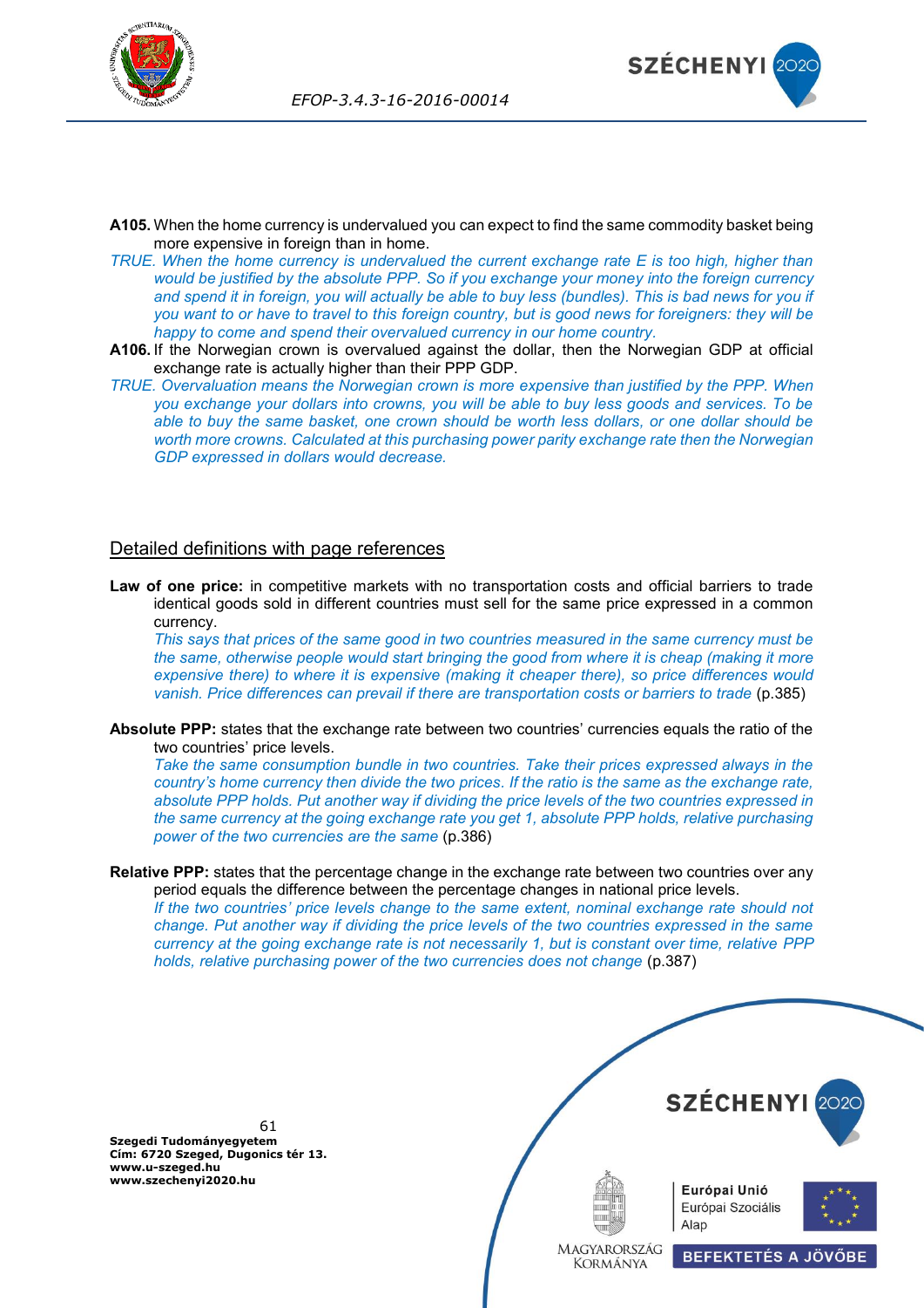**A105.** When the home currency is undervalued you can expect to find the same commodity basket being more expensive in foreign than in home.

*TRUE. When the home currency is undervalued the current exchange rate E is too high, higher than would be justified by the absolute PPP. So if you exchange your money into the foreign currency and spend it in foreign, you will actually be able to buy less (bundles). This is bad news for you if you want to or have to travel to this foreign country, but is good news for foreigners: they will be happy to come and spend their overvalued currency in our home country.*

**A106.** If the Norwegian crown is overvalued against the dollar, then the Norwegian GDP at official exchange rate is actually higher than their PPP GDP.

*TRUE. Overvaluation means the Norwegian crown is more expensive than justified by the PPP. When you exchange your dollars into crowns, you will be able to buy less goods and services. To be able to buy the same basket, one crown should be worth less dollars, or one dollar should be worth more crowns. Calculated at this purchasing power parity exchange rate then the Norwegian GDP expressed in dollars would decrease.*

## Detailed definitions with page references

**Law of one price:** in competitive markets with no transportation costs and official barriers to trade identical goods sold in different countries must sell for the same price expressed in a common currency.

*This says that prices of the same good in two countries measured in the same currency must be the same, otherwise people would start bringing the good from where it is cheap (making it more expensive there) to where it is expensive (making it cheaper there), so price differences would vanish. Price differences can prevail if there are transportation costs or barriers to trade* (p.385)

**Absolute PPP:** states that the exchange rate between two countries' currencies equals the ratio of the two countries' price levels.

*Take the same consumption bundle in two countries. Take their prices expressed always in the country's home currency then divide the two prices. If the ratio is the same as the exchange rate, absolute PPP holds. Put another way if dividing the price levels of the two countries expressed in the same currency at the going exchange rate you get 1, absolute PPP holds, relative purchasing power of the two currencies are the same* (p.386)

**Relative PPP:** states that the percentage change in the exchange rate between two countries over any period equals the difference between the percentage changes in national price levels.

*If the two countries' price levels change to the same extent, nominal exchange rate should not change. Put another way if dividing the price levels of the two countries expressed in the same currency at the going exchange rate is not necessarily 1, but is constant over time, relative PPP holds, relative purchasing power of the two currencies does not change* (p.387)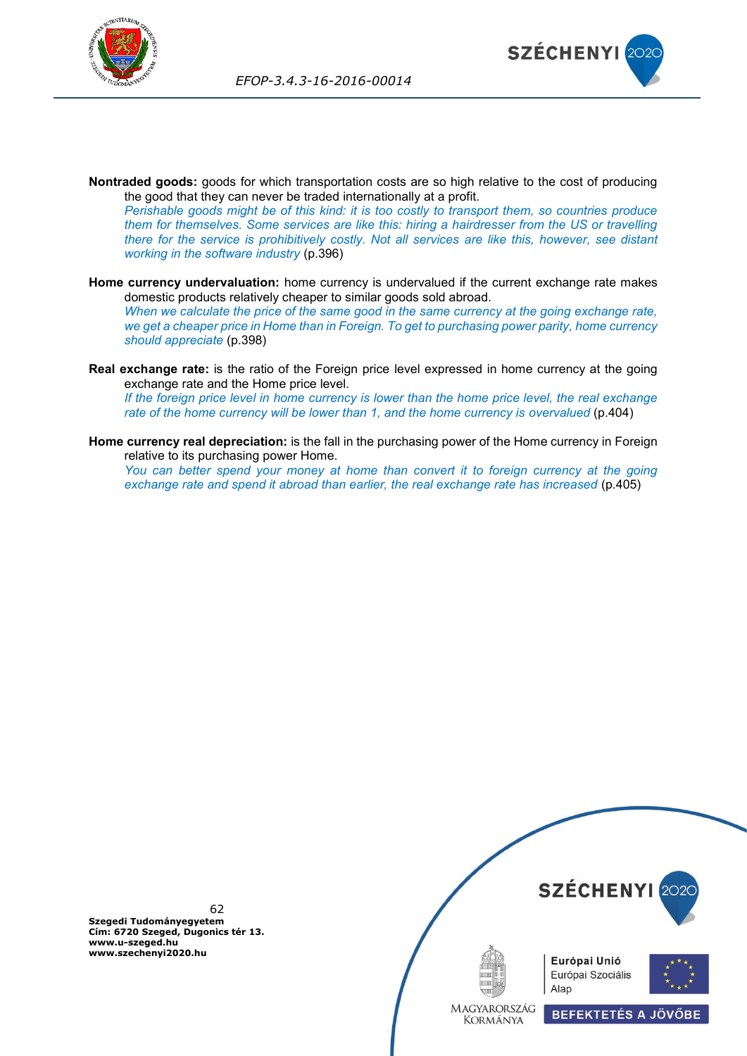**Nontraded goods:** goods for which transportation costs are so high relative to the cost of producing the good that they can never be traded internationally at a profit.
*Perishable goods might be of this kind: it is too costly to transport them, so countries produce them for themselves. Some services are like this: hiring a hairdresser from the US or travelling there for the service is prohibitively costly. Not all services are like this, however, see distant working in the software industry* (p.396)

**Home currency undervaluation:** home currency is undervalued if the current exchange rate makes domestic products relatively cheaper to similar goods sold abroad.
*When we calculate the price of the same good in the same currency at the going exchange rate, we get a cheaper price in Home than in Foreign. To get to purchasing power parity, home currency should appreciate* (p.398)

**Real exchange rate:** is the ratio of the Foreign price level expressed in home currency at the going exchange rate and the Home price level.
*If the foreign price level in home currency is lower than the home price level, the real exchange rate of the home currency will be lower than 1, and the home currency is overvalued* (p.404)

**Home currency real depreciation:** is the fall in the purchasing power of the Home currency in Foreign relative to its purchasing power Home.
*You can better spend your money at home than convert it to foreign currency at the going exchange rate and spend it abroad than earlier, the real exchange rate has increased* (p.405)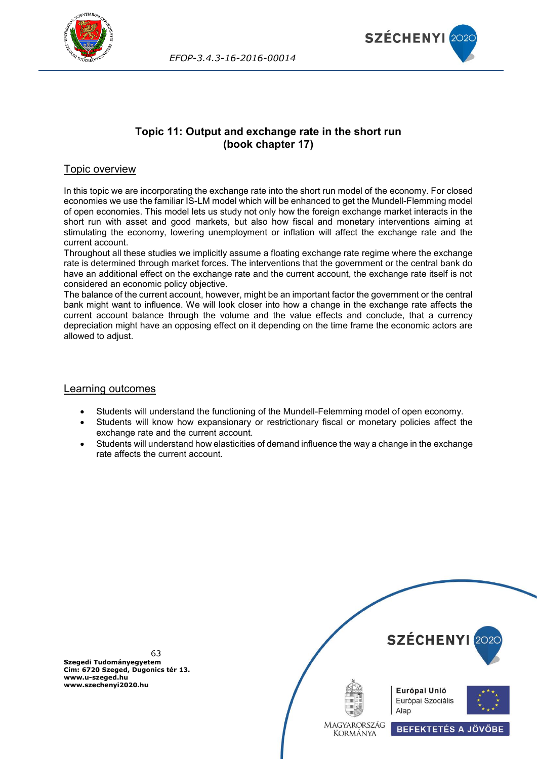# Topic 11: Output and exchange rate in the short run (book chapter 17)

## Topic overview

In this topic we are incorporating the exchange rate into the short run model of the economy. For closed economies we use the familiar IS-LM model which will be enhanced to get the Mundell-Flemming model of open economies. This model lets us study not only how the foreign exchange market interacts in the short run with asset and good markets, but also how fiscal and monetary interventions aiming at stimulating the economy, lowering unemployment or inflation will affect the exchange rate and the current account.

Throughout all these studies we implicitly assume a floating exchange rate regime where the exchange rate is determined through market forces. The interventions that the government or the central bank do have an additional effect on the exchange rate and the current account, the exchange rate itself is not considered an economic policy objective.

The balance of the current account, however, might be an important factor the government or the central bank might want to influence. We will look closer into how a change in the exchange rate affects the current account balance through the volume and the value effects and conclude, that a currency depreciation might have an opposing effect on it depending on the time frame the economic actors are allowed to adjust.

## Learning outcomes

- Students will understand the functioning of the Mundell-Felemming model of open economy.
- Students will know how expansionary or restrictionary fiscal or monetary policies affect the exchange rate and the current account.
- Students will understand how elasticities of demand influence the way a change in the exchange rate affects the current account.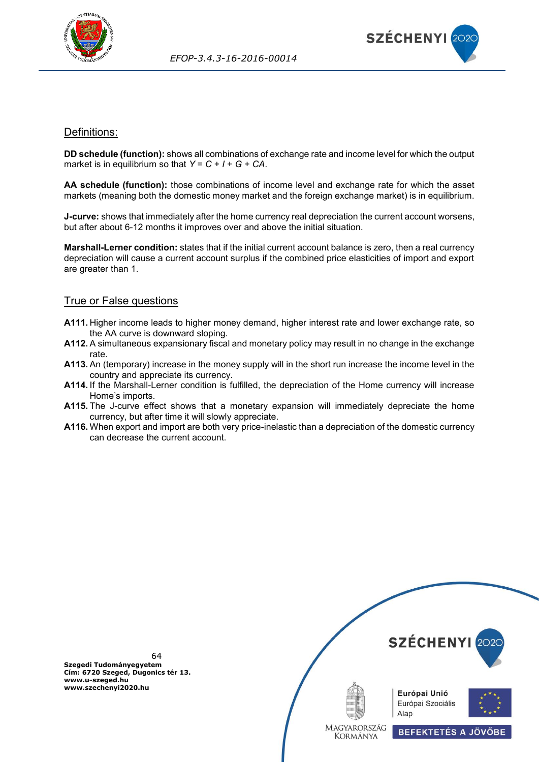## Definitions:

**DD schedule (function):** shows all combinations of exchange rate and income level for which the output market is in equilibrium so that $Y = C + I + G + CA$.

**AA schedule (function):** those combinations of income level and exchange rate for which the asset markets (meaning both the domestic money market and the foreign exchange market) is in equilibrium.

**J-curve:** shows that immediately after the home currency real depreciation the current account worsens, but after about 6-12 months it improves over and above the initial situation.

**Marshall-Lerner condition:** states that if the initial current account balance is zero, then a real currency depreciation will cause a current account surplus if the combined price elasticities of import and export are greater than 1.

## True or False questions

**A111.** Higher income leads to higher money demand, higher interest rate and lower exchange rate, so the AA curve is downward sloping.

**A112.** A simultaneous expansionary fiscal and monetary policy may result in no change in the exchange rate.

**A113.** An (temporary) increase in the money supply will in the short run increase the income level in the country and appreciate its currency.

**A114.** If the Marshall-Lerner condition is fulfilled, the depreciation of the Home currency will increase Home's imports.

**A115.** The J-curve effect shows that a monetary expansion will immediately depreciate the home currency, but after time it will slowly appreciate.

**A116.** When export and import are both very price-inelastic than a depreciation of the domestic currency can decrease the current account.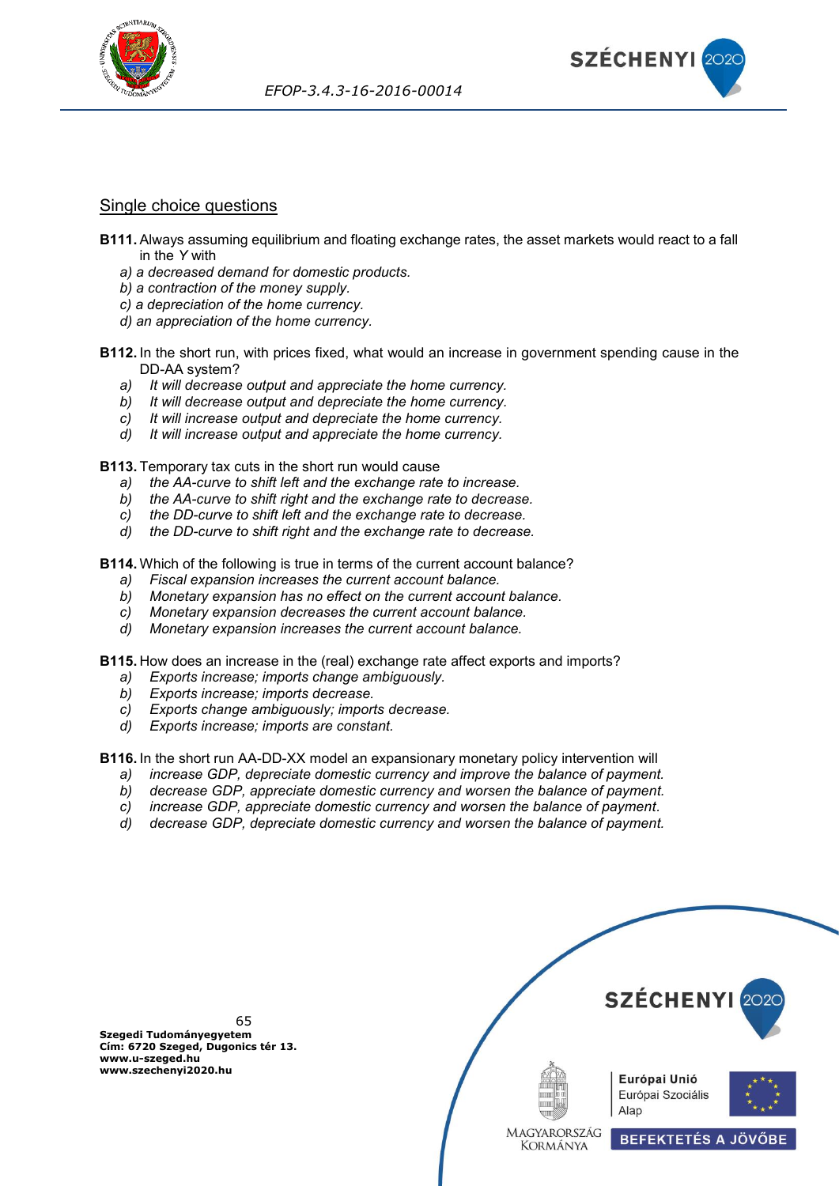## Single choice questions

**B111.** Always assuming equilibrium and floating exchange rates, the asset markets would react to a fall in the *Y* with

*a) a decreased demand for domestic products.*
*b) a contraction of the money supply.*
*c) a depreciation of the home currency.*
*d) an appreciation of the home currency.*

**B112.** In the short run, with prices fixed, what would an increase in government spending cause in the DD-AA system?

*a) It will decrease output and appreciate the home currency.*
*b) It will decrease output and depreciate the home currency.*
*c) It will increase output and depreciate the home currency.*
*d) It will increase output and appreciate the home currency.*

**B113.** Temporary tax cuts in the short run would cause

*a) the AA-curve to shift left and the exchange rate to increase.*
*b) the AA-curve to shift right and the exchange rate to decrease.*
*c) the DD-curve to shift left and the exchange rate to decrease.*
*d) the DD-curve to shift right and the exchange rate to decrease.*

**B114.** Which of the following is true in terms of the current account balance?

*a) Fiscal expansion increases the current account balance.*
*b) Monetary expansion has no effect on the current account balance.*
*c) Monetary expansion decreases the current account balance.*
*d) Monetary expansion increases the current account balance.*

**B115.** How does an increase in the (real) exchange rate affect exports and imports?

*a) Exports increase; imports change ambiguously.*
*b) Exports increase; imports decrease.*
*c) Exports change ambiguously; imports decrease.*
*d) Exports increase; imports are constant.*

**B116.** In the short run AA-DD-XX model an expansionary monetary policy intervention will

*a) increase GDP, depreciate domestic currency and improve the balance of payment.*
*b) decrease GDP, appreciate domestic currency and worsen the balance of payment.*
*c) increase GDP, appreciate domestic currency and worsen the balance of payment.*
*d) decrease GDP, depreciate domestic currency and worsen the balance of payment.*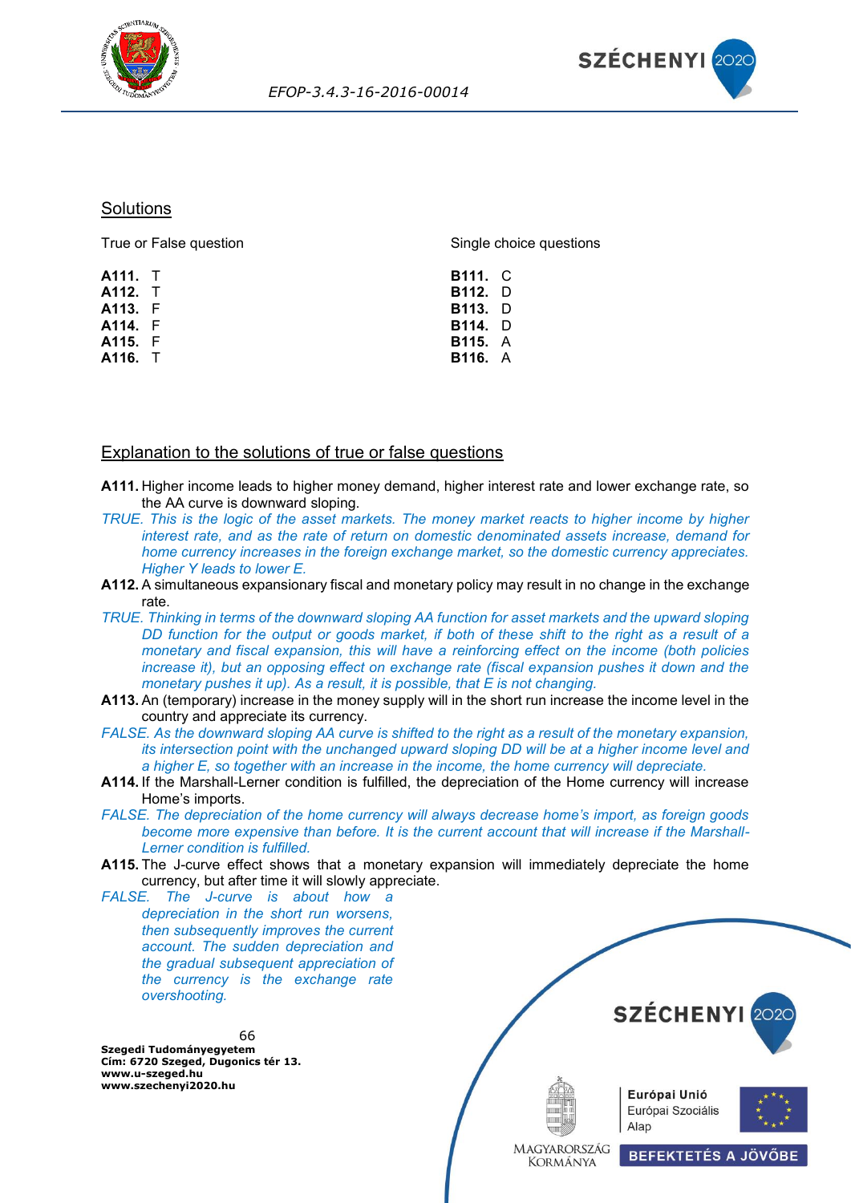## Solutions

True or False question

**A111.** T
**A112.** T
**A113.** F
**A114.** F
**A115.** F
**A116.** T

Single choice questions

**B111.** C
**B112.** D
**B113.** D
**B114.** D
**B115.** A
**B116.** A

## Explanation to the solutions of true or false questions

**A111.** Higher income leads to higher money demand, higher interest rate and lower exchange rate, so the AA curve is downward sloping.

*TRUE. This is the logic of the asset markets. The money market reacts to higher income by higher interest rate, and as the rate of return on domestic denominated assets increase, demand for home currency increases in the foreign exchange market, so the domestic currency appreciates. Higher Y leads to lower E.*

**A112.** A simultaneous expansionary fiscal and monetary policy may result in no change in the exchange rate.

*TRUE. Thinking in terms of the downward sloping AA function for asset markets and the upward sloping DD function for the output or goods market, if both of these shift to the right as a result of a monetary and fiscal expansion, this will have a reinforcing effect on the income (both policies increase it), but an opposing effect on exchange rate (fiscal expansion pushes it down and the monetary pushes it up). As a result, it is possible, that E is not changing.*

**A113.** An (temporary) increase in the money supply will in the short run increase the income level in the country and appreciate its currency.

*FALSE. As the downward sloping AA curve is shifted to the right as a result of the monetary expansion, its intersection point with the unchanged upward sloping DD will be at a higher income level and a higher E, so together with an increase in the income, the home currency will depreciate.*

**A114.** If the Marshall-Lerner condition is fulfilled, the depreciation of the Home currency will increase Home's imports.

*FALSE. The depreciation of the home currency will always decrease home's import, as foreign goods become more expensive than before. It is the current account that will increase if the Marshall-Lerner condition is fulfilled.*

**A115.** The J-curve effect shows that a monetary expansion will immediately depreciate the home currency, but after time it will slowly appreciate.

*FALSE. The J-curve is about how a depreciation in the short run worsens, then subsequently improves the current account. The sudden depreciation and the gradual subsequent appreciation of the currency is the exchange rate overshooting.*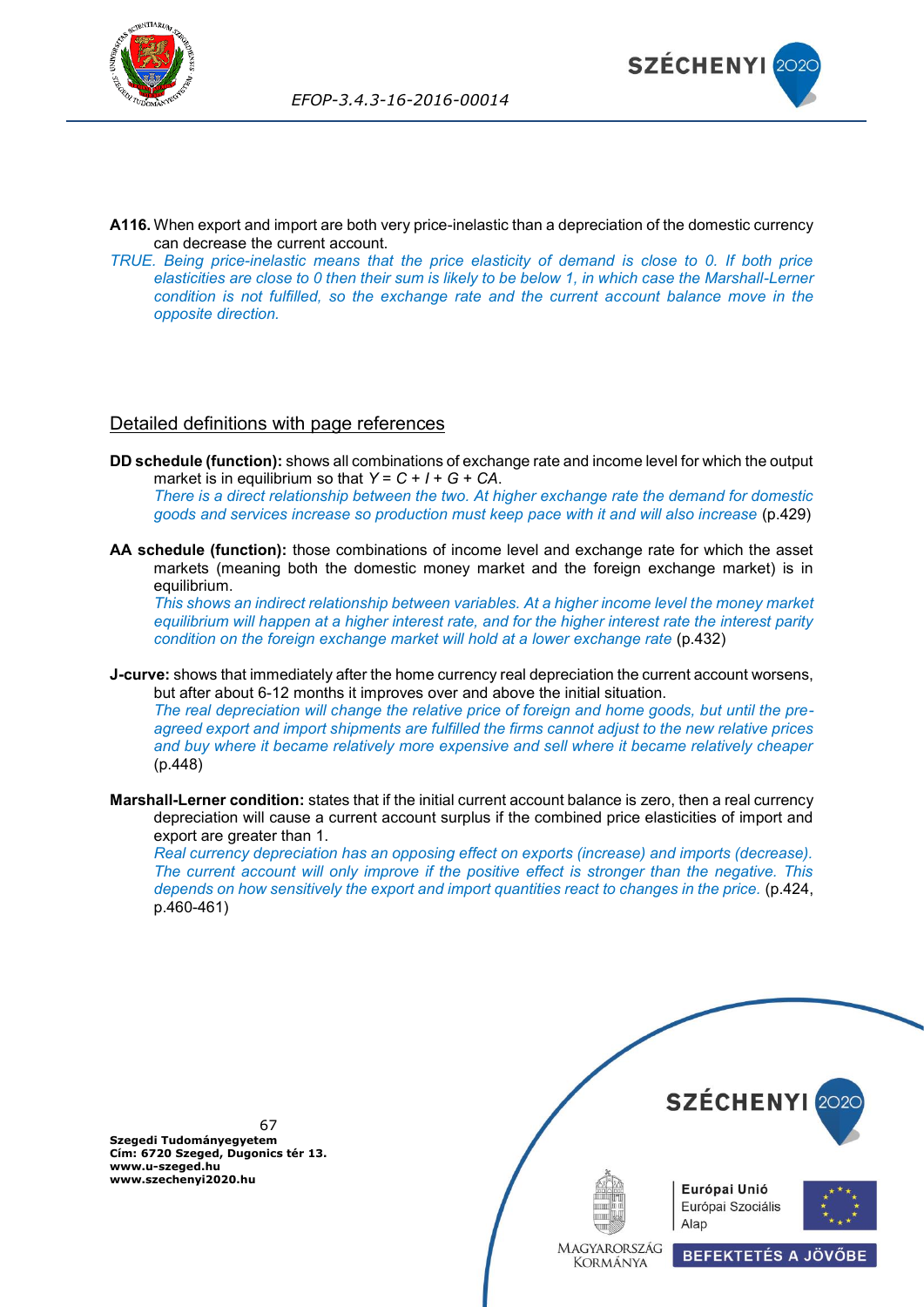**A116.** When export and import are both very price-inelastic than a depreciation of the domestic currency can decrease the current account.

*TRUE. Being price-inelastic means that the price elasticity of demand is close to 0. If both price elasticities are close to 0 then their sum is likely to be below 1, in which case the Marshall-Lerner condition is not fulfilled, so the exchange rate and the current account balance move in the opposite direction.*

## Detailed definitions with page references

**DD schedule (function):** shows all combinations of exchange rate and income level for which the output market is in equilibrium so that $Y = C + I + G + CA$.
*There is a direct relationship between the two. At higher exchange rate the demand for domestic goods and services increase so production must keep pace with it and will also increase* (p.429)

**AA schedule (function):** those combinations of income level and exchange rate for which the asset markets (meaning both the domestic money market and the foreign exchange market) is in equilibrium.
*This shows an indirect relationship between variables. At a higher income level the money market equilibrium will happen at a higher interest rate, and for the higher interest rate the interest parity condition on the foreign exchange market will hold at a lower exchange rate* (p.432)

**J-curve:** shows that immediately after the home currency real depreciation the current account worsens, but after about 6-12 months it improves over and above the initial situation.
*The real depreciation will change the relative price of foreign and home goods, but until the pre-agreed export and import shipments are fulfilled the firms cannot adjust to the new relative prices and buy where it became relatively more expensive and sell where it became relatively cheaper* (p.448)

**Marshall-Lerner condition:** states that if the initial current account balance is zero, then a real currency depreciation will cause a current account surplus if the combined price elasticities of import and export are greater than 1.
*Real currency depreciation has an opposing effect on exports (increase) and imports (decrease). The current account will only improve if the positive effect is stronger than the negative. This depends on how sensitively the export and import quantities react to changes in the price.* (p.424, p.460-461)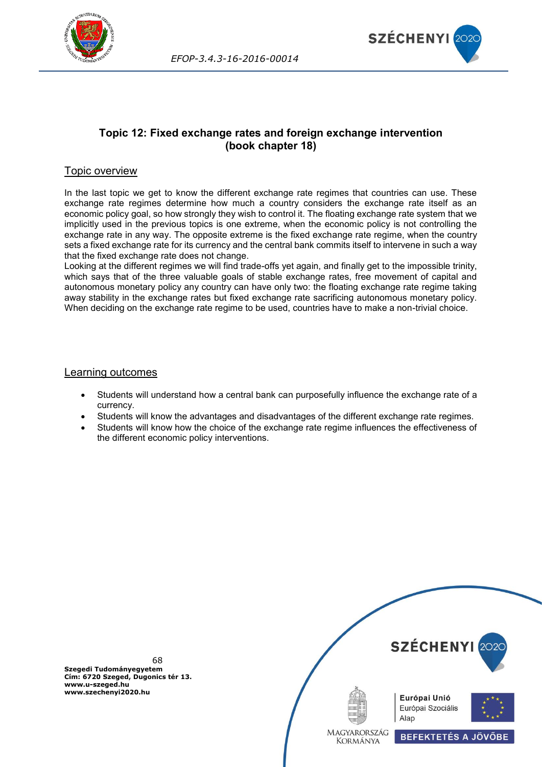## Topic 12: Fixed exchange rates and foreign exchange intervention (book chapter 18)

### Topic overview

In the last topic we get to know the different exchange rate regimes that countries can use. These exchange rate regimes determine how much a country considers the exchange rate itself as an economic policy goal, so how strongly they wish to control it. The floating exchange rate system that we implicitly used in the previous topics is one extreme, when the economic policy is not controlling the exchange rate in any way. The opposite extreme is the fixed exchange rate regime, when the country sets a fixed exchange rate for its currency and the central bank commits itself to intervene in such a way that the fixed exchange rate does not change.

Looking at the different regimes we will find trade-offs yet again, and finally get to the impossible trinity, which says that of the three valuable goals of stable exchange rates, free movement of capital and autonomous monetary policy any country can have only two: the floating exchange rate regime taking away stability in the exchange rates but fixed exchange rate sacrificing autonomous monetary policy. When deciding on the exchange rate regime to be used, countries have to make a non-trivial choice.

### Learning outcomes

- Students will understand how a central bank can purposefully influence the exchange rate of a currency.
- Students will know the advantages and disadvantages of the different exchange rate regimes.
- Students will know how the choice of the exchange rate regime influences the effectiveness of the different economic policy interventions.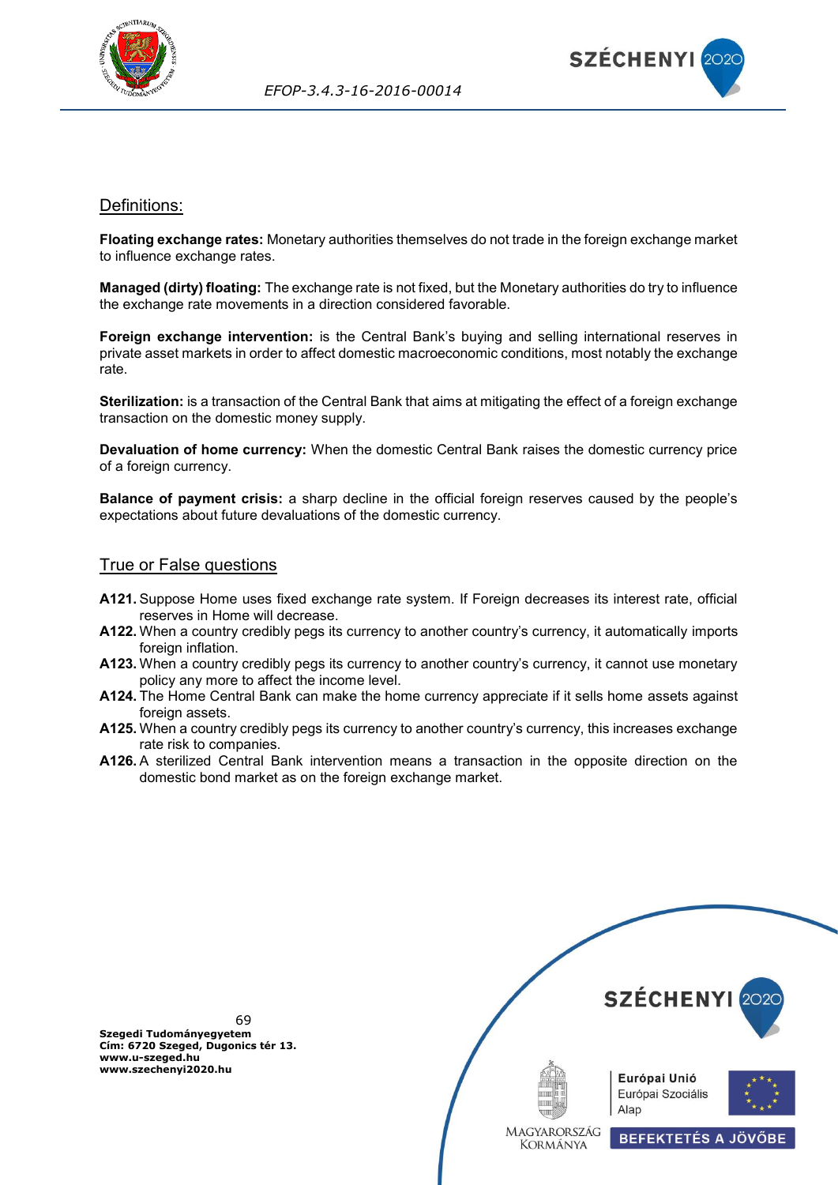## Definitions:

**Floating exchange rates:** Monetary authorities themselves do not trade in the foreign exchange market to influence exchange rates.

**Managed (dirty) floating:** The exchange rate is not fixed, but the Monetary authorities do try to influence the exchange rate movements in a direction considered favorable.

**Foreign exchange intervention:** is the Central Bank's buying and selling international reserves in private asset markets in order to affect domestic macroeconomic conditions, most notably the exchange rate.

**Sterilization:** is a transaction of the Central Bank that aims at mitigating the effect of a foreign exchange transaction on the domestic money supply.

**Devaluation of home currency:** When the domestic Central Bank raises the domestic currency price of a foreign currency.

**Balance of payment crisis:** a sharp decline in the official foreign reserves caused by the people's expectations about future devaluations of the domestic currency.

## True or False questions

**A121.** Suppose Home uses fixed exchange rate system. If Foreign decreases its interest rate, official reserves in Home will decrease.

**A122.** When a country credibly pegs its currency to another country's currency, it automatically imports foreign inflation.

**A123.** When a country credibly pegs its currency to another country's currency, it cannot use monetary policy any more to affect the income level.

**A124.** The Home Central Bank can make the home currency appreciate if it sells home assets against foreign assets.

**A125.** When a country credibly pegs its currency to another country's currency, this increases exchange rate risk to companies.

**A126.** A sterilized Central Bank intervention means a transaction in the opposite direction on the domestic bond market as on the foreign exchange market.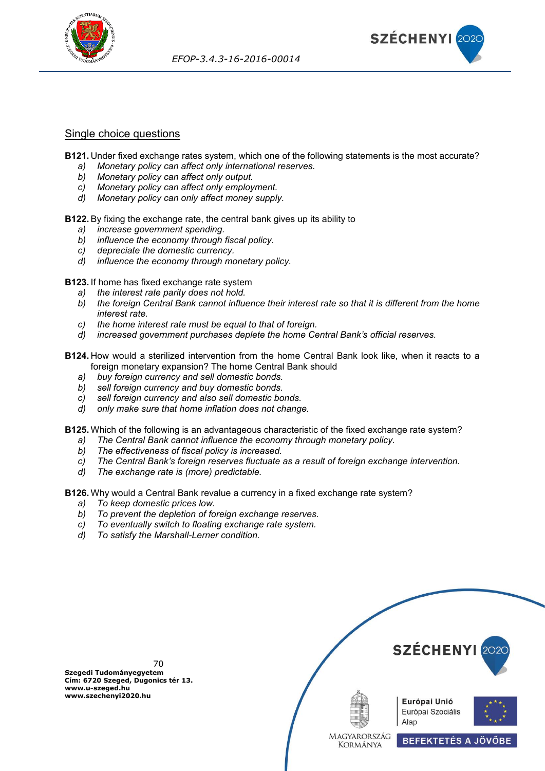## Single choice questions

**B121.** Under fixed exchange rates system, which one of the following statements is the most accurate?

a) *Monetary policy can affect only international reserves.*
b) *Monetary policy can affect only output.*
c) *Monetary policy can affect only employment.*
d) *Monetary policy can only affect money supply.*

**B122.** By fixing the exchange rate, the central bank gives up its ability to

a) *increase government spending.*
b) *influence the economy through fiscal policy.*
c) *depreciate the domestic currency.*
d) *influence the economy through monetary policy.*

**B123.** If home has fixed exchange rate system

a) *the interest rate parity does not hold.*
b) *the foreign Central Bank cannot influence their interest rate so that it is different from the home interest rate.*
c) *the home interest rate must be equal to that of foreign.*
d) *increased government purchases deplete the home Central Bank's official reserves.*

**B124.** How would a sterilized intervention from the home Central Bank look like, when it reacts to a foreign monetary expansion? The home Central Bank should

a) *buy foreign currency and sell domestic bonds.*
b) *sell foreign currency and buy domestic bonds.*
c) *sell foreign currency and also sell domestic bonds.*
d) *only make sure that home inflation does not change.*

**B125.** Which of the following is an advantageous characteristic of the fixed exchange rate system?

a) *The Central Bank cannot influence the economy through monetary policy.*
b) *The effectiveness of fiscal policy is increased.*
c) *The Central Bank's foreign reserves fluctuate as a result of foreign exchange intervention.*
d) *The exchange rate is (more) predictable.*

**B126.** Why would a Central Bank revalue a currency in a fixed exchange rate system?

a) *To keep domestic prices low.*
b) *To prevent the depletion of foreign exchange reserves.*
c) *To eventually switch to floating exchange rate system.*
d) *To satisfy the Marshall-Lerner condition.*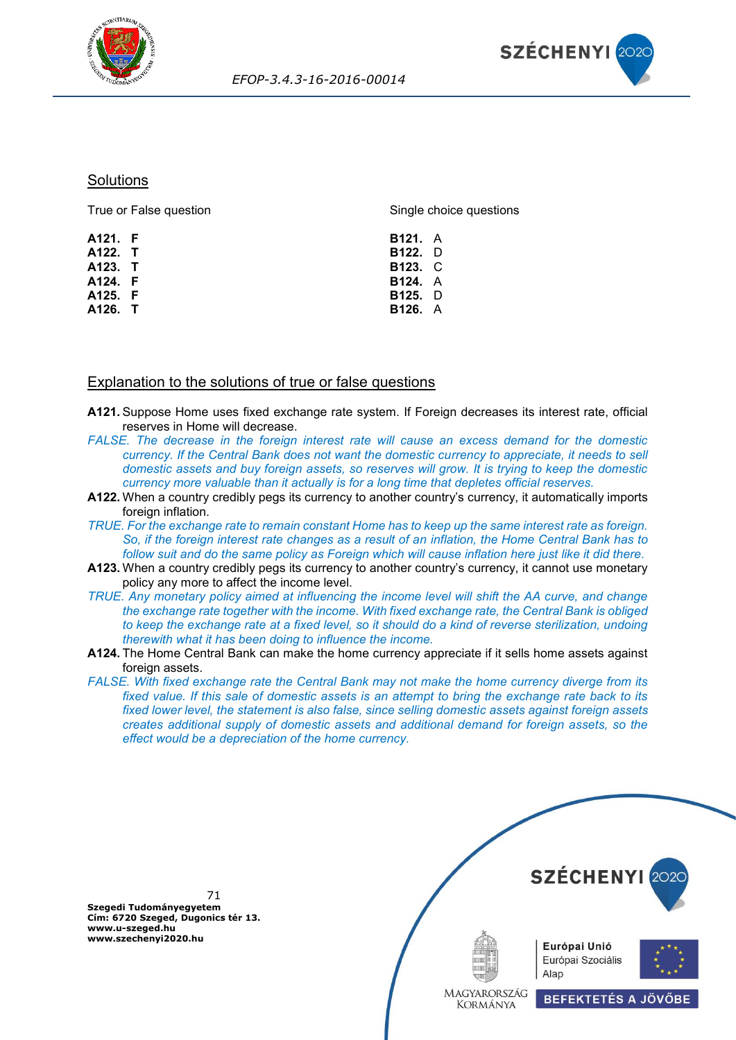## Solutions

True or False question

**A121.** **F**
**A122.** **T**
**A123.** **T**
**A124.** **F**
**A125.** **F**
**A126.** **T**

Single choice questions

**B121.** A
**B122.** D
**B123.** C
**B124.** A
**B125.** D
**B126.** A

## Explanation to the solutions of true or false questions

**A121.** Suppose Home uses fixed exchange rate system. If Foreign decreases its interest rate, official reserves in Home will decrease.

*FALSE. The decrease in the foreign interest rate will cause an excess demand for the domestic currency. If the Central Bank does not want the domestic currency to appreciate, it needs to sell domestic assets and buy foreign assets, so reserves will grow. It is trying to keep the domestic currency more valuable than it actually is for a long time that depletes official reserves.*

**A122.** When a country credibly pegs its currency to another country's currency, it automatically imports foreign inflation.

*TRUE. For the exchange rate to remain constant Home has to keep up the same interest rate as foreign. So, if the foreign interest rate changes as a result of an inflation, the Home Central Bank has to follow suit and do the same policy as Foreign which will cause inflation here just like it did there.*

**A123.** When a country credibly pegs its currency to another country's currency, it cannot use monetary policy any more to affect the income level.

*TRUE. Any monetary policy aimed at influencing the income level will shift the AA curve, and change the exchange rate together with the income. With fixed exchange rate, the Central Bank is obliged to keep the exchange rate at a fixed level, so it should do a kind of reverse sterilization, undoing therewith what it has been doing to influence the income.*

**A124.** The Home Central Bank can make the home currency appreciate if it sells home assets against foreign assets.

*FALSE. With fixed exchange rate the Central Bank may not make the home currency diverge from its fixed value. If this sale of domestic assets is an attempt to bring the exchange rate back to its fixed lower level, the statement is also false, since selling domestic assets against foreign assets creates additional supply of domestic assets and additional demand for foreign assets, so the effect would be a depreciation of the home currency.*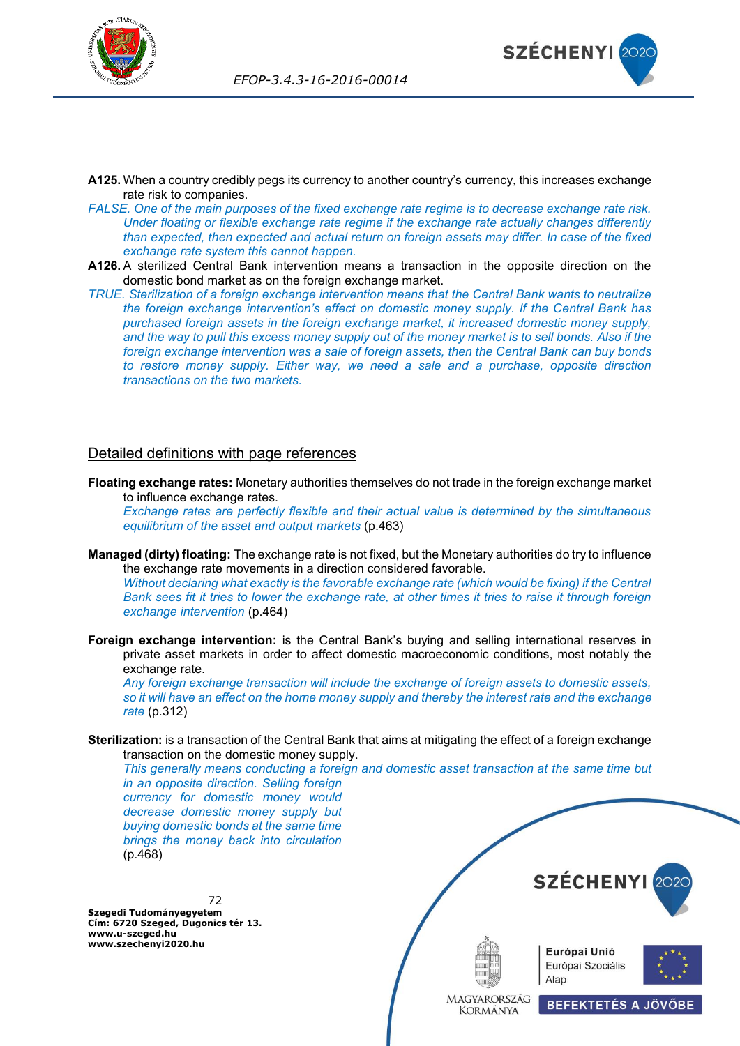**A125.** When a country credibly pegs its currency to another country's currency, this increases exchange rate risk to companies.

*FALSE. One of the main purposes of the fixed exchange rate regime is to decrease exchange rate risk. Under floating or flexible exchange rate regime if the exchange rate actually changes differently than expected, then expected and actual return on foreign assets may differ. In case of the fixed exchange rate system this cannot happen.*

**A126.** A sterilized Central Bank intervention means a transaction in the opposite direction on the domestic bond market as on the foreign exchange market.

*TRUE. Sterilization of a foreign exchange intervention means that the Central Bank wants to neutralize the foreign exchange intervention's effect on domestic money supply. If the Central Bank has purchased foreign assets in the foreign exchange market, it increased domestic money supply, and the way to pull this excess money supply out of the money market is to sell bonds. Also if the foreign exchange intervention was a sale of foreign assets, then the Central Bank can buy bonds to restore money supply. Either way, we need a sale and a purchase, opposite direction transactions on the two markets.*

## Detailed definitions with page references

**Floating exchange rates:** Monetary authorities themselves do not trade in the foreign exchange market to influence exchange rates.
*Exchange rates are perfectly flexible and their actual value is determined by the simultaneous equilibrium of the asset and output markets* (p.463)

**Managed (dirty) floating:** The exchange rate is not fixed, but the Monetary authorities do try to influence the exchange rate movements in a direction considered favorable.
*Without declaring what exactly is the favorable exchange rate (which would be fixing) if the Central Bank sees fit it tries to lower the exchange rate, at other times it tries to raise it through foreign exchange intervention* (p.464)

**Foreign exchange intervention:** is the Central Bank's buying and selling international reserves in private asset markets in order to affect domestic macroeconomic conditions, most notably the exchange rate.
*Any foreign exchange transaction will include the exchange of foreign assets to domestic assets, so it will have an effect on the home money supply and thereby the interest rate and the exchange rate* (p.312)

**Sterilization:** is a transaction of the Central Bank that aims at mitigating the effect of a foreign exchange transaction on the domestic money supply.
*This generally means conducting a foreign and domestic asset transaction at the same time but in an opposite direction. Selling foreign currency for domestic money would decrease domestic money supply but buying domestic bonds at the same time brings the money back into circulation* (p.468)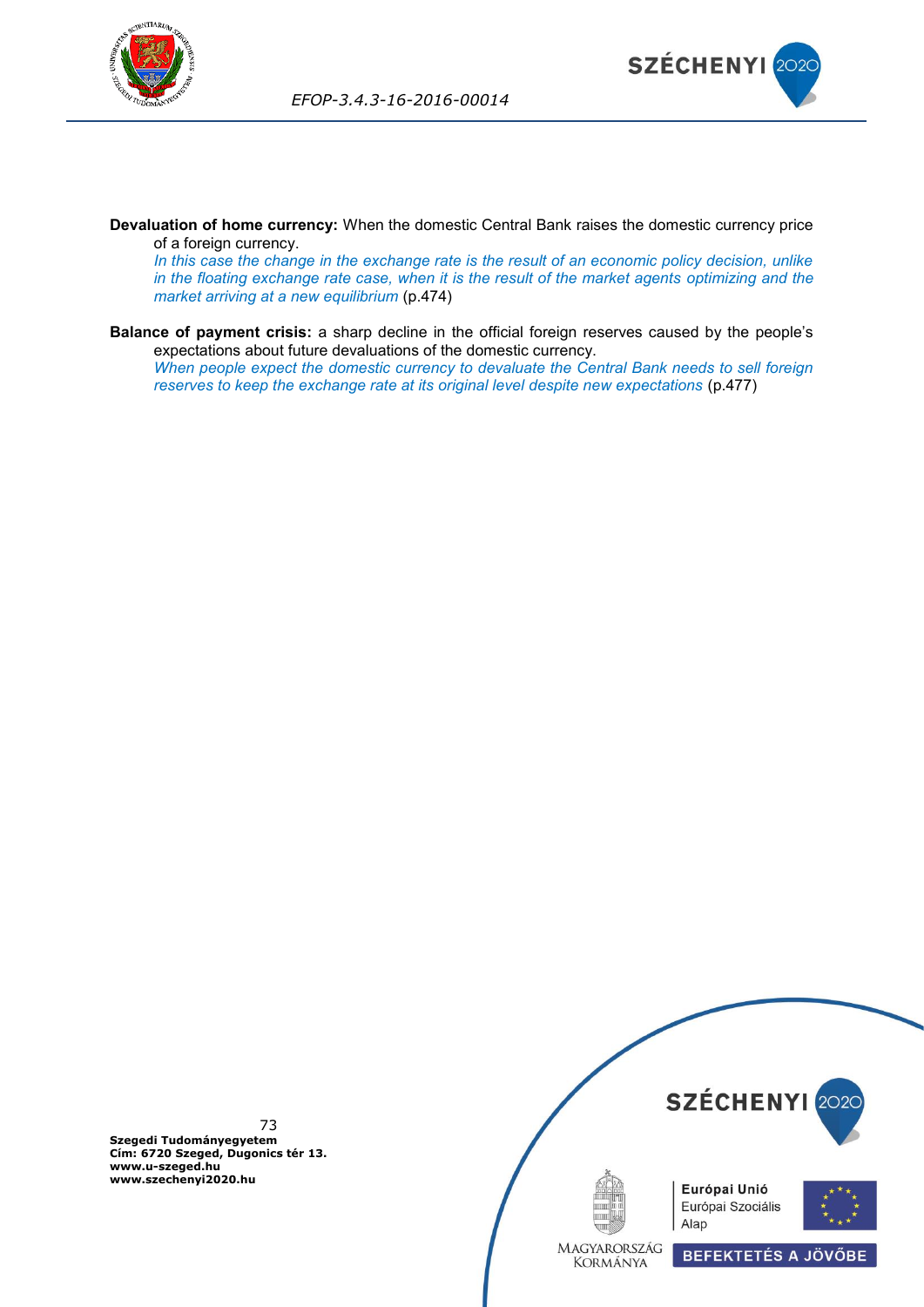**Devaluation of home currency:** When the domestic Central Bank raises the domestic currency price of a foreign currency.

*In this case the change in the exchange rate is the result of an economic policy decision, unlike in the floating exchange rate case, when it is the result of the market agents optimizing and the market arriving at a new equilibrium* (p.474)

**Balance of payment crisis:** a sharp decline in the official foreign reserves caused by the people's expectations about future devaluations of the domestic currency.

*When people expect the domestic currency to devaluate the Central Bank needs to sell foreign reserves to keep the exchange rate at its original level despite new expectations* (p.477)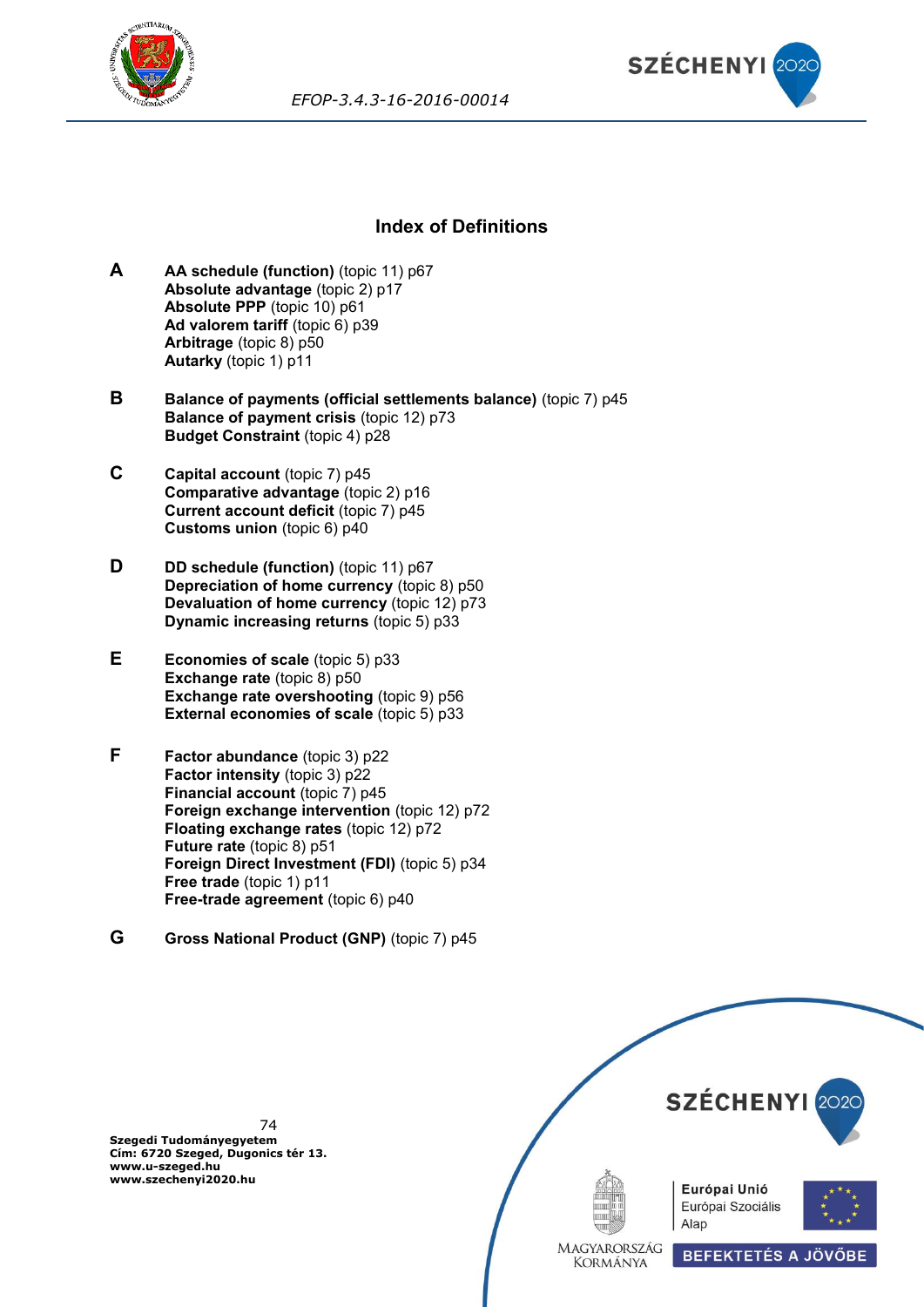## Index of Definitions

**A**

**AA schedule (function)** (topic 11) p67
**Absolute advantage** (topic 2) p17
**Absolute PPP** (topic 10) p61
**Ad valorem tariff** (topic 6) p39
**Arbitrage** (topic 8) p50
**Autarky** (topic 1) p11

**B**

**Balance of payments (official settlements balance)** (topic 7) p45
**Balance of payment crisis** (topic 12) p73
**Budget Constraint** (topic 4) p28

**C**

**Capital account** (topic 7) p45
**Comparative advantage** (topic 2) p16
**Current account deficit** (topic 7) p45
**Customs union** (topic 6) p40

**D**

**DD schedule (function)** (topic 11) p67
**Depreciation of home currency** (topic 8) p50
**Devaluation of home currency** (topic 12) p73
**Dynamic increasing returns** (topic 5) p33

**E**

**Economies of scale** (topic 5) p33
**Exchange rate** (topic 8) p50
**Exchange rate overshooting** (topic 9) p56
**External economies of scale** (topic 5) p33

**F**

**Factor abundance** (topic 3) p22
**Factor intensity** (topic 3) p22
**Financial account** (topic 7) p45
**Foreign exchange intervention** (topic 12) p72
**Floating exchange rates** (topic 12) p72
**Future rate** (topic 8) p51
**Foreign Direct Investment (FDI)** (topic 5) p34
**Free trade** (topic 1) p11
**Free-trade agreement** (topic 6) p40

**G**

**Gross National Product (GNP)** (topic 7) p45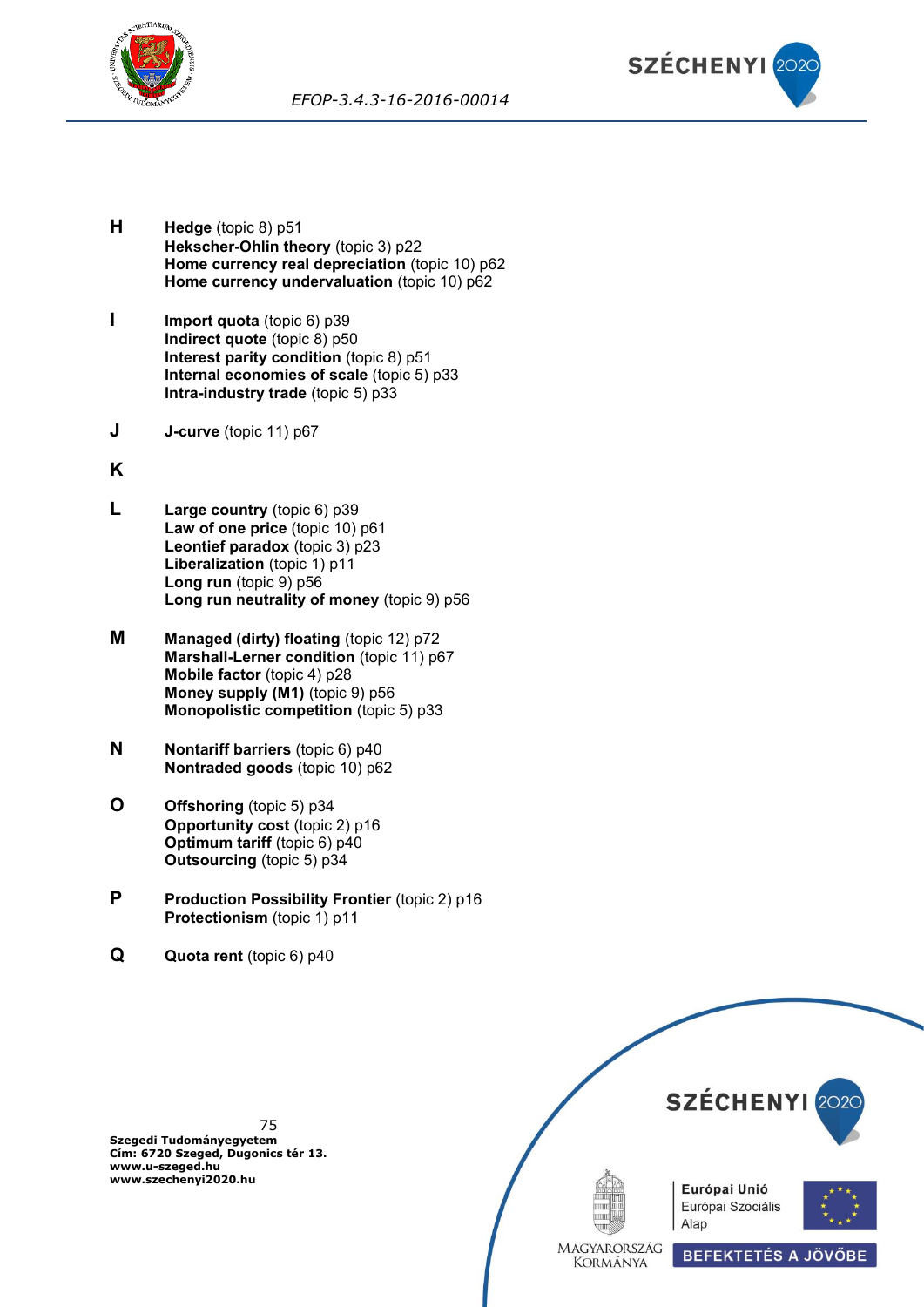**H**

**Hedge** (topic 8) p51
**Hekscher-Ohlin theory** (topic 3) p22
**Home currency real depreciation** (topic 10) p62
**Home currency undervaluation** (topic 10) p62

**I**

**Import quota** (topic 6) p39
**Indirect quote** (topic 8) p50
**Interest parity condition** (topic 8) p51
**Internal economies of scale** (topic 5) p33
**Intra-industry trade** (topic 5) p33

**J**

**J-curve** (topic 11) p67

**K**

**L**

**Large country** (topic 6) p39
**Law of one price** (topic 10) p61
**Leontief paradox** (topic 3) p23
**Liberalization** (topic 1) p11
**Long run** (topic 9) p56
**Long run neutrality of money** (topic 9) p56

**M**

**Managed (dirty) floating** (topic 12) p72
**Marshall-Lerner condition** (topic 11) p67
**Mobile factor** (topic 4) p28
**Money supply (M1)** (topic 9) p56
**Monopolistic competition** (topic 5) p33

**N**

**Nontariff barriers** (topic 6) p40
**Nontraded goods** (topic 10) p62

**O**

**Offshoring** (topic 5) p34
**Opportunity cost** (topic 2) p16
**Optimum tariff** (topic 6) p40
**Outsourcing** (topic 5) p34

**P**

**Production Possibility Frontier** (topic 2) p16
**Protectionism** (topic 1) p11

**Q**

**Quota rent** (topic 6) p40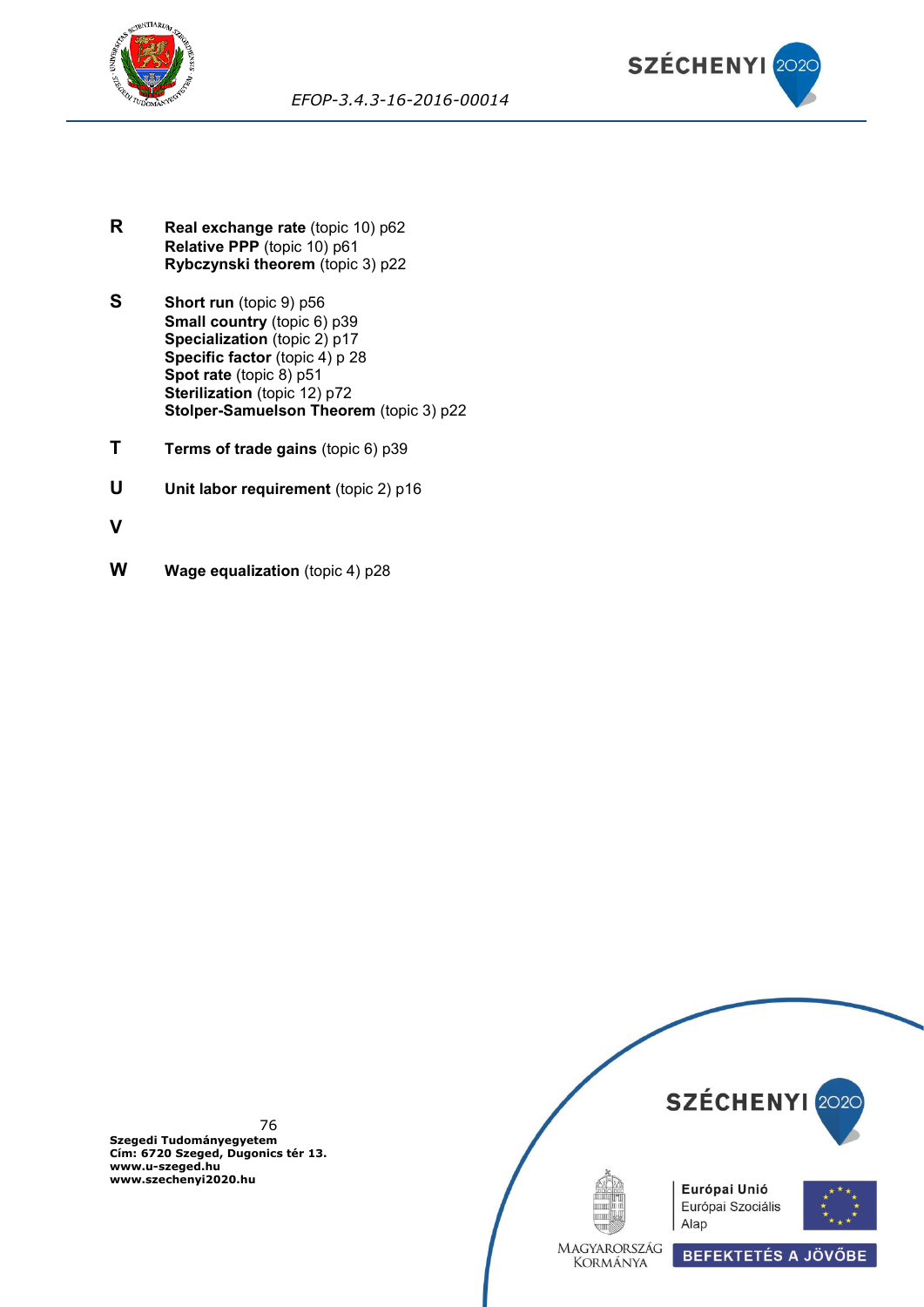**R** **Real exchange rate** (topic 10) p62
**Relative PPP** (topic 10) p61
**Rybczynski theorem** (topic 3) p22

**S** **Short run** (topic 9) p56
**Small country** (topic 6) p39
**Specialization** (topic 2) p17
**Specific factor** (topic 4) p 28
**Spot rate** (topic 8) p51
**Sterilization** (topic 12) p72
**Stolper-Samuelson Theorem** (topic 3) p22

**T** **Terms of trade gains** (topic 6) p39

**U** **Unit labor requirement** (topic 2) p16

**V**

**W** **Wage equalization** (topic 4) p28